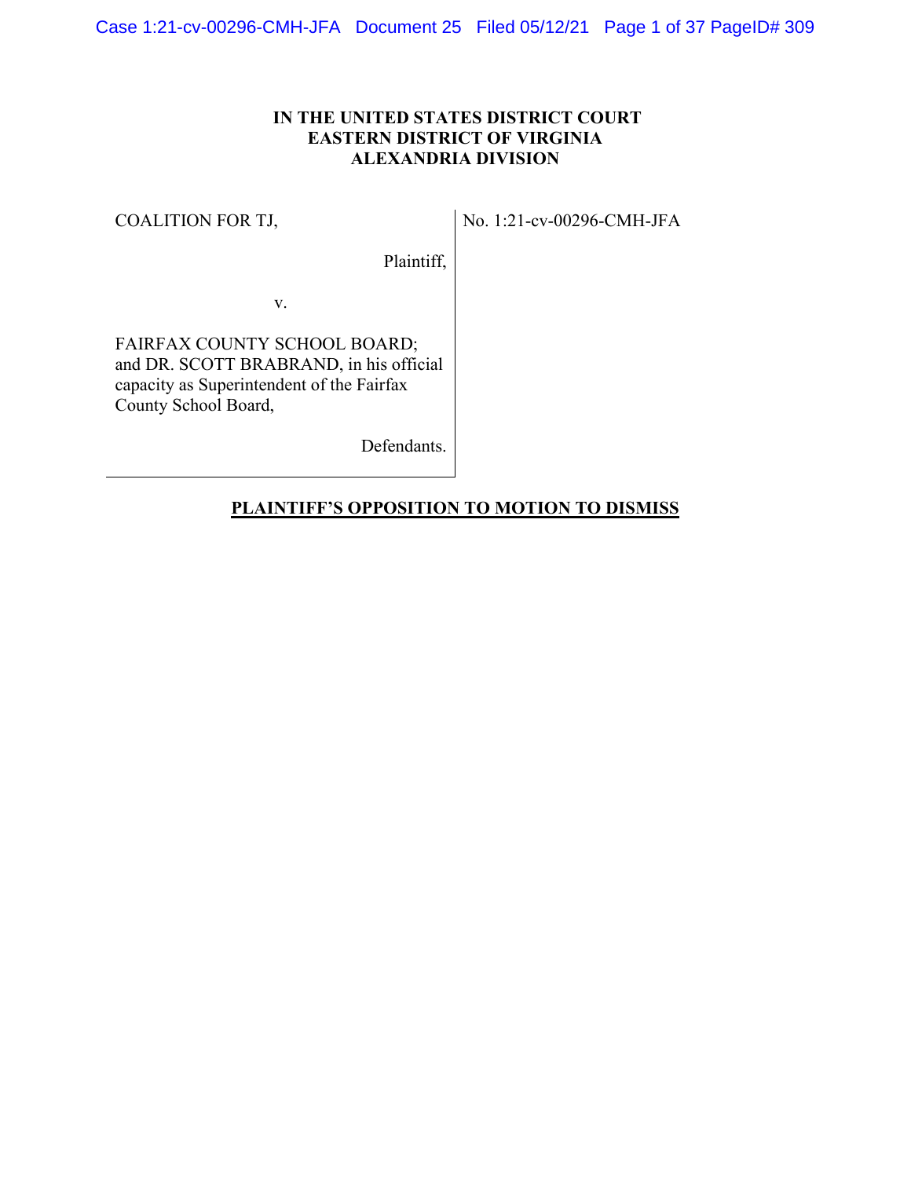**IN THE UNITED STATES DISTRICT COURT**
**EASTERN DISTRICT OF VIRGINIA**
**ALEXANDRIA DIVISION**

| | |
|---|---|
| COALITION FOR TJ,<br><br>Plaintiff,<br><br>v.<br><br>FAIRFAX COUNTY SCHOOL BOARD; and DR. SCOTT BRABRAND, in his official capacity as Superintendent of the Fairfax County School Board,<br><br>Defendants. | No. 1:21-cv-00296-CMH-JFA |

**PLAINTIFF'S OPPOSITION TO MOTION TO DISMISS**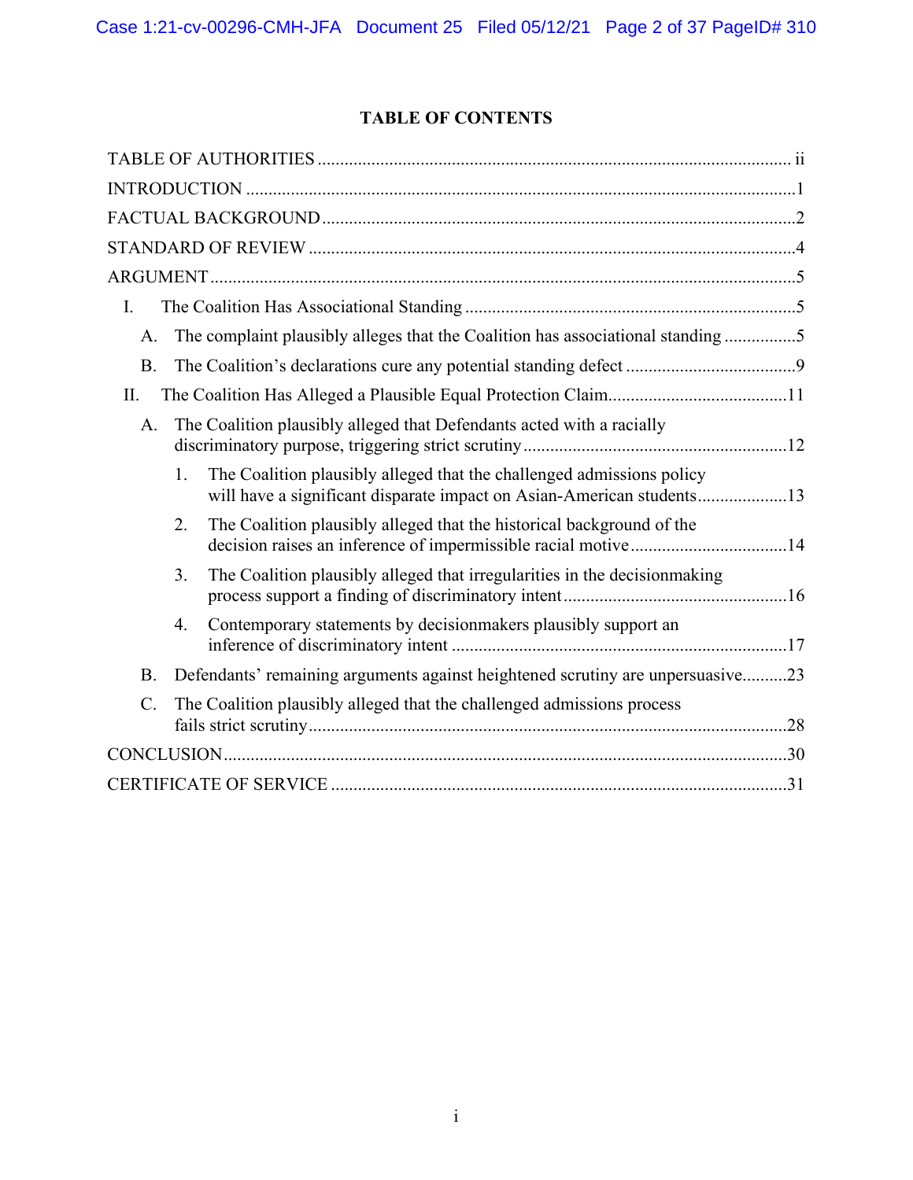# TABLE OF CONTENTS

TABLE OF AUTHORITIES ..... ii

INTRODUCTION ..... 1

FACTUAL BACKGROUND ..... 2

STANDARD OF REVIEW ..... 4

ARGUMENT ..... 5

- I. The Coalition Has Associational Standing ..... 5
  - A. The complaint plausibly alleges that the Coalition has associational standing ..... 5
  - B. The Coalition's declarations cure any potential standing defect ..... 9
- II. The Coalition Has Alleged a Plausible Equal Protection Claim ..... 11
  - A. The Coalition plausibly alleged that Defendants acted with a racially discriminatory purpose, triggering strict scrutiny ..... 12
    - 1. The Coalition plausibly alleged that the challenged admissions policy will have a significant disparate impact on Asian-American students ..... 13
    - 2. The Coalition plausibly alleged that the historical background of the decision raises an inference of impermissible racial motive ..... 14
    - 3. The Coalition plausibly alleged that irregularities in the decisionmaking process support a finding of discriminatory intent ..... 16
    - 4. Contemporary statements by decisionmakers plausibly support an inference of discriminatory intent ..... 17
  - B. Defendants' remaining arguments against heightened scrutiny are unpersuasive ..... 23
  - C. The Coalition plausibly alleged that the challenged admissions process fails strict scrutiny ..... 28

CONCLUSION ..... 30

CERTIFICATE OF SERVICE ..... 31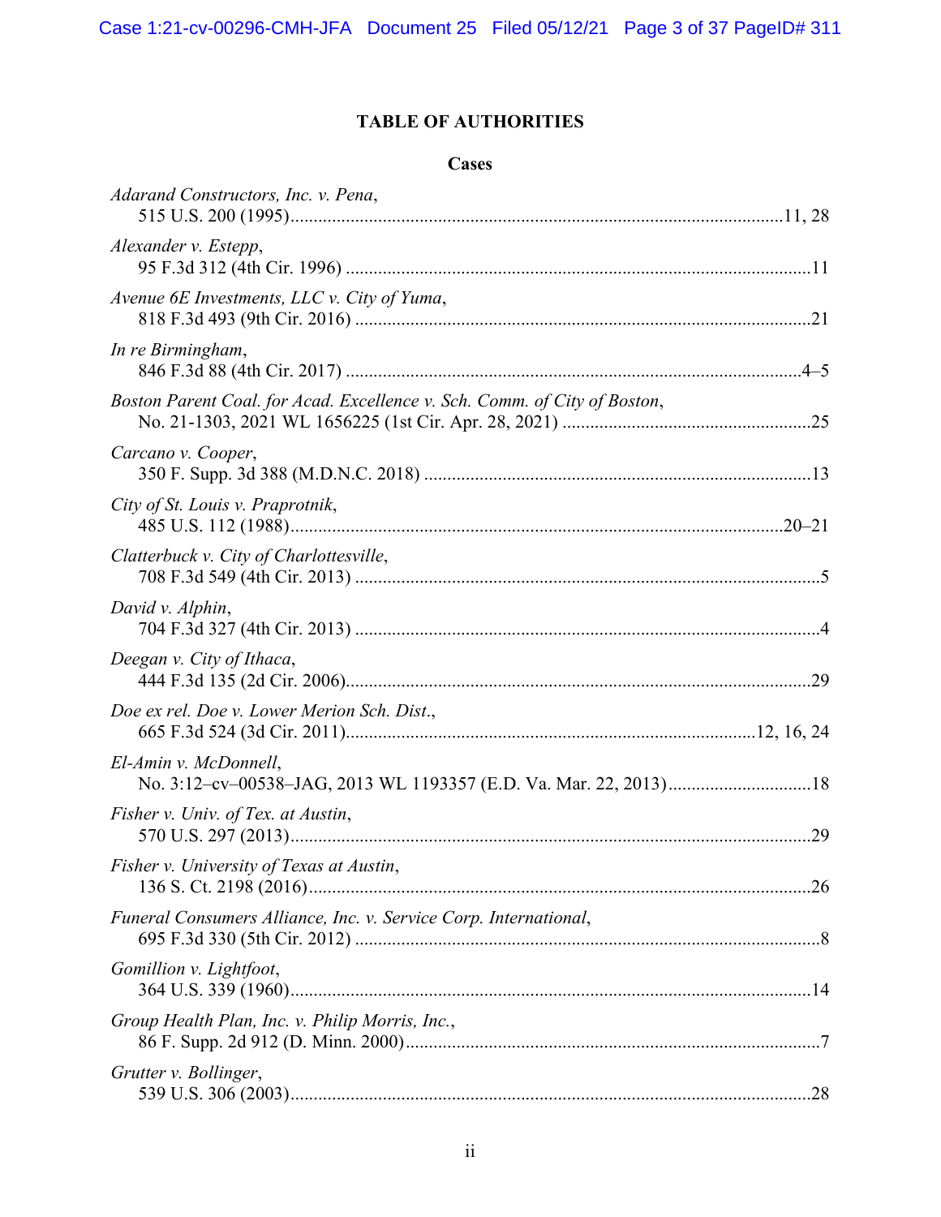# TABLE OF AUTHORITIES

## Cases

*Adarand Constructors, Inc. v. Pena*,
515 U.S. 200 (1995)....................................................................................................11, 28

*Alexander v. Estepp*,
95 F.3d 312 (4th Cir. 1996) ....................................................................................................11

*Avenue 6E Investments, LLC v. City of Yuma*,
818 F.3d 493 (9th Cir. 2016) ..................................................................................................21

*In re Birmingham*,
846 F.3d 88 (4th Cir. 2017) ..................................................................................................4–5

*Boston Parent Coal. for Acad. Excellence v. Sch. Comm. of City of Boston*,
No. 21-1303, 2021 WL 1656225 (1st Cir. Apr. 28, 2021) .....................................................25

*Carcano v. Cooper*,
350 F. Supp. 3d 388 (M.D.N.C. 2018) ...................................................................................13

*City of St. Louis v. Praprotnik*,
485 U.S. 112 (1988)..........................................................................................................20–21

*Clatterbuck v. City of Charlottesville*,
708 F.3d 549 (4th Cir. 2013) ....................................................................................................5

*David v. Alphin*,
704 F.3d 327 (4th Cir. 2013) ....................................................................................................4

*Deegan v. City of Ithaca*,
444 F.3d 135 (2d Cir. 2006)....................................................................................................29

*Doe ex rel. Doe v. Lower Merion Sch. Dist.*,
665 F.3d 524 (3d Cir. 2011)........................................................................................12, 16, 24

*El-Amin v. McDonnell*,
No. 3:12–cv–00538–JAG, 2013 WL 1193357 (E.D. Va. Mar. 22, 2013)..............................18

*Fisher v. Univ. of Tex. at Austin*,
570 U.S. 297 (2013).................................................................................................................29

*Fisher v. University of Texas at Austin*,
136 S. Ct. 2198 (2016)............................................................................................................26

*Funeral Consumers Alliance, Inc. v. Service Corp. International*,
695 F.3d 330 (5th Cir. 2012) ....................................................................................................8

*Gomillion v. Lightfoot*,
364 U.S. 339 (1960).................................................................................................................14

*Group Health Plan, Inc. v. Philip Morris, Inc.*,
86 F. Supp. 2d 912 (D. Minn. 2000).........................................................................................7

*Grutter v. Bollinger*,
539 U.S. 306 (2003).................................................................................................................28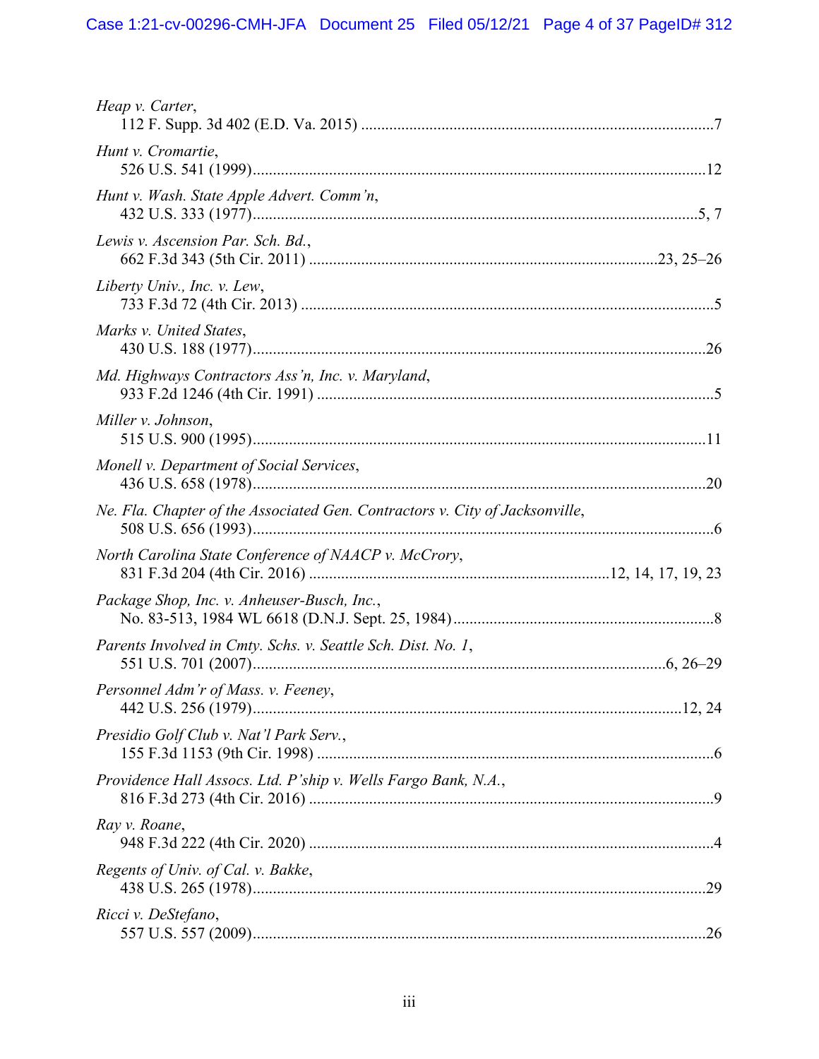*Heap v. Carter*,
112 F. Supp. 3d 402 (E.D. Va. 2015) ........................................................................................7

*Hunt v. Cromartie*,
526 U.S. 541 (1999)................................................................................................................12

*Hunt v. Wash. State Apple Advert. Comm'n*,
432 U.S. 333 (1977)..............................................................................................................5, 7

*Lewis v. Ascension Par. Sch. Bd.*,
662 F.3d 343 (5th Cir. 2011) .....................................................................................23, 25–26

*Liberty Univ., Inc. v. Lew*,
733 F.3d 72 (4th Cir. 2013) ......................................................................................................5

*Marks v. United States*,
430 U.S. 188 (1977)................................................................................................................26

*Md. Highways Contractors Ass'n, Inc. v. Maryland*,
933 F.2d 1246 (4th Cir. 1991) ..................................................................................................5

*Miller v. Johnson*,
515 U.S. 900 (1995)................................................................................................................11

*Monell v. Department of Social Services*,
436 U.S. 658 (1978)................................................................................................................20

*Ne. Fla. Chapter of the Associated Gen. Contractors v. City of Jacksonville*,
508 U.S. 656 (1993)..................................................................................................................6

*North Carolina State Conference of NAACP v. McCrory*,
831 F.3d 204 (4th Cir. 2016) .........................................................................12, 14, 17, 19, 23

*Package Shop, Inc. v. Anheuser-Busch, Inc.*,
No. 83-513, 1984 WL 6618 (D.N.J. Sept. 25, 1984).................................................................8

*Parents Involved in Cmty. Schs. v. Seattle Sch. Dist. No. 1*,
551 U.S. 701 (2007)....................................................................................................6, 26–29

*Personnel Adm'r of Mass. v. Feeney*,
442 U.S. 256 (1979)...........................................................................................................12, 24

*Presidio Golf Club v. Nat'l Park Serv.*,
155 F.3d 1153 (9th Cir. 1998) ..................................................................................................6

*Providence Hall Assocs. Ltd. P'ship v. Wells Fargo Bank, N.A.*,
816 F.3d 273 (4th Cir. 2016) ....................................................................................................9

*Ray v. Roane*,
948 F.3d 222 (4th Cir. 2020) ....................................................................................................4

*Regents of Univ. of Cal. v. Bakke*,
438 U.S. 265 (1978)................................................................................................................29

*Ricci v. DeStefano*,
557 U.S. 557 (2009)................................................................................................................26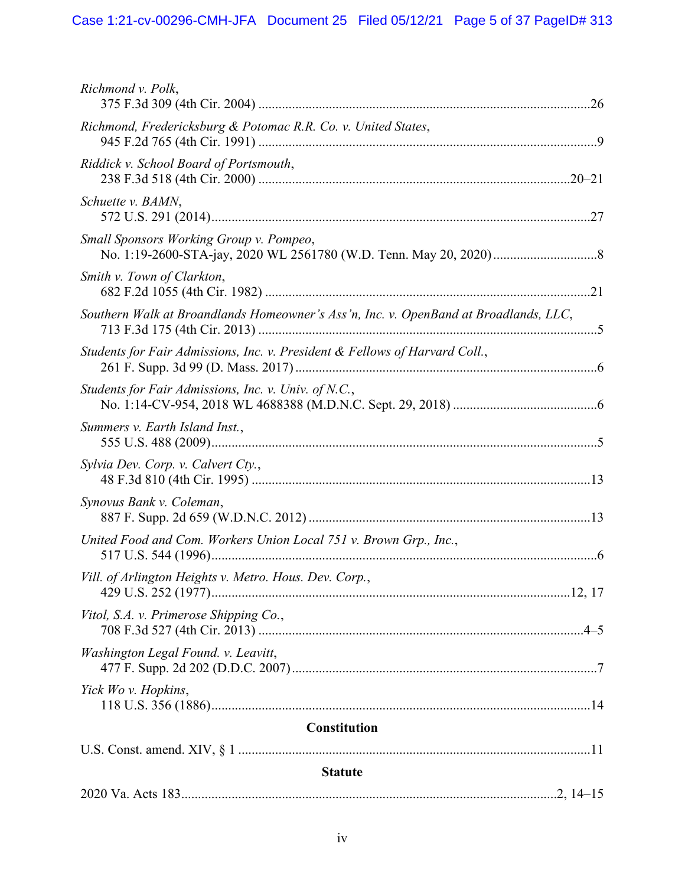*Richmond v. Polk*,
375 F.3d 309 (4th Cir. 2004) ....................................................................................................26

*Richmond, Fredericksburg & Potomac R.R. Co. v. United States*,
945 F.2d 765 (4th Cir. 1991) ......................................................................................................9

*Riddick v. School Board of Portsmouth*,
238 F.3d 518 (4th Cir. 2000) ..............................................................................................20–21

*Schuette v. BAMN*,
572 U.S. 291 (2014).................................................................................................................27

*Small Sponsors Working Group v. Pompeo*,
No. 1:19-2600-STA-jay, 2020 WL 2561780 (W.D. Tenn. May 20, 2020) ...............................8

*Smith v. Town of Clarkton*,
682 F.2d 1055 (4th Cir. 1982) ..................................................................................................21

*Southern Walk at Broandlands Homeowner's Ass'n, Inc. v. OpenBand at Broadlands, LLC*,
713 F.3d 175 (4th Cir. 2013) ......................................................................................................5

*Students for Fair Admissions, Inc. v. President & Fellows of Harvard Coll.*,
261 F. Supp. 3d 99 (D. Mass. 2017) ..........................................................................................6

*Students for Fair Admissions, Inc. v. Univ. of N.C.*,
No. 1:14-CV-954, 2018 WL 4688388 (M.D.N.C. Sept. 29, 2018) ...........................................6

*Summers v. Earth Island Inst.*,
555 U.S. 488 (2009)...................................................................................................................5

*Sylvia Dev. Corp. v. Calvert Cty.*,
48 F.3d 810 (4th Cir. 1995) ......................................................................................................13

*Synovus Bank v. Coleman*,
887 F. Supp. 2d 659 (W.D.N.C. 2012) .....................................................................................13

*United Food and Com. Workers Union Local 751 v. Brown Grp., Inc.*,
517 U.S. 544 (1996)...................................................................................................................6

*Vill. of Arlington Heights v. Metro. Hous. Dev. Corp.*,
429 U.S. 252 (1977)...........................................................................................................12, 17

*Vitol, S.A. v. Primerose Shipping Co.*,
708 F.3d 527 (4th Cir. 2013) ..................................................................................................4–5

*Washington Legal Found. v. Leavitt*,
477 F. Supp. 2d 202 (D.D.C. 2007) ...........................................................................................7

*Yick Wo v. Hopkins*,
118 U.S. 356 (1886).................................................................................................................14

**Constitution**

U.S. Const. amend. XIV, § 1 .........................................................................................................11

**Statute**

2020 Va. Acts 183...............................................................................................................2, 14–15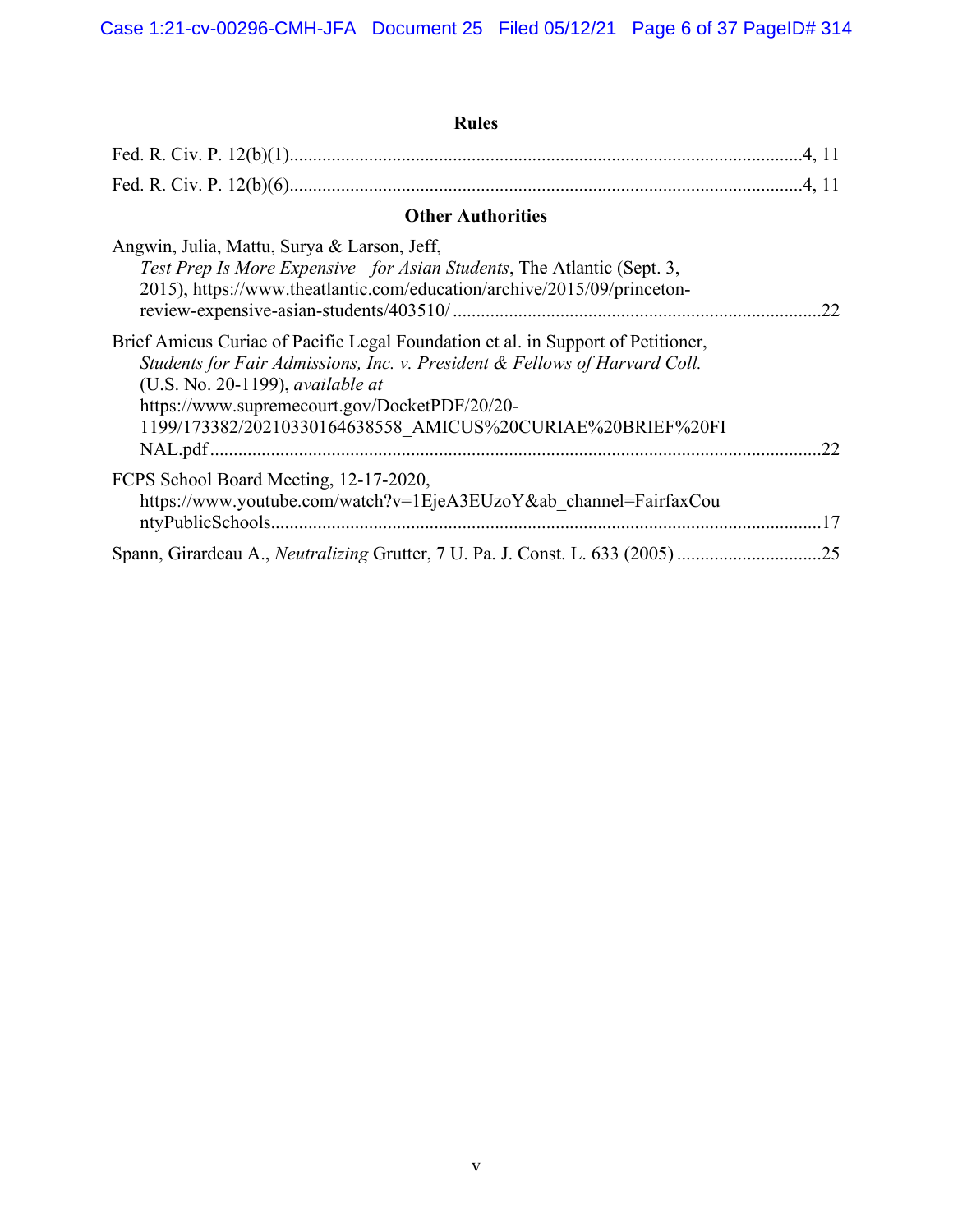## Rules

Fed. R. Civ. P. 12(b)(1)..............................................................................................................4, 11

Fed. R. Civ. P. 12(b)(6)..............................................................................................................4, 11

## Other Authorities

Angwin, Julia, Mattu, Surya & Larson, Jeff,
*Test Prep Is More Expensive—for Asian Students*, The Atlantic (Sept. 3, 2015), https://www.theatlantic.com/education/archive/2015/09/princeton-review-expensive-asian-students/403510/ ..............................................................................22

Brief Amicus Curiae of Pacific Legal Foundation et al. in Support of Petitioner, *Students for Fair Admissions, Inc. v. President & Fellows of Harvard Coll.* (U.S. No. 20-1199), *available at* https://www.supremecourt.gov/DocketPDF/20/20-1199/173382/20210330164638558_AMICUS%20CURIAE%20BRIEF%20FINAL.pdf ..................................................................................................................22

FCPS School Board Meeting, 12-17-2020,
https://www.youtube.com/watch?v=1EjeA3EUzoY&ab_channel=FairfaxCountyPublicSchools.....................................................................................................................17

Spann, Girardeau A., *Neutralizing* Grutter, 7 U. Pa. J. Const. L. 633 (2005) ...............................25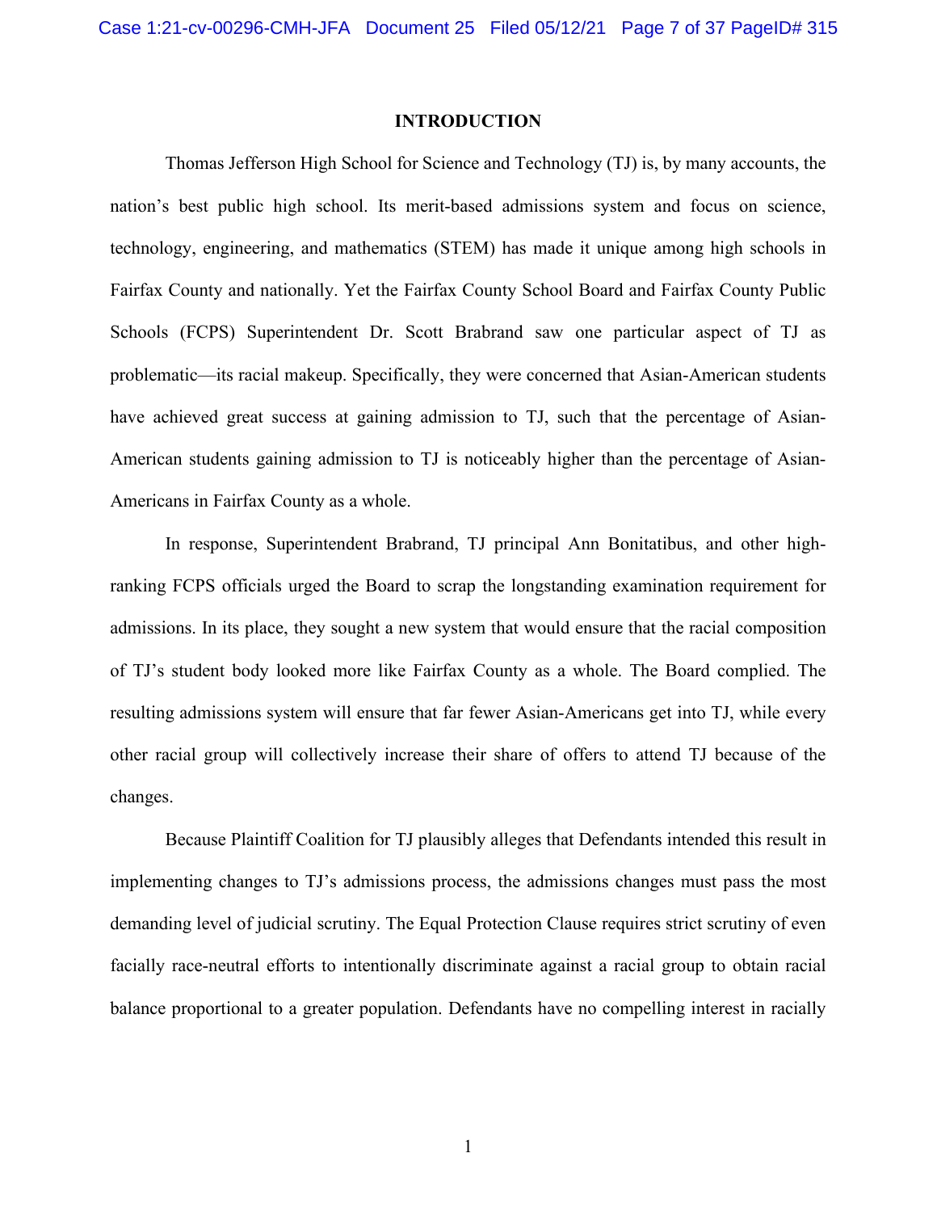## INTRODUCTION

Thomas Jefferson High School for Science and Technology (TJ) is, by many accounts, the nation's best public high school. Its merit-based admissions system and focus on science, technology, engineering, and mathematics (STEM) has made it unique among high schools in Fairfax County and nationally. Yet the Fairfax County School Board and Fairfax County Public Schools (FCPS) Superintendent Dr. Scott Brabrand saw one particular aspect of TJ as problematic—its racial makeup. Specifically, they were concerned that Asian-American students have achieved great success at gaining admission to TJ, such that the percentage of Asian-American students gaining admission to TJ is noticeably higher than the percentage of Asian-Americans in Fairfax County as a whole.

In response, Superintendent Brabrand, TJ principal Ann Bonitatibus, and other high-ranking FCPS officials urged the Board to scrap the longstanding examination requirement for admissions. In its place, they sought a new system that would ensure that the racial composition of TJ's student body looked more like Fairfax County as a whole. The Board complied. The resulting admissions system will ensure that far fewer Asian-Americans get into TJ, while every other racial group will collectively increase their share of offers to attend TJ because of the changes.

Because Plaintiff Coalition for TJ plausibly alleges that Defendants intended this result in implementing changes to TJ's admissions process, the admissions changes must pass the most demanding level of judicial scrutiny. The Equal Protection Clause requires strict scrutiny of even facially race-neutral efforts to intentionally discriminate against a racial group to obtain racial balance proportional to a greater population. Defendants have no compelling interest in racially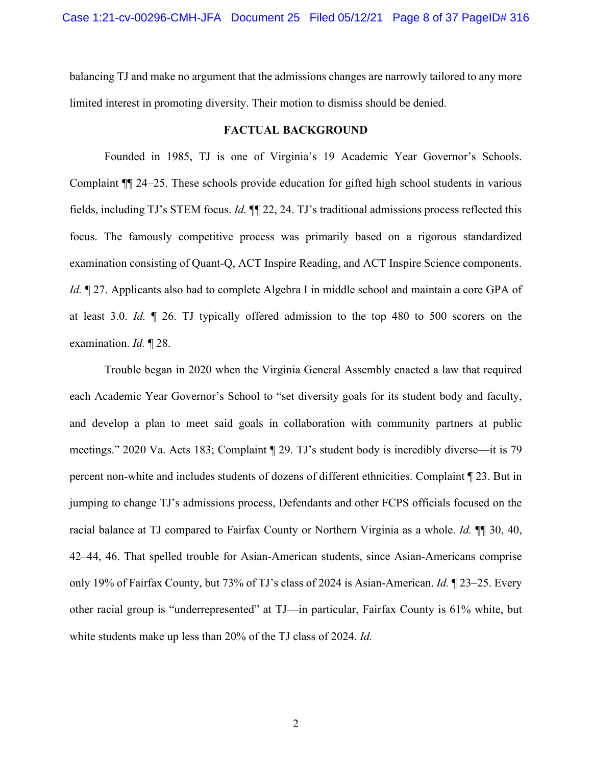balancing TJ and make no argument that the admissions changes are narrowly tailored to any more limited interest in promoting diversity. Their motion to dismiss should be denied.

## FACTUAL BACKGROUND

Founded in 1985, TJ is one of Virginia's 19 Academic Year Governor's Schools. Complaint ¶¶ 24–25. These schools provide education for gifted high school students in various fields, including TJ's STEM focus. *Id.* ¶¶ 22, 24. TJ's traditional admissions process reflected this focus. The famously competitive process was primarily based on a rigorous standardized examination consisting of Quant-Q, ACT Inspire Reading, and ACT Inspire Science components. *Id.* ¶ 27. Applicants also had to complete Algebra I in middle school and maintain a core GPA of at least 3.0. *Id.* ¶ 26. TJ typically offered admission to the top 480 to 500 scorers on the examination. *Id.* ¶ 28.

Trouble began in 2020 when the Virginia General Assembly enacted a law that required each Academic Year Governor's School to "set diversity goals for its student body and faculty, and develop a plan to meet said goals in collaboration with community partners at public meetings." 2020 Va. Acts 183; Complaint ¶ 29. TJ's student body is incredibly diverse—it is 79 percent non-white and includes students of dozens of different ethnicities. Complaint ¶ 23. But in jumping to change TJ's admissions process, Defendants and other FCPS officials focused on the racial balance at TJ compared to Fairfax County or Northern Virginia as a whole. *Id.* ¶¶ 30, 40, 42–44, 46. That spelled trouble for Asian-American students, since Asian-Americans comprise only 19% of Fairfax County, but 73% of TJ's class of 2024 is Asian-American. *Id.* ¶ 23–25. Every other racial group is "underrepresented" at TJ—in particular, Fairfax County is 61% white, but white students make up less than 20% of the TJ class of 2024. *Id.*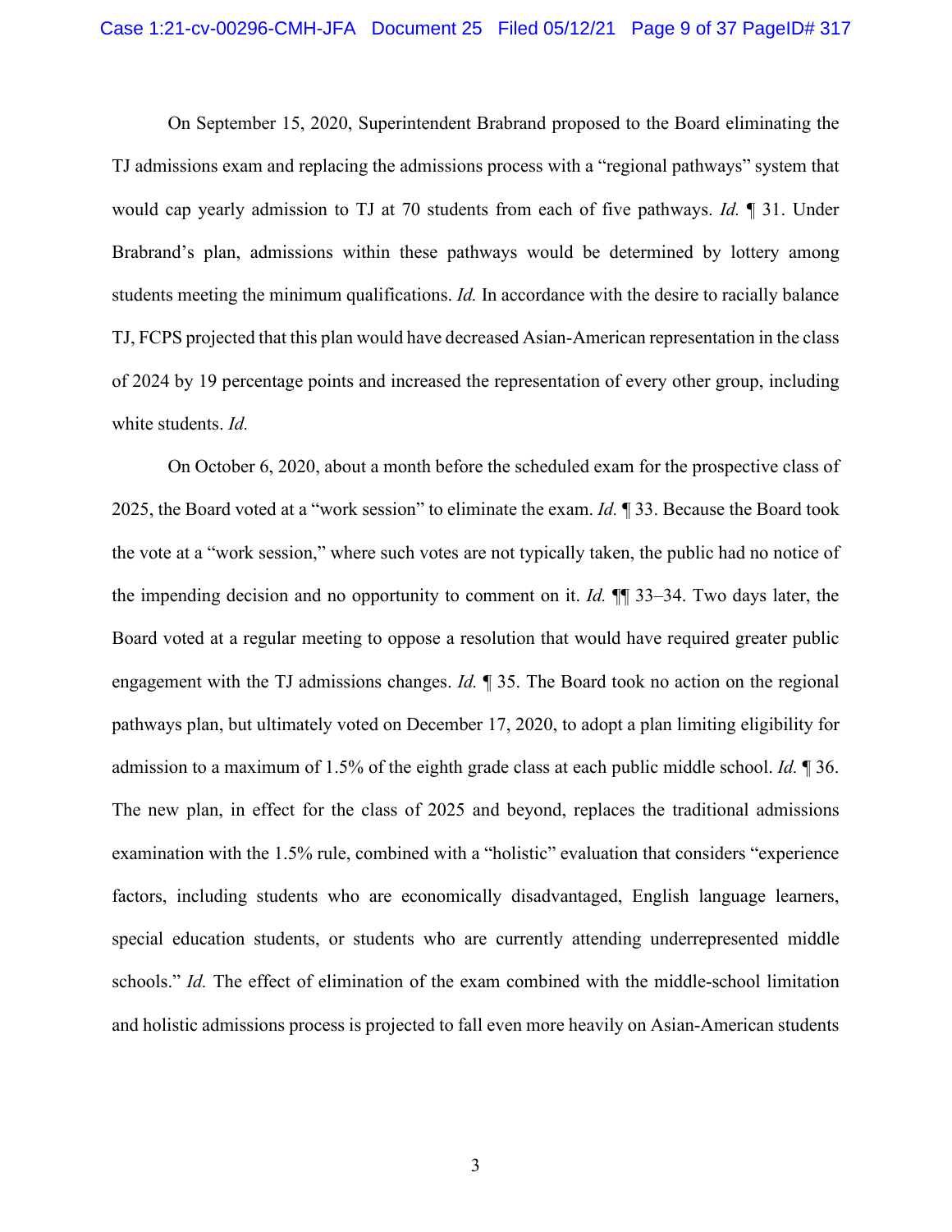On September 15, 2020, Superintendent Brabrand proposed to the Board eliminating the TJ admissions exam and replacing the admissions process with a "regional pathways" system that would cap yearly admission to TJ at 70 students from each of five pathways. *Id.* ¶ 31. Under Brabrand's plan, admissions within these pathways would be determined by lottery among students meeting the minimum qualifications. *Id.* In accordance with the desire to racially balance TJ, FCPS projected that this plan would have decreased Asian-American representation in the class of 2024 by 19 percentage points and increased the representation of every other group, including white students. *Id.*

On October 6, 2020, about a month before the scheduled exam for the prospective class of 2025, the Board voted at a "work session" to eliminate the exam. *Id.* ¶ 33. Because the Board took the vote at a "work session," where such votes are not typically taken, the public had no notice of the impending decision and no opportunity to comment on it. *Id.* ¶¶ 33–34. Two days later, the Board voted at a regular meeting to oppose a resolution that would have required greater public engagement with the TJ admissions changes. *Id.* ¶ 35. The Board took no action on the regional pathways plan, but ultimately voted on December 17, 2020, to adopt a plan limiting eligibility for admission to a maximum of 1.5% of the eighth grade class at each public middle school. *Id.* ¶ 36. The new plan, in effect for the class of 2025 and beyond, replaces the traditional admissions examination with the 1.5% rule, combined with a "holistic" evaluation that considers "experience factors, including students who are economically disadvantaged, English language learners, special education students, or students who are currently attending underrepresented middle schools." *Id.* The effect of elimination of the exam combined with the middle-school limitation and holistic admissions process is projected to fall even more heavily on Asian-American students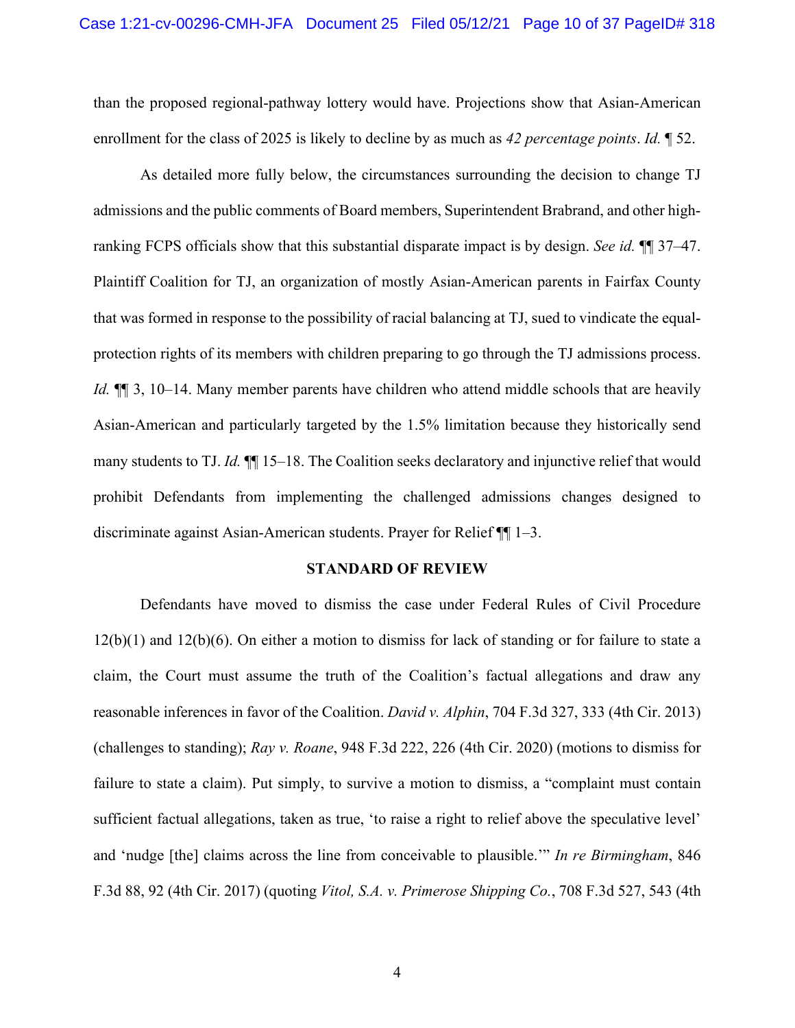than the proposed regional-pathway lottery would have. Projections show that Asian-American enrollment for the class of 2025 is likely to decline by as much as *42 percentage points*. *Id.* ¶ 52.

As detailed more fully below, the circumstances surrounding the decision to change TJ admissions and the public comments of Board members, Superintendent Brabrand, and other high-ranking FCPS officials show that this substantial disparate impact is by design. *See id.* ¶¶ 37–47. Plaintiff Coalition for TJ, an organization of mostly Asian-American parents in Fairfax County that was formed in response to the possibility of racial balancing at TJ, sued to vindicate the equal-protection rights of its members with children preparing to go through the TJ admissions process. *Id.* ¶¶ 3, 10–14. Many member parents have children who attend middle schools that are heavily Asian-American and particularly targeted by the 1.5% limitation because they historically send many students to TJ. *Id.* ¶¶ 15–18. The Coalition seeks declaratory and injunctive relief that would prohibit Defendants from implementing the challenged admissions changes designed to discriminate against Asian-American students. Prayer for Relief ¶¶ 1–3.

## STANDARD OF REVIEW

Defendants have moved to dismiss the case under Federal Rules of Civil Procedure 12(b)(1) and 12(b)(6). On either a motion to dismiss for lack of standing or for failure to state a claim, the Court must assume the truth of the Coalition's factual allegations and draw any reasonable inferences in favor of the Coalition. *David v. Alphin*, 704 F.3d 327, 333 (4th Cir. 2013) (challenges to standing); *Ray v. Roane*, 948 F.3d 222, 226 (4th Cir. 2020) (motions to dismiss for failure to state a claim). Put simply, to survive a motion to dismiss, a "complaint must contain sufficient factual allegations, taken as true, 'to raise a right to relief above the speculative level' and 'nudge [the] claims across the line from conceivable to plausible.'" *In re Birmingham*, 846 F.3d 88, 92 (4th Cir. 2017) (quoting *Vitol, S.A. v. Primerose Shipping Co.*, 708 F.3d 527, 543 (4th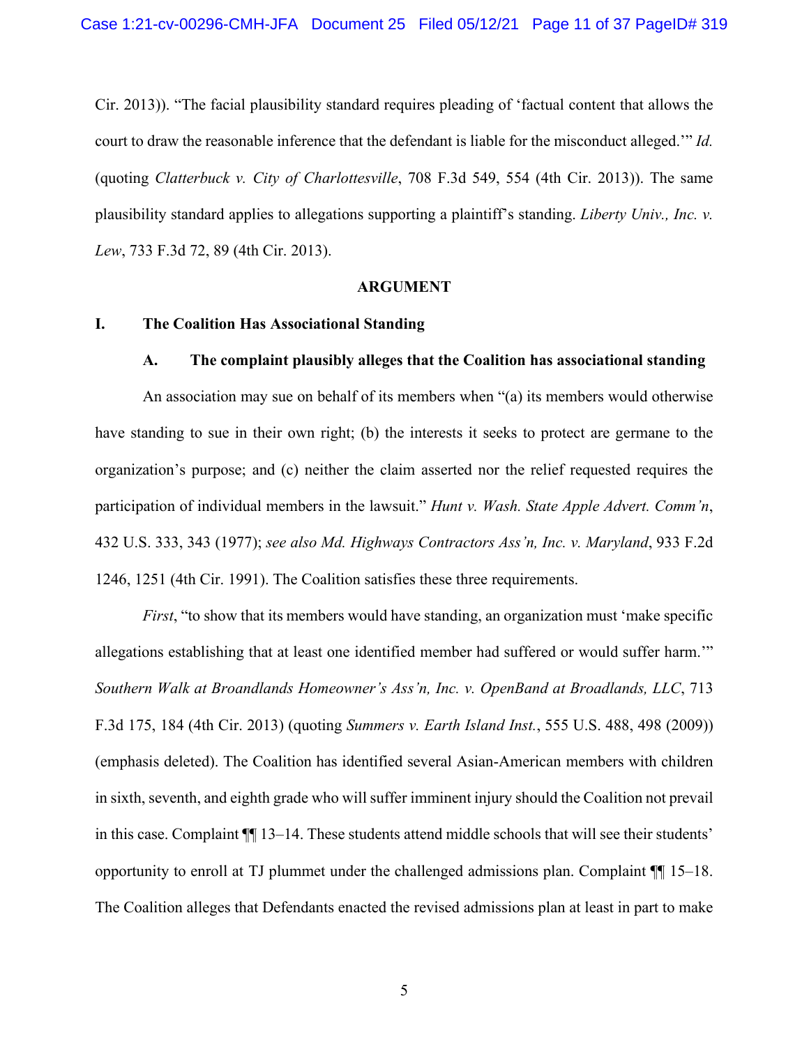Cir. 2013)). "The facial plausibility standard requires pleading of 'factual content that allows the court to draw the reasonable inference that the defendant is liable for the misconduct alleged.'" *Id.* (quoting *Clatterbuck v. City of Charlottesville*, 708 F.3d 549, 554 (4th Cir. 2013)). The same plausibility standard applies to allegations supporting a plaintiff's standing. *Liberty Univ., Inc. v. Lew*, 733 F.3d 72, 89 (4th Cir. 2013).

## ARGUMENT

### I. The Coalition Has Associational Standing

#### A. The complaint plausibly alleges that the Coalition has associational standing

An association may sue on behalf of its members when "(a) its members would otherwise have standing to sue in their own right; (b) the interests it seeks to protect are germane to the organization's purpose; and (c) neither the claim asserted nor the relief requested requires the participation of individual members in the lawsuit." *Hunt v. Wash. State Apple Advert. Comm'n*, 432 U.S. 333, 343 (1977); *see also Md. Highways Contractors Ass'n, Inc. v. Maryland*, 933 F.2d 1246, 1251 (4th Cir. 1991). The Coalition satisfies these three requirements.

*First*, "to show that its members would have standing, an organization must 'make specific allegations establishing that at least one identified member had suffered or would suffer harm.'" *Southern Walk at Broandlands Homeowner's Ass'n, Inc. v. OpenBand at Broadlands, LLC*, 713 F.3d 175, 184 (4th Cir. 2013) (quoting *Summers v. Earth Island Inst.*, 555 U.S. 488, 498 (2009)) (emphasis deleted). The Coalition has identified several Asian-American members with children in sixth, seventh, and eighth grade who will suffer imminent injury should the Coalition not prevail in this case. Complaint ¶¶ 13–14. These students attend middle schools that will see their students' opportunity to enroll at TJ plummet under the challenged admissions plan. Complaint ¶¶ 15–18. The Coalition alleges that Defendants enacted the revised admissions plan at least in part to make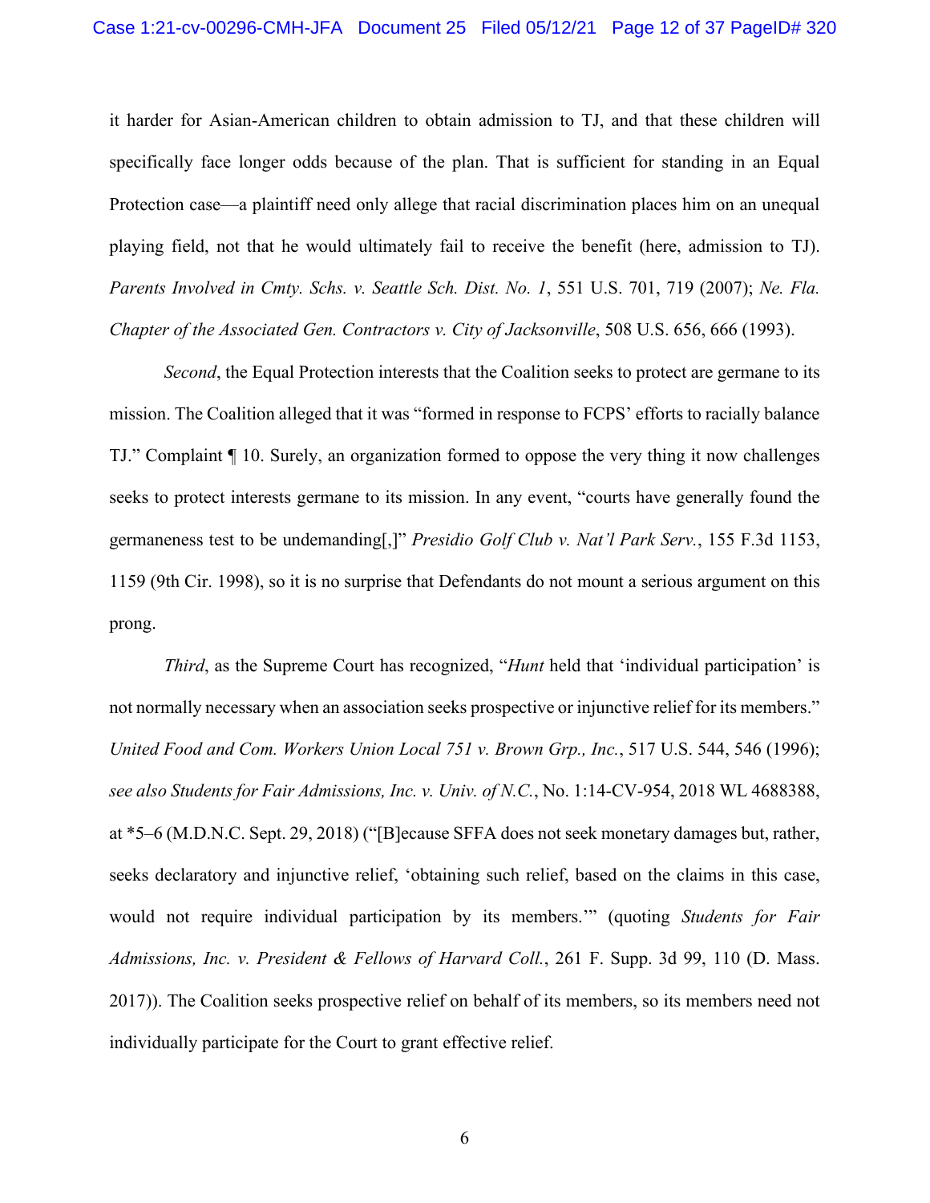it harder for Asian-American children to obtain admission to TJ, and that these children will specifically face longer odds because of the plan. That is sufficient for standing in an Equal Protection case—a plaintiff need only allege that racial discrimination places him on an unequal playing field, not that he would ultimately fail to receive the benefit (here, admission to TJ). *Parents Involved in Cmty. Schs. v. Seattle Sch. Dist. No. 1*, 551 U.S. 701, 719 (2007); *Ne. Fla. Chapter of the Associated Gen. Contractors v. City of Jacksonville*, 508 U.S. 656, 666 (1993).

*Second*, the Equal Protection interests that the Coalition seeks to protect are germane to its mission. The Coalition alleged that it was "formed in response to FCPS' efforts to racially balance TJ." Complaint ¶ 10. Surely, an organization formed to oppose the very thing it now challenges seeks to protect interests germane to its mission. In any event, "courts have generally found the germaneness test to be undemanding[,]" *Presidio Golf Club v. Nat'l Park Serv.*, 155 F.3d 1153, 1159 (9th Cir. 1998), so it is no surprise that Defendants do not mount a serious argument on this prong.

*Third*, as the Supreme Court has recognized, "*Hunt* held that 'individual participation' is not normally necessary when an association seeks prospective or injunctive relief for its members." *United Food and Com. Workers Union Local 751 v. Brown Grp., Inc.*, 517 U.S. 544, 546 (1996); *see also Students for Fair Admissions, Inc. v. Univ. of N.C.*, No. 1:14-CV-954, 2018 WL 4688388, at *5–6 (M.D.N.C. Sept. 29, 2018) ("[B]ecause SFFA does not seek monetary damages but, rather, seeks declaratory and injunctive relief, 'obtaining such relief, based on the claims in this case, would not require individual participation by its members.'" (quoting *Students for Fair Admissions, Inc. v. President & Fellows of Harvard Coll.*, 261 F. Supp. 3d 99, 110 (D. Mass. 2017)). The Coalition seeks prospective relief on behalf of its members, so its members need not individually participate for the Court to grant effective relief.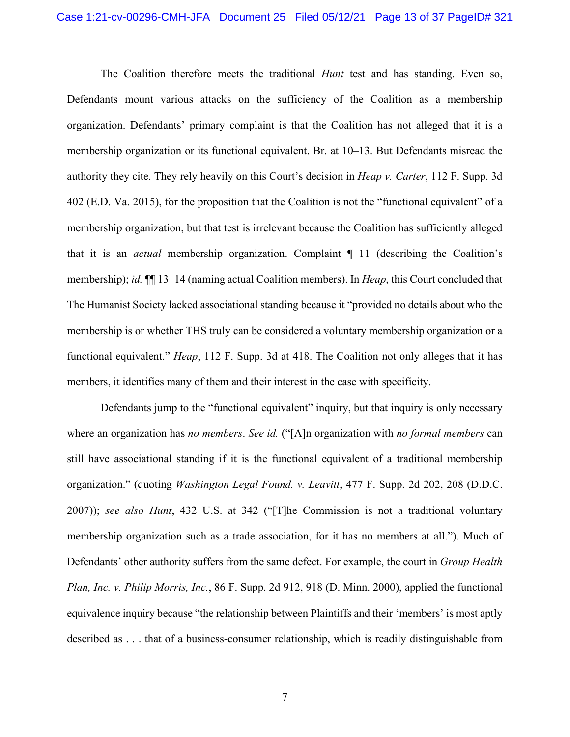The Coalition therefore meets the traditional *Hunt* test and has standing. Even so, Defendants mount various attacks on the sufficiency of the Coalition as a membership organization. Defendants' primary complaint is that the Coalition has not alleged that it is a membership organization or its functional equivalent. Br. at 10–13. But Defendants misread the authority they cite. They rely heavily on this Court's decision in *Heap v. Carter*, 112 F. Supp. 3d 402 (E.D. Va. 2015), for the proposition that the Coalition is not the "functional equivalent" of a membership organization, but that test is irrelevant because the Coalition has sufficiently alleged that it is an *actual* membership organization. Complaint ¶ 11 (describing the Coalition's membership); *id.* ¶¶ 13–14 (naming actual Coalition members). In *Heap*, this Court concluded that The Humanist Society lacked associational standing because it "provided no details about who the membership is or whether THS truly can be considered a voluntary membership organization or a functional equivalent." *Heap*, 112 F. Supp. 3d at 418. The Coalition not only alleges that it has members, it identifies many of them and their interest in the case with specificity.

Defendants jump to the "functional equivalent" inquiry, but that inquiry is only necessary where an organization has *no members*. *See id.* ("[A]n organization with *no formal members* can still have associational standing if it is the functional equivalent of a traditional membership organization." (quoting *Washington Legal Found. v. Leavitt*, 477 F. Supp. 2d 202, 208 (D.D.C. 2007)); *see also Hunt*, 432 U.S. at 342 ("[T]he Commission is not a traditional voluntary membership organization such as a trade association, for it has no members at all."). Much of Defendants' other authority suffers from the same defect. For example, the court in *Group Health Plan, Inc. v. Philip Morris, Inc.*, 86 F. Supp. 2d 912, 918 (D. Minn. 2000), applied the functional equivalence inquiry because "the relationship between Plaintiffs and their 'members' is most aptly described as . . . that of a business-consumer relationship, which is readily distinguishable from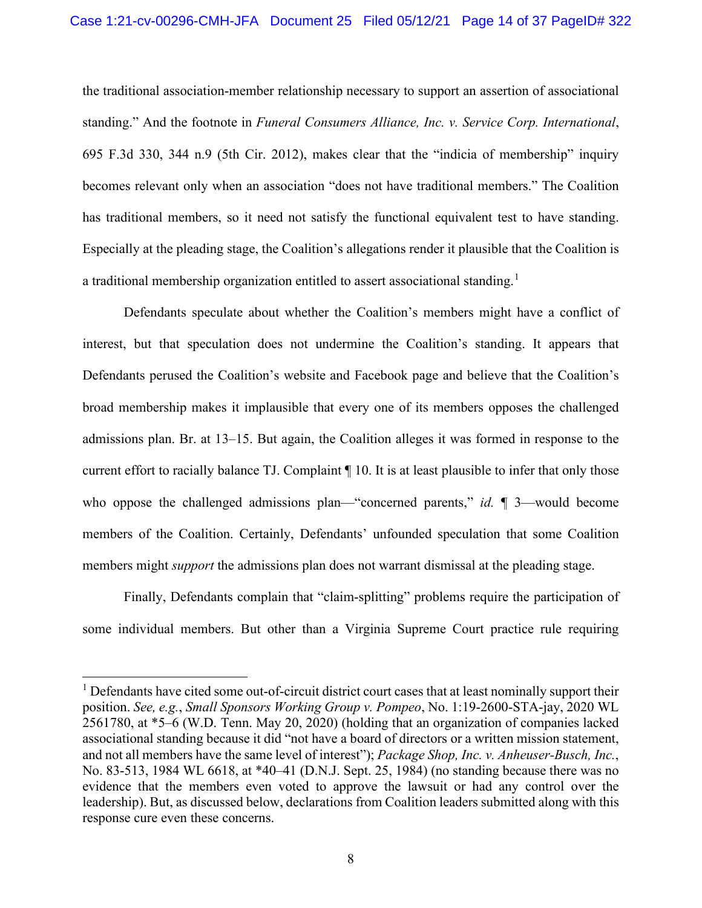the traditional association-member relationship necessary to support an assertion of associational standing." And the footnote in *Funeral Consumers Alliance, Inc. v. Service Corp. International*, 695 F.3d 330, 344 n.9 (5th Cir. 2012), makes clear that the "indicia of membership" inquiry becomes relevant only when an association "does not have traditional members." The Coalition has traditional members, so it need not satisfy the functional equivalent test to have standing. Especially at the pleading stage, the Coalition's allegations render it plausible that the Coalition is a traditional membership organization entitled to assert associational standing.[1]

Defendants speculate about whether the Coalition's members might have a conflict of interest, but that speculation does not undermine the Coalition's standing. It appears that Defendants perused the Coalition's website and Facebook page and believe that the Coalition's broad membership makes it implausible that every one of its members opposes the challenged admissions plan. Br. at 13–15. But again, the Coalition alleges it was formed in response to the current effort to racially balance TJ. Complaint ¶ 10. It is at least plausible to infer that only those who oppose the challenged admissions plan—"concerned parents," *id.* ¶ 3—would become members of the Coalition. Certainly, Defendants' unfounded speculation that some Coalition members might *support* the admissions plan does not warrant dismissal at the pleading stage.

Finally, Defendants complain that "claim-splitting" problems require the participation of some individual members. But other than a Virginia Supreme Court practice rule requiring

[1] Defendants have cited some out-of-circuit district court cases that at least nominally support their position. *See, e.g.*, *Small Sponsors Working Group v. Pompeo*, No. 1:19-2600-STA-jay, 2020 WL 2561780, at *5–6 (W.D. Tenn. May 20, 2020) (holding that an organization of companies lacked associational standing because it did "not have a board of directors or a written mission statement, and not all members have the same level of interest"); *Package Shop, Inc. v. Anheuser-Busch, Inc.*, No. 83-513, 1984 WL 6618, at *40–41 (D.N.J. Sept. 25, 1984) (no standing because there was no evidence that the members even voted to approve the lawsuit or had any control over the leadership). But, as discussed below, declarations from Coalition leaders submitted along with this response cure even these concerns.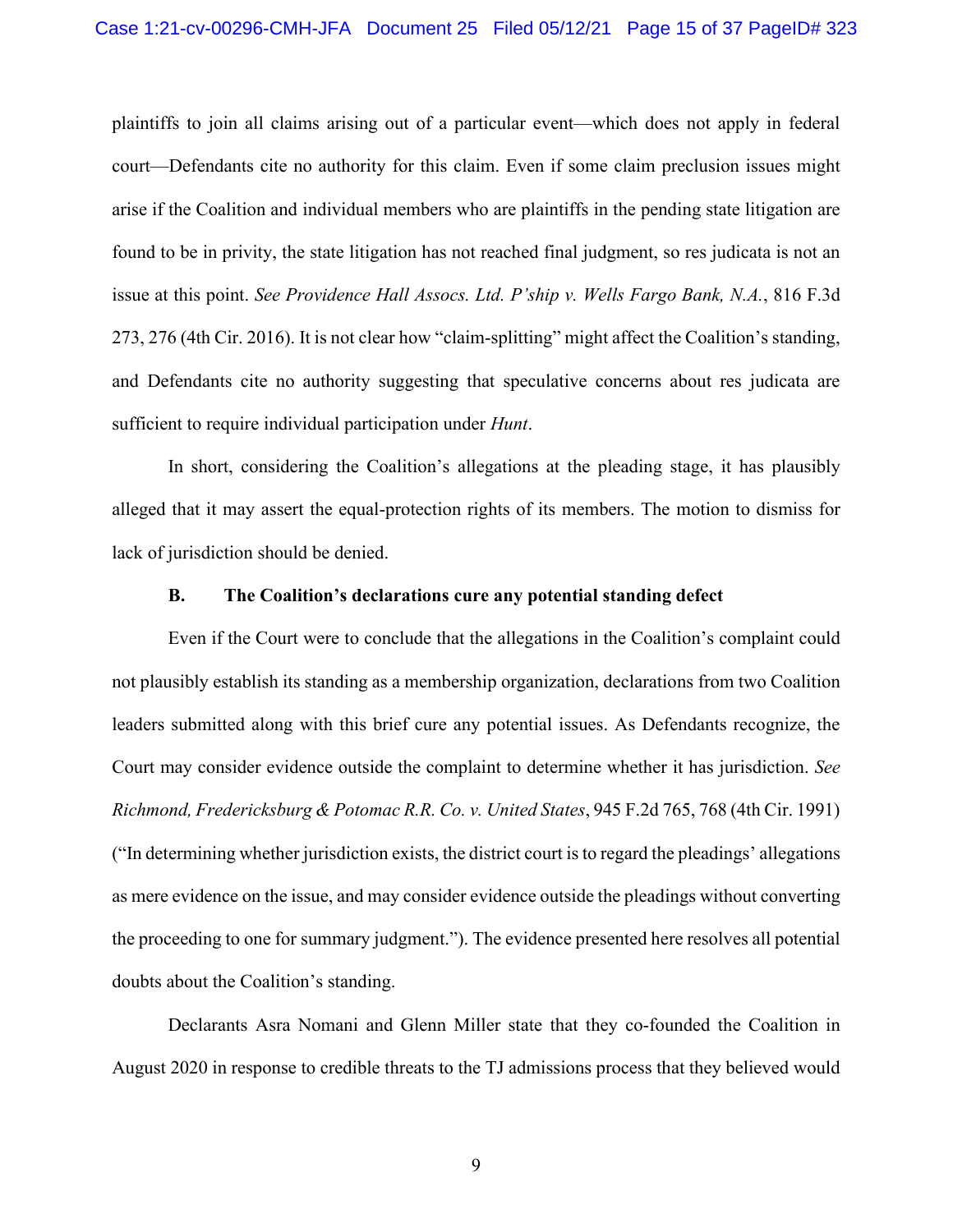plaintiffs to join all claims arising out of a particular event—which does not apply in federal court—Defendants cite no authority for this claim. Even if some claim preclusion issues might arise if the Coalition and individual members who are plaintiffs in the pending state litigation are found to be in privity, the state litigation has not reached final judgment, so res judicata is not an issue at this point. *See Providence Hall Assocs. Ltd. P'ship v. Wells Fargo Bank, N.A.*, 816 F.3d 273, 276 (4th Cir. 2016). It is not clear how "claim-splitting" might affect the Coalition's standing, and Defendants cite no authority suggesting that speculative concerns about res judicata are sufficient to require individual participation under *Hunt*.

In short, considering the Coalition's allegations at the pleading stage, it has plausibly alleged that it may assert the equal-protection rights of its members. The motion to dismiss for lack of jurisdiction should be denied.

### B. The Coalition's declarations cure any potential standing defect

Even if the Court were to conclude that the allegations in the Coalition's complaint could not plausibly establish its standing as a membership organization, declarations from two Coalition leaders submitted along with this brief cure any potential issues. As Defendants recognize, the Court may consider evidence outside the complaint to determine whether it has jurisdiction. *See Richmond, Fredericksburg & Potomac R.R. Co. v. United States*, 945 F.2d 765, 768 (4th Cir. 1991) ("In determining whether jurisdiction exists, the district court is to regard the pleadings' allegations as mere evidence on the issue, and may consider evidence outside the pleadings without converting the proceeding to one for summary judgment."). The evidence presented here resolves all potential doubts about the Coalition's standing.

Declarants Asra Nomani and Glenn Miller state that they co-founded the Coalition in August 2020 in response to credible threats to the TJ admissions process that they believed would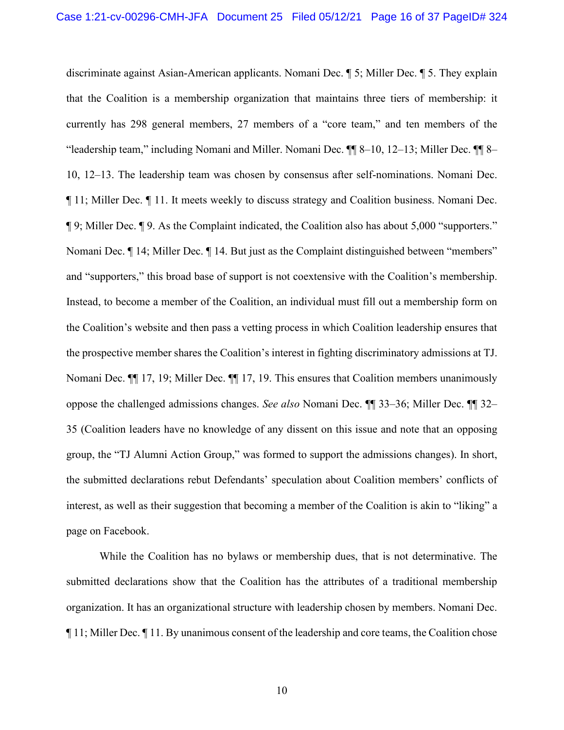discriminate against Asian-American applicants. Nomani Dec. ¶ 5; Miller Dec. ¶ 5. They explain that the Coalition is a membership organization that maintains three tiers of membership: it currently has 298 general members, 27 members of a "core team," and ten members of the "leadership team," including Nomani and Miller. Nomani Dec. ¶¶ 8–10, 12–13; Miller Dec. ¶¶ 8–10, 12–13. The leadership team was chosen by consensus after self-nominations. Nomani Dec. ¶ 11; Miller Dec. ¶ 11. It meets weekly to discuss strategy and Coalition business. Nomani Dec. ¶ 9; Miller Dec. ¶ 9. As the Complaint indicated, the Coalition also has about 5,000 "supporters." Nomani Dec. ¶ 14; Miller Dec. ¶ 14. But just as the Complaint distinguished between "members" and "supporters," this broad base of support is not coextensive with the Coalition's membership. Instead, to become a member of the Coalition, an individual must fill out a membership form on the Coalition's website and then pass a vetting process in which Coalition leadership ensures that the prospective member shares the Coalition's interest in fighting discriminatory admissions at TJ. Nomani Dec. ¶¶ 17, 19; Miller Dec. ¶¶ 17, 19. This ensures that Coalition members unanimously oppose the challenged admissions changes. *See also* Nomani Dec. ¶¶ 33–36; Miller Dec. ¶¶ 32–35 (Coalition leaders have no knowledge of any dissent on this issue and note that an opposing group, the "TJ Alumni Action Group," was formed to support the admissions changes). In short, the submitted declarations rebut Defendants' speculation about Coalition members' conflicts of interest, as well as their suggestion that becoming a member of the Coalition is akin to "liking" a page on Facebook.

While the Coalition has no bylaws or membership dues, that is not determinative. The submitted declarations show that the Coalition has the attributes of a traditional membership organization. It has an organizational structure with leadership chosen by members. Nomani Dec. ¶ 11; Miller Dec. ¶ 11. By unanimous consent of the leadership and core teams, the Coalition chose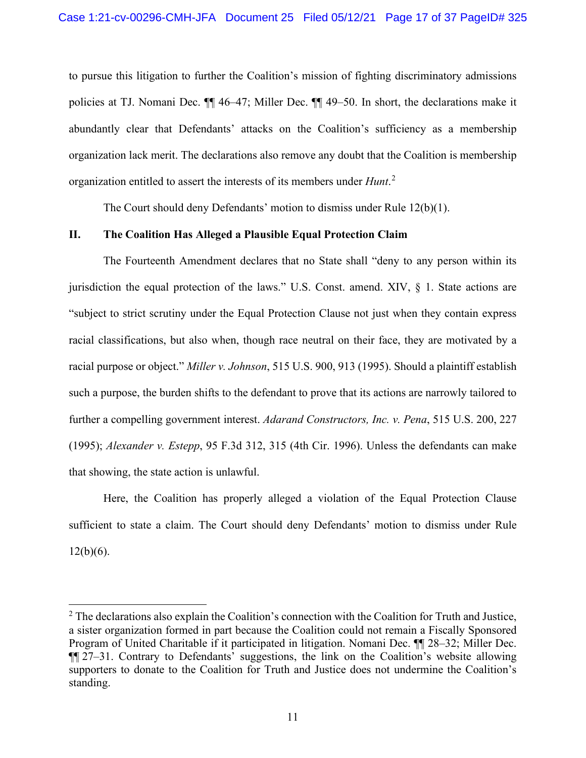to pursue this litigation to further the Coalition's mission of fighting discriminatory admissions policies at TJ. Nomani Dec. ¶¶ 46–47; Miller Dec. ¶¶ 49–50. In short, the declarations make it abundantly clear that Defendants' attacks on the Coalition's sufficiency as a membership organization lack merit. The declarations also remove any doubt that the Coalition is membership organization entitled to assert the interests of its members under *Hunt*.[2]

The Court should deny Defendants' motion to dismiss under Rule 12(b)(1).

## II. The Coalition Has Alleged a Plausible Equal Protection Claim

The Fourteenth Amendment declares that no State shall "deny to any person within its jurisdiction the equal protection of the laws." U.S. Const. amend. XIV, § 1. State actions are "subject to strict scrutiny under the Equal Protection Clause not just when they contain express racial classifications, but also when, though race neutral on their face, they are motivated by a racial purpose or object." *Miller v. Johnson*, 515 U.S. 900, 913 (1995). Should a plaintiff establish such a purpose, the burden shifts to the defendant to prove that its actions are narrowly tailored to further a compelling government interest. *Adarand Constructors, Inc. v. Pena*, 515 U.S. 200, 227 (1995); *Alexander v. Estepp*, 95 F.3d 312, 315 (4th Cir. 1996). Unless the defendants can make that showing, the state action is unlawful.

Here, the Coalition has properly alleged a violation of the Equal Protection Clause sufficient to state a claim. The Court should deny Defendants' motion to dismiss under Rule 12(b)(6).

---

[2] The declarations also explain the Coalition's connection with the Coalition for Truth and Justice, a sister organization formed in part because the Coalition could not remain a Fiscally Sponsored Program of United Charitable if it participated in litigation. Nomani Dec. ¶¶ 28–32; Miller Dec. ¶¶ 27–31. Contrary to Defendants' suggestions, the link on the Coalition's website allowing supporters to donate to the Coalition for Truth and Justice does not undermine the Coalition's standing.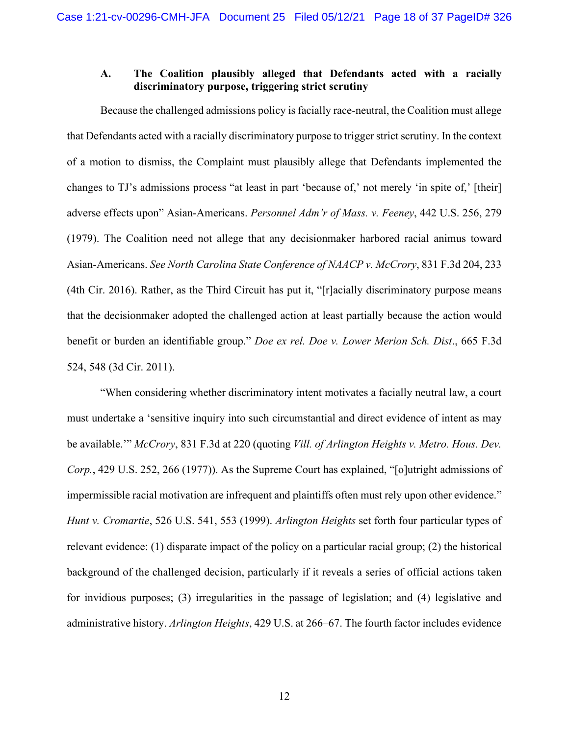### A. The Coalition plausibly alleged that Defendants acted with a racially discriminatory purpose, triggering strict scrutiny

Because the challenged admissions policy is facially race-neutral, the Coalition must allege that Defendants acted with a racially discriminatory purpose to trigger strict scrutiny. In the context of a motion to dismiss, the Complaint must plausibly allege that Defendants implemented the changes to TJ's admissions process "at least in part 'because of,' not merely 'in spite of,' [their] adverse effects upon" Asian-Americans. *Personnel Adm'r of Mass. v. Feeney*, 442 U.S. 256, 279 (1979). The Coalition need not allege that any decisionmaker harbored racial animus toward Asian-Americans. *See North Carolina State Conference of NAACP v. McCrory*, 831 F.3d 204, 233 (4th Cir. 2016). Rather, as the Third Circuit has put it, "[r]acially discriminatory purpose means that the decisionmaker adopted the challenged action at least partially because the action would benefit or burden an identifiable group." *Doe ex rel. Doe v. Lower Merion Sch. Dist.*, 665 F.3d 524, 548 (3d Cir. 2011).

"When considering whether discriminatory intent motivates a facially neutral law, a court must undertake a 'sensitive inquiry into such circumstantial and direct evidence of intent as may be available.'" *McCrory*, 831 F.3d at 220 (quoting *Vill. of Arlington Heights v. Metro. Hous. Dev. Corp.*, 429 U.S. 252, 266 (1977)). As the Supreme Court has explained, "[o]utright admissions of impermissible racial motivation are infrequent and plaintiffs often must rely upon other evidence." *Hunt v. Cromartie*, 526 U.S. 541, 553 (1999). *Arlington Heights* set forth four particular types of relevant evidence: (1) disparate impact of the policy on a particular racial group; (2) the historical background of the challenged decision, particularly if it reveals a series of official actions taken for invidious purposes; (3) irregularities in the passage of legislation; and (4) legislative and administrative history. *Arlington Heights*, 429 U.S. at 266–67. The fourth factor includes evidence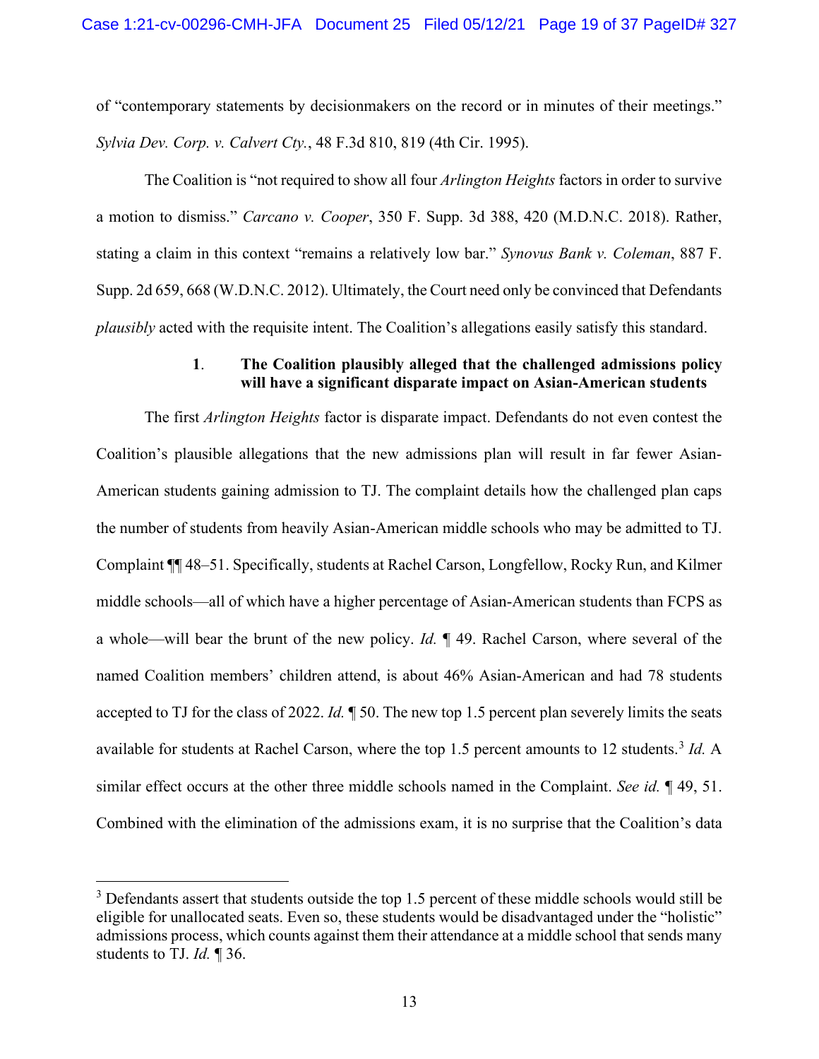of "contemporary statements by decisionmakers on the record or in minutes of their meetings." *Sylvia Dev. Corp. v. Calvert Cty.*, 48 F.3d 810, 819 (4th Cir. 1995).

The Coalition is "not required to show all four *Arlington Heights* factors in order to survive a motion to dismiss." *Carcano v. Cooper*, 350 F. Supp. 3d 388, 420 (M.D.N.C. 2018). Rather, stating a claim in this context "remains a relatively low bar." *Synovus Bank v. Coleman*, 887 F. Supp. 2d 659, 668 (W.D.N.C. 2012). Ultimately, the Court need only be convinced that Defendants *plausibly* acted with the requisite intent. The Coalition's allegations easily satisfy this standard.

**1. The Coalition plausibly alleged that the challenged admissions policy will have a significant disparate impact on Asian-American students**

The first *Arlington Heights* factor is disparate impact. Defendants do not even contest the Coalition's plausible allegations that the new admissions plan will result in far fewer Asian-American students gaining admission to TJ. The complaint details how the challenged plan caps the number of students from heavily Asian-American middle schools who may be admitted to TJ. Complaint ¶¶ 48–51. Specifically, students at Rachel Carson, Longfellow, Rocky Run, and Kilmer middle schools—all of which have a higher percentage of Asian-American students than FCPS as a whole—will bear the brunt of the new policy. *Id.* ¶ 49. Rachel Carson, where several of the named Coalition members' children attend, is about 46% Asian-American and had 78 students accepted to TJ for the class of 2022. *Id.* ¶ 50. The new top 1.5 percent plan severely limits the seats available for students at Rachel Carson, where the top 1.5 percent amounts to 12 students.[3] *Id.* A similar effect occurs at the other three middle schools named in the Complaint. *See id.* ¶ 49, 51. Combined with the elimination of the admissions exam, it is no surprise that the Coalition's data

[3] Defendants assert that students outside the top 1.5 percent of these middle schools would still be eligible for unallocated seats. Even so, these students would be disadvantaged under the "holistic" admissions process, which counts against them their attendance at a middle school that sends many students to TJ. *Id.* ¶ 36.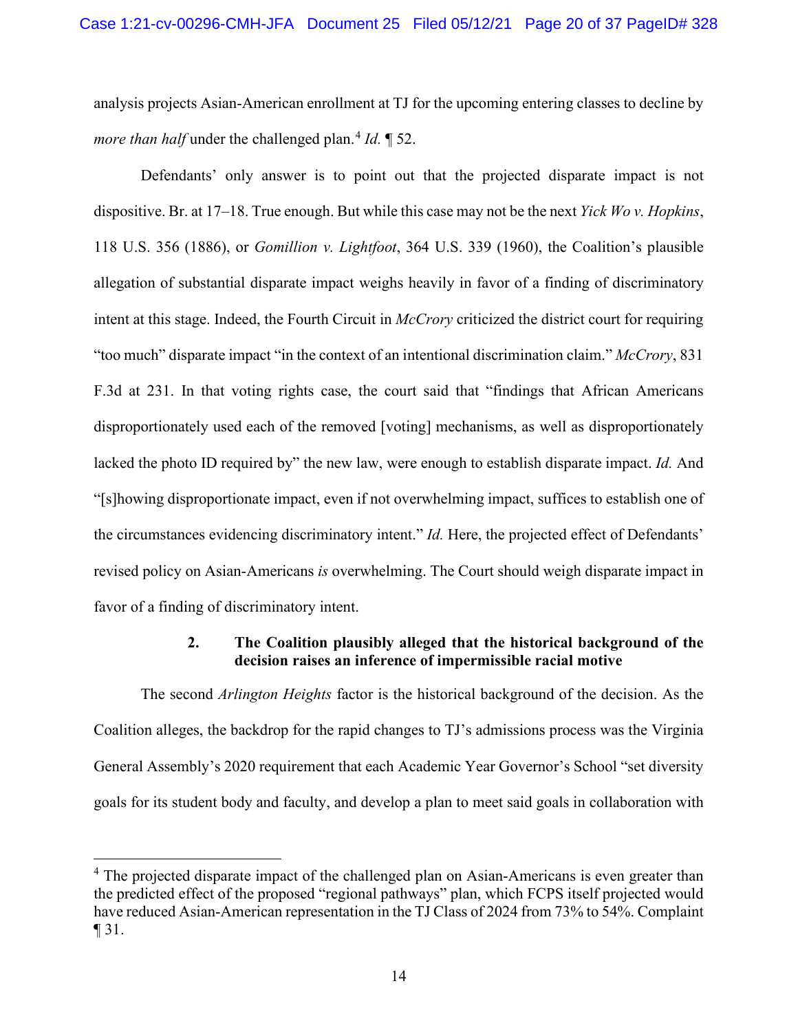analysis projects Asian-American enrollment at TJ for the upcoming entering classes to decline by *more than half* under the challenged plan.[4] *Id.* ¶ 52.

Defendants' only answer is to point out that the projected disparate impact is not dispositive. Br. at 17–18. True enough. But while this case may not be the next *Yick Wo v. Hopkins*, 118 U.S. 356 (1886), or *Gomillion v. Lightfoot*, 364 U.S. 339 (1960), the Coalition's plausible allegation of substantial disparate impact weighs heavily in favor of a finding of discriminatory intent at this stage. Indeed, the Fourth Circuit in *McCrory* criticized the district court for requiring "too much" disparate impact "in the context of an intentional discrimination claim." *McCrory*, 831 F.3d at 231. In that voting rights case, the court said that "findings that African Americans disproportionately used each of the removed [voting] mechanisms, as well as disproportionately lacked the photo ID required by" the new law, were enough to establish disparate impact. *Id.* And "[s]howing disproportionate impact, even if not overwhelming impact, suffices to establish one of the circumstances evidencing discriminatory intent." *Id.* Here, the projected effect of Defendants' revised policy on Asian-Americans *is* overwhelming. The Court should weigh disparate impact in favor of a finding of discriminatory intent.

### 2. The Coalition plausibly alleged that the historical background of the decision raises an inference of impermissible racial motive

The second *Arlington Heights* factor is the historical background of the decision. As the Coalition alleges, the backdrop for the rapid changes to TJ's admissions process was the Virginia General Assembly's 2020 requirement that each Academic Year Governor's School "set diversity goals for its student body and faculty, and develop a plan to meet said goals in collaboration with

[4] The projected disparate impact of the challenged plan on Asian-Americans is even greater than the predicted effect of the proposed "regional pathways" plan, which FCPS itself projected would have reduced Asian-American representation in the TJ Class of 2024 from 73% to 54%. Complaint ¶ 31.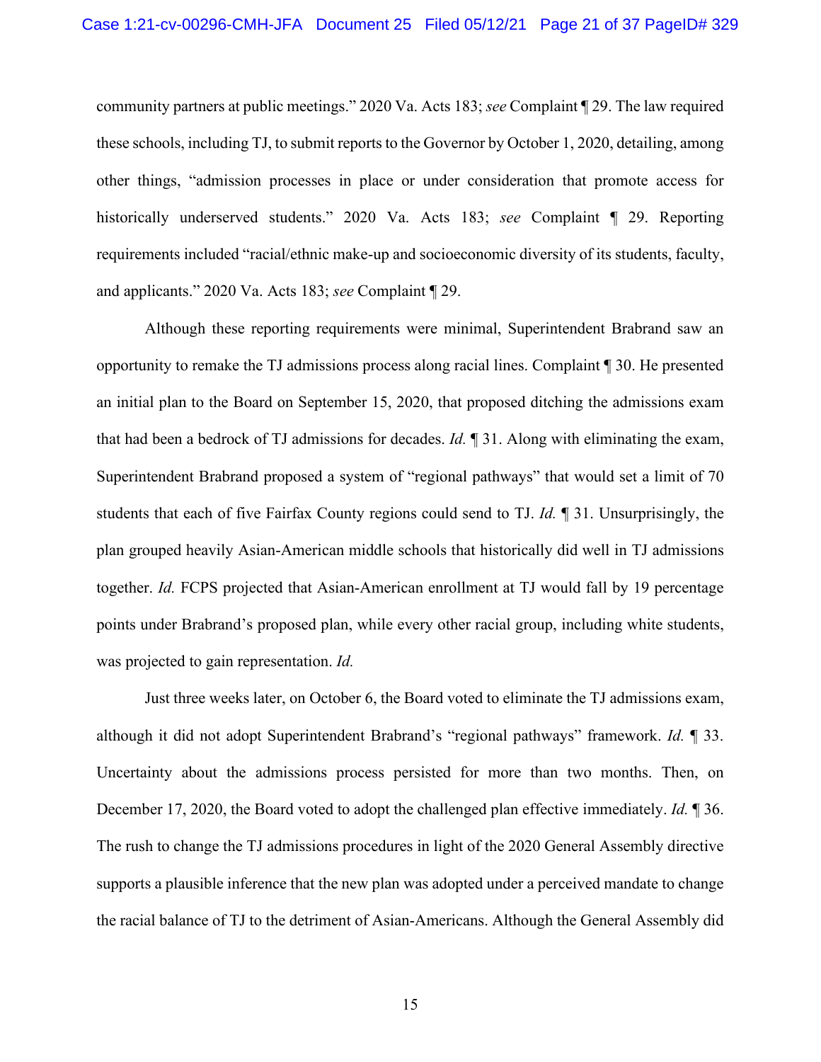community partners at public meetings." 2020 Va. Acts 183; *see* Complaint ¶ 29. The law required these schools, including TJ, to submit reports to the Governor by October 1, 2020, detailing, among other things, "admission processes in place or under consideration that promote access for historically underserved students." 2020 Va. Acts 183; *see* Complaint ¶ 29. Reporting requirements included "racial/ethnic make-up and socioeconomic diversity of its students, faculty, and applicants." 2020 Va. Acts 183; *see* Complaint ¶ 29.

Although these reporting requirements were minimal, Superintendent Brabrand saw an opportunity to remake the TJ admissions process along racial lines. Complaint ¶ 30. He presented an initial plan to the Board on September 15, 2020, that proposed ditching the admissions exam that had been a bedrock of TJ admissions for decades. *Id.* ¶ 31. Along with eliminating the exam, Superintendent Brabrand proposed a system of "regional pathways" that would set a limit of 70 students that each of five Fairfax County regions could send to TJ. *Id.* ¶ 31. Unsurprisingly, the plan grouped heavily Asian-American middle schools that historically did well in TJ admissions together. *Id.* FCPS projected that Asian-American enrollment at TJ would fall by 19 percentage points under Brabrand's proposed plan, while every other racial group, including white students, was projected to gain representation. *Id.*

Just three weeks later, on October 6, the Board voted to eliminate the TJ admissions exam, although it did not adopt Superintendent Brabrand's "regional pathways" framework. *Id.* ¶ 33. Uncertainty about the admissions process persisted for more than two months. Then, on December 17, 2020, the Board voted to adopt the challenged plan effective immediately. *Id.* ¶ 36. The rush to change the TJ admissions procedures in light of the 2020 General Assembly directive supports a plausible inference that the new plan was adopted under a perceived mandate to change the racial balance of TJ to the detriment of Asian-Americans. Although the General Assembly did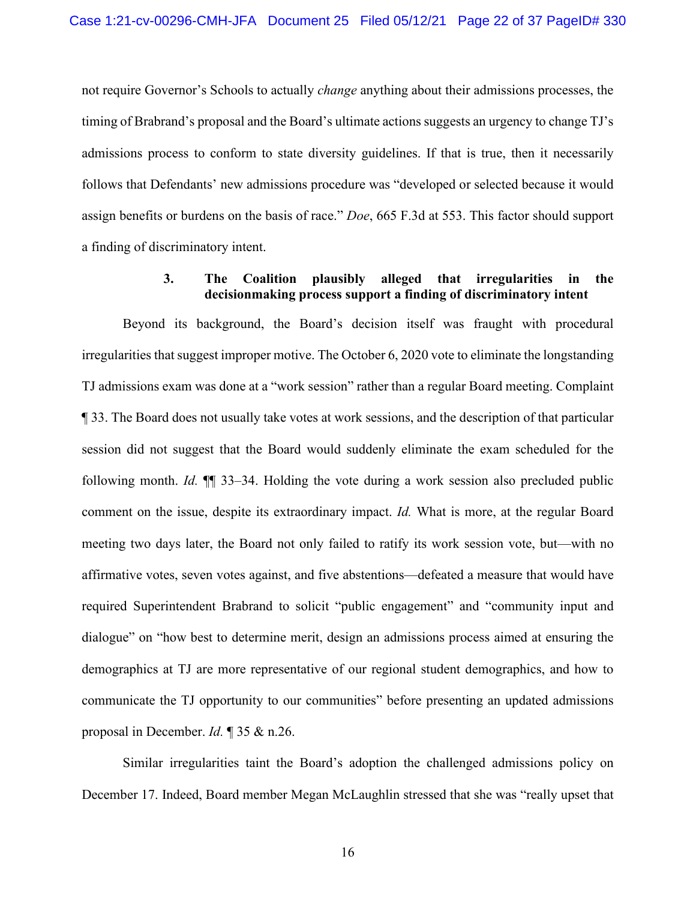not require Governor's Schools to actually *change* anything about their admissions processes, the timing of Brabrand's proposal and the Board's ultimate actions suggests an urgency to change TJ's admissions process to conform to state diversity guidelines. If that is true, then it necessarily follows that Defendants' new admissions procedure was "developed or selected because it would assign benefits or burdens on the basis of race." *Doe*, 665 F.3d at 553. This factor should support a finding of discriminatory intent.

### 3. The Coalition plausibly alleged that irregularities in the decisionmaking process support a finding of discriminatory intent

Beyond its background, the Board's decision itself was fraught with procedural irregularities that suggest improper motive. The October 6, 2020 vote to eliminate the longstanding TJ admissions exam was done at a "work session" rather than a regular Board meeting. Complaint ¶ 33. The Board does not usually take votes at work sessions, and the description of that particular session did not suggest that the Board would suddenly eliminate the exam scheduled for the following month. *Id.* ¶¶ 33–34. Holding the vote during a work session also precluded public comment on the issue, despite its extraordinary impact. *Id.* What is more, at the regular Board meeting two days later, the Board not only failed to ratify its work session vote, but—with no affirmative votes, seven votes against, and five abstentions—defeated a measure that would have required Superintendent Brabrand to solicit "public engagement" and "community input and dialogue" on "how best to determine merit, design an admissions process aimed at ensuring the demographics at TJ are more representative of our regional student demographics, and how to communicate the TJ opportunity to our communities" before presenting an updated admissions proposal in December. *Id.* ¶ 35 & n.26.

Similar irregularities taint the Board's adoption the challenged admissions policy on December 17. Indeed, Board member Megan McLaughlin stressed that she was "really upset that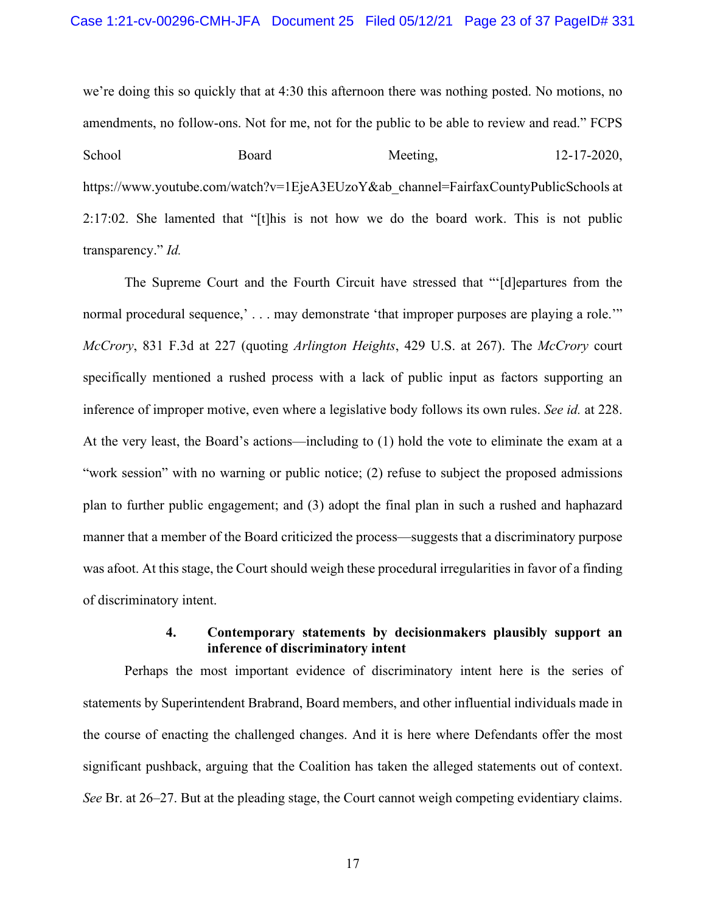we're doing this so quickly that at 4:30 this afternoon there was nothing posted. No motions, no amendments, no follow-ons. Not for me, not for the public to be able to review and read." FCPS School Board Meeting, 12-17-2020, https://www.youtube.com/watch?v=1EjeA3EUzoY&ab_channel=FairfaxCountyPublicSchools at 2:17:02. She lamented that "[t]his is not how we do the board work. This is not public transparency." *Id.*

The Supreme Court and the Fourth Circuit have stressed that "'[d]epartures from the normal procedural sequence,' . . . may demonstrate 'that improper purposes are playing a role.'" *McCrory*, 831 F.3d at 227 (quoting *Arlington Heights*, 429 U.S. at 267). The *McCrory* court specifically mentioned a rushed process with a lack of public input as factors supporting an inference of improper motive, even where a legislative body follows its own rules. *See id.* at 228. At the very least, the Board's actions—including to (1) hold the vote to eliminate the exam at a "work session" with no warning or public notice; (2) refuse to subject the proposed admissions plan to further public engagement; and (3) adopt the final plan in such a rushed and haphazard manner that a member of the Board criticized the process—suggests that a discriminatory purpose was afoot. At this stage, the Court should weigh these procedural irregularities in favor of a finding of discriminatory intent.

#### 4. Contemporary statements by decisionmakers plausibly support an inference of discriminatory intent

Perhaps the most important evidence of discriminatory intent here is the series of statements by Superintendent Brabrand, Board members, and other influential individuals made in the course of enacting the challenged changes. And it is here where Defendants offer the most significant pushback, arguing that the Coalition has taken the alleged statements out of context. *See* Br. at 26–27. But at the pleading stage, the Court cannot weigh competing evidentiary claims.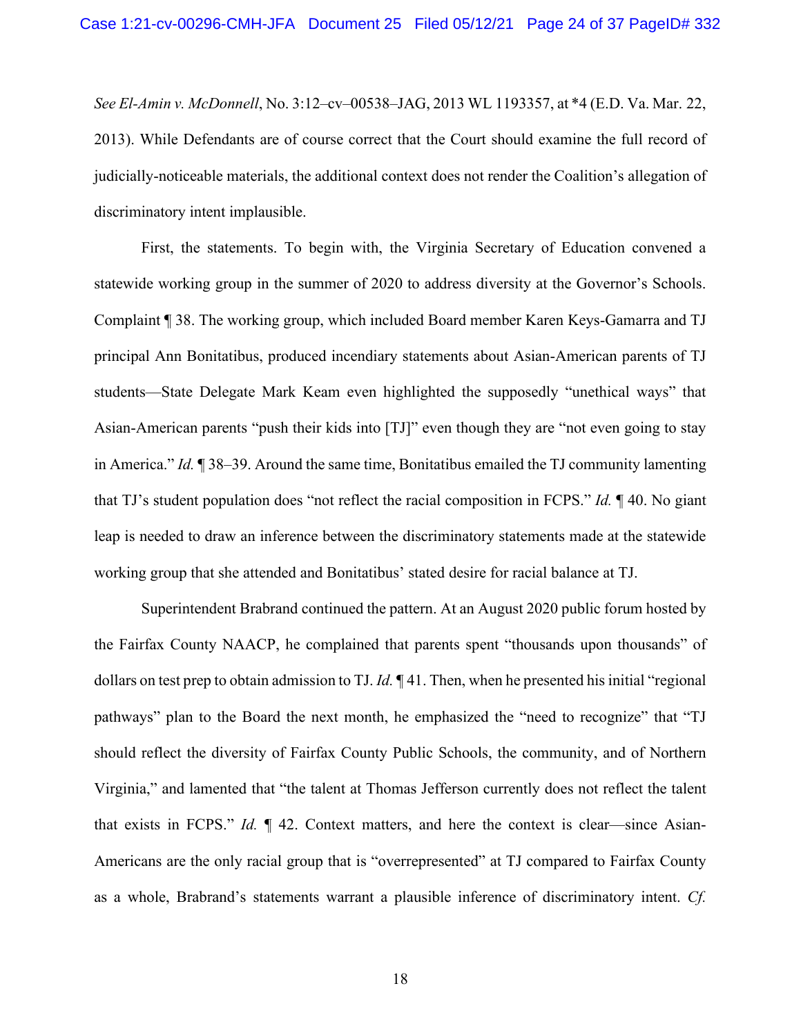*See El-Amin v. McDonnell*, No. 3:12–cv–00538–JAG, 2013 WL 1193357, at *4 (E.D. Va. Mar. 22, 2013). While Defendants are of course correct that the Court should examine the full record of judicially-noticeable materials, the additional context does not render the Coalition's allegation of discriminatory intent implausible.

First, the statements. To begin with, the Virginia Secretary of Education convened a statewide working group in the summer of 2020 to address diversity at the Governor's Schools. Complaint ¶ 38. The working group, which included Board member Karen Keys-Gamarra and TJ principal Ann Bonitatibus, produced incendiary statements about Asian-American parents of TJ students—State Delegate Mark Keam even highlighted the supposedly "unethical ways" that Asian-American parents "push their kids into [TJ]" even though they are "not even going to stay in America." *Id.* ¶ 38–39. Around the same time, Bonitatibus emailed the TJ community lamenting that TJ's student population does "not reflect the racial composition in FCPS." *Id.* ¶ 40. No giant leap is needed to draw an inference between the discriminatory statements made at the statewide working group that she attended and Bonitatibus' stated desire for racial balance at TJ.

Superintendent Brabrand continued the pattern. At an August 2020 public forum hosted by the Fairfax County NAACP, he complained that parents spent "thousands upon thousands" of dollars on test prep to obtain admission to TJ. *Id.* ¶ 41. Then, when he presented his initial "regional pathways" plan to the Board the next month, he emphasized the "need to recognize" that "TJ should reflect the diversity of Fairfax County Public Schools, the community, and of Northern Virginia," and lamented that "the talent at Thomas Jefferson currently does not reflect the talent that exists in FCPS." *Id.* ¶ 42. Context matters, and here the context is clear—since Asian-Americans are the only racial group that is "overrepresented" at TJ compared to Fairfax County as a whole, Brabrand's statements warrant a plausible inference of discriminatory intent. *Cf.*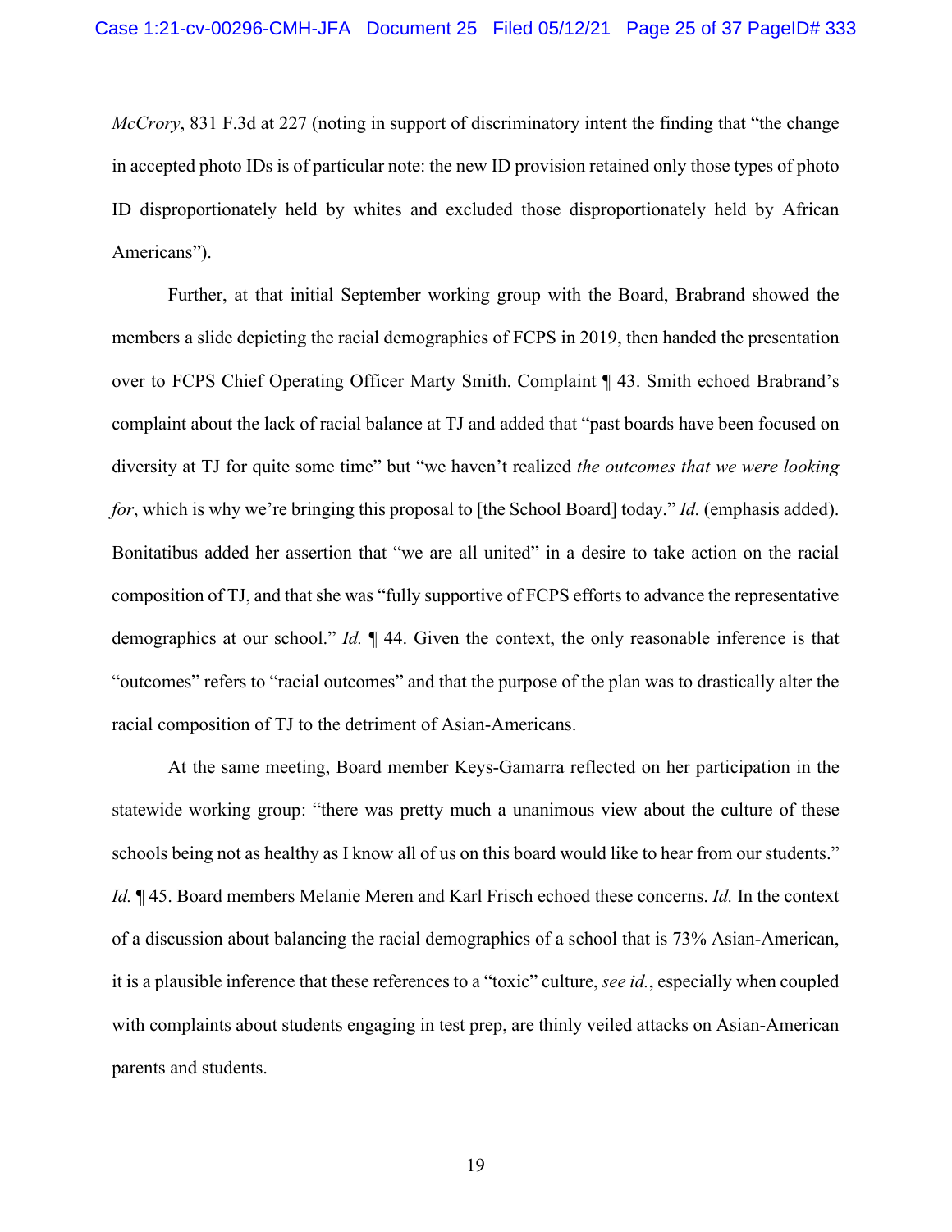*McCrory*, 831 F.3d at 227 (noting in support of discriminatory intent the finding that "the change in accepted photo IDs is of particular note: the new ID provision retained only those types of photo ID disproportionately held by whites and excluded those disproportionately held by African Americans").

Further, at that initial September working group with the Board, Brabrand showed the members a slide depicting the racial demographics of FCPS in 2019, then handed the presentation over to FCPS Chief Operating Officer Marty Smith. Complaint ¶ 43. Smith echoed Brabrand's complaint about the lack of racial balance at TJ and added that "past boards have been focused on diversity at TJ for quite some time" but "we haven't realized *the outcomes that we were looking for*, which is why we're bringing this proposal to [the School Board] today." *Id.* (emphasis added). Bonitatibus added her assertion that "we are all united" in a desire to take action on the racial composition of TJ, and that she was "fully supportive of FCPS efforts to advance the representative demographics at our school." *Id.* ¶ 44. Given the context, the only reasonable inference is that "outcomes" refers to "racial outcomes" and that the purpose of the plan was to drastically alter the racial composition of TJ to the detriment of Asian-Americans.

At the same meeting, Board member Keys-Gamarra reflected on her participation in the statewide working group: "there was pretty much a unanimous view about the culture of these schools being not as healthy as I know all of us on this board would like to hear from our students." *Id.* ¶ 45. Board members Melanie Meren and Karl Frisch echoed these concerns. *Id.* In the context of a discussion about balancing the racial demographics of a school that is 73% Asian-American, it is a plausible inference that these references to a "toxic" culture, *see id.*, especially when coupled with complaints about students engaging in test prep, are thinly veiled attacks on Asian-American parents and students.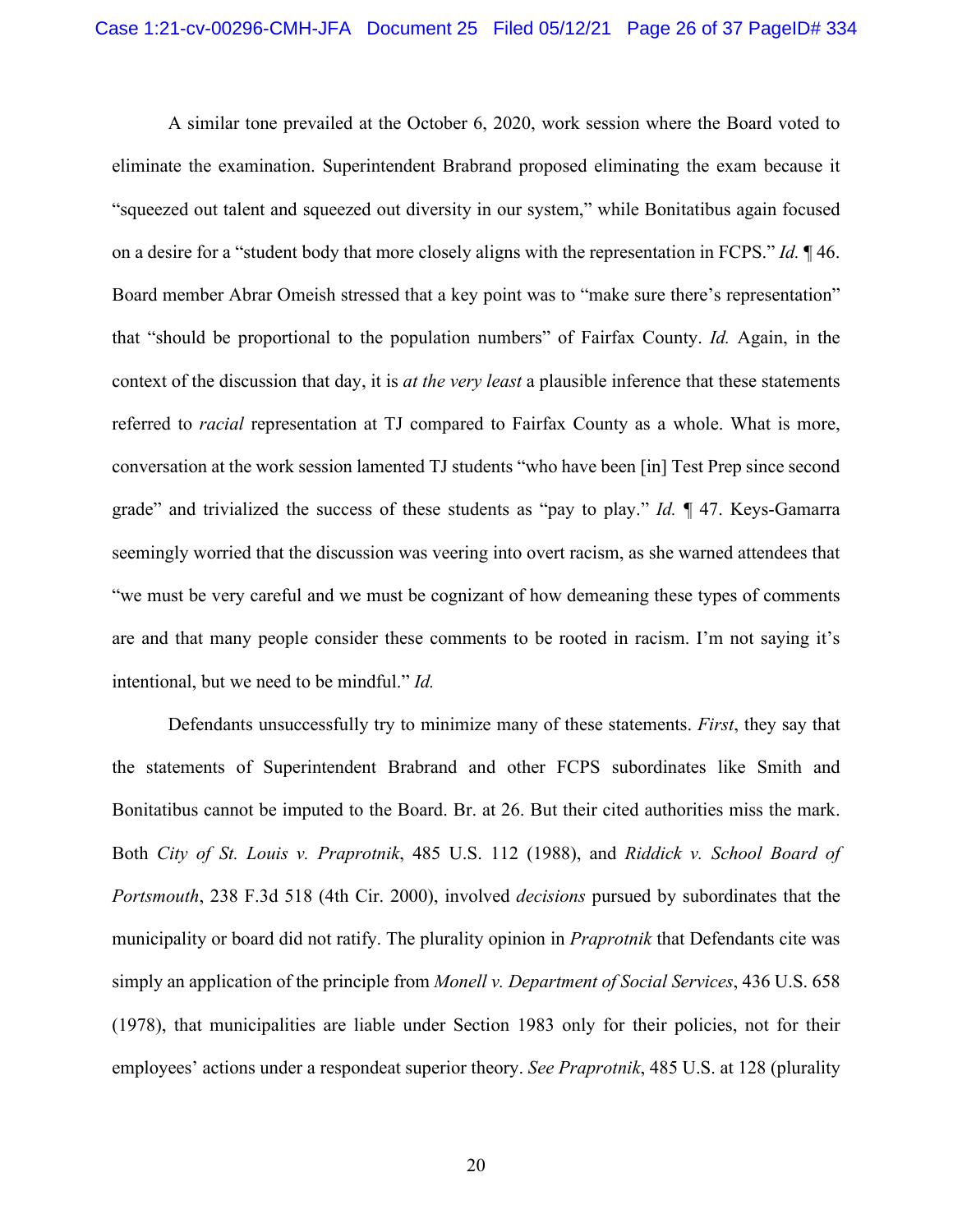A similar tone prevailed at the October 6, 2020, work session where the Board voted to eliminate the examination. Superintendent Brabrand proposed eliminating the exam because it "squeezed out talent and squeezed out diversity in our system," while Bonitatibus again focused on a desire for a "student body that more closely aligns with the representation in FCPS." *Id.* ¶ 46. Board member Abrar Omeish stressed that a key point was to "make sure there's representation" that "should be proportional to the population numbers" of Fairfax County. *Id.* Again, in the context of the discussion that day, it is *at the very least* a plausible inference that these statements referred to *racial* representation at TJ compared to Fairfax County as a whole. What is more, conversation at the work session lamented TJ students "who have been [in] Test Prep since second grade" and trivialized the success of these students as "pay to play." *Id.* ¶ 47. Keys-Gamarra seemingly worried that the discussion was veering into overt racism, as she warned attendees that "we must be very careful and we must be cognizant of how demeaning these types of comments are and that many people consider these comments to be rooted in racism. I'm not saying it's intentional, but we need to be mindful." *Id.*

Defendants unsuccessfully try to minimize many of these statements. *First*, they say that the statements of Superintendent Brabrand and other FCPS subordinates like Smith and Bonitatibus cannot be imputed to the Board. Br. at 26. But their cited authorities miss the mark. Both *City of St. Louis v. Praprotnik*, 485 U.S. 112 (1988), and *Riddick v. School Board of Portsmouth*, 238 F.3d 518 (4th Cir. 2000), involved *decisions* pursued by subordinates that the municipality or board did not ratify. The plurality opinion in *Praprotnik* that Defendants cite was simply an application of the principle from *Monell v. Department of Social Services*, 436 U.S. 658 (1978), that municipalities are liable under Section 1983 only for their policies, not for their employees' actions under a respondeat superior theory. *See Praprotnik*, 485 U.S. at 128 (plurality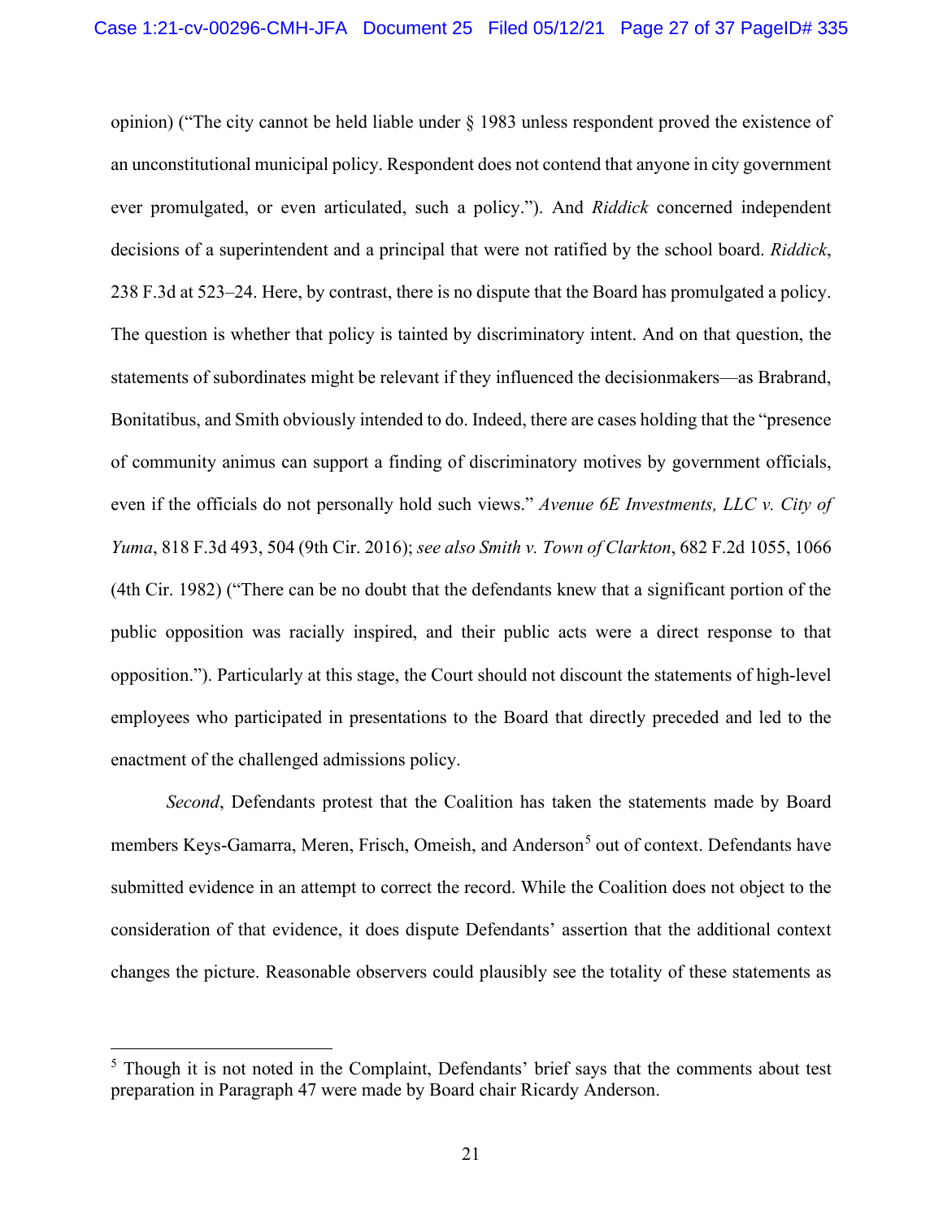opinion) ("The city cannot be held liable under § 1983 unless respondent proved the existence of an unconstitutional municipal policy. Respondent does not contend that anyone in city government ever promulgated, or even articulated, such a policy."). And *Riddick* concerned independent decisions of a superintendent and a principal that were not ratified by the school board. *Riddick*, 238 F.3d at 523–24. Here, by contrast, there is no dispute that the Board has promulgated a policy. The question is whether that policy is tainted by discriminatory intent. And on that question, the statements of subordinates might be relevant if they influenced the decisionmakers—as Brabrand, Bonitatibus, and Smith obviously intended to do. Indeed, there are cases holding that the "presence of community animus can support a finding of discriminatory motives by government officials, even if the officials do not personally hold such views." *Avenue 6E Investments, LLC v. City of Yuma*, 818 F.3d 493, 504 (9th Cir. 2016); *see also Smith v. Town of Clarkton*, 682 F.2d 1055, 1066 (4th Cir. 1982) ("There can be no doubt that the defendants knew that a significant portion of the public opposition was racially inspired, and their public acts were a direct response to that opposition."). Particularly at this stage, the Court should not discount the statements of high-level employees who participated in presentations to the Board that directly preceded and led to the enactment of the challenged admissions policy.

*Second*, Defendants protest that the Coalition has taken the statements made by Board members Keys-Gamarra, Meren, Frisch, Omeish, and Anderson[5] out of context. Defendants have submitted evidence in an attempt to correct the record. While the Coalition does not object to the consideration of that evidence, it does dispute Defendants' assertion that the additional context changes the picture. Reasonable observers could plausibly see the totality of these statements as

[5] Though it is not noted in the Complaint, Defendants' brief says that the comments about test preparation in Paragraph 47 were made by Board chair Ricardy Anderson.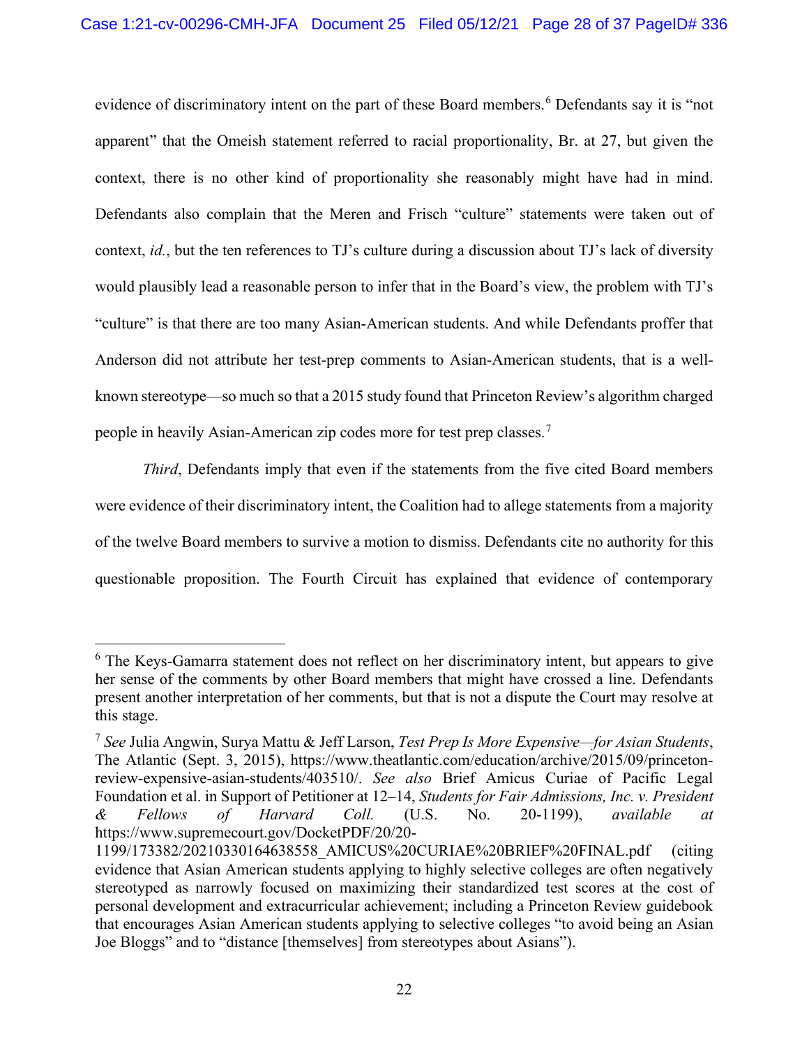evidence of discriminatory intent on the part of these Board members.[6] Defendants say it is "not apparent" that the Omeish statement referred to racial proportionality, Br. at 27, but given the context, there is no other kind of proportionality she reasonably might have had in mind. Defendants also complain that the Meren and Frisch "culture" statements were taken out of context, *id.*, but the ten references to TJ's culture during a discussion about TJ's lack of diversity would plausibly lead a reasonable person to infer that in the Board's view, the problem with TJ's "culture" is that there are too many Asian-American students. And while Defendants proffer that Anderson did not attribute her test-prep comments to Asian-American students, that is a well-known stereotype—so much so that a 2015 study found that Princeton Review's algorithm charged people in heavily Asian-American zip codes more for test prep classes.[7]

*Third*, Defendants imply that even if the statements from the five cited Board members were evidence of their discriminatory intent, the Coalition had to allege statements from a majority of the twelve Board members to survive a motion to dismiss. Defendants cite no authority for this questionable proposition. The Fourth Circuit has explained that evidence of contemporary

---

[6] The Keys-Gamarra statement does not reflect on her discriminatory intent, but appears to give her sense of the comments by other Board members that might have crossed a line. Defendants present another interpretation of her comments, but that is not a dispute the Court may resolve at this stage.

[7] *See* Julia Angwin, Surya Mattu & Jeff Larson, *Test Prep Is More Expensive—for Asian Students*, The Atlantic (Sept. 3, 2015), https://www.theatlantic.com/education/archive/2015/09/princeton-review-expensive-asian-students/403510/. *See also* Brief Amicus Curiae of Pacific Legal Foundation et al. in Support of Petitioner at 12–14, *Students for Fair Admissions, Inc. v. President & Fellows of Harvard Coll.* (U.S. No. 20-1199), *available at* https://www.supremecourt.gov/DocketPDF/20/20-1199/173382/20210330164638558_AMICUS%20CURIAE%20BRIEF%20FINAL.pdf (citing evidence that Asian American students applying to highly selective colleges are often negatively stereotyped as narrowly focused on maximizing their standardized test scores at the cost of personal development and extracurricular achievement; including a Princeton Review guidebook that encourages Asian American students applying to selective colleges "to avoid being an Asian Joe Bloggs" and to "distance [themselves] from stereotypes about Asians").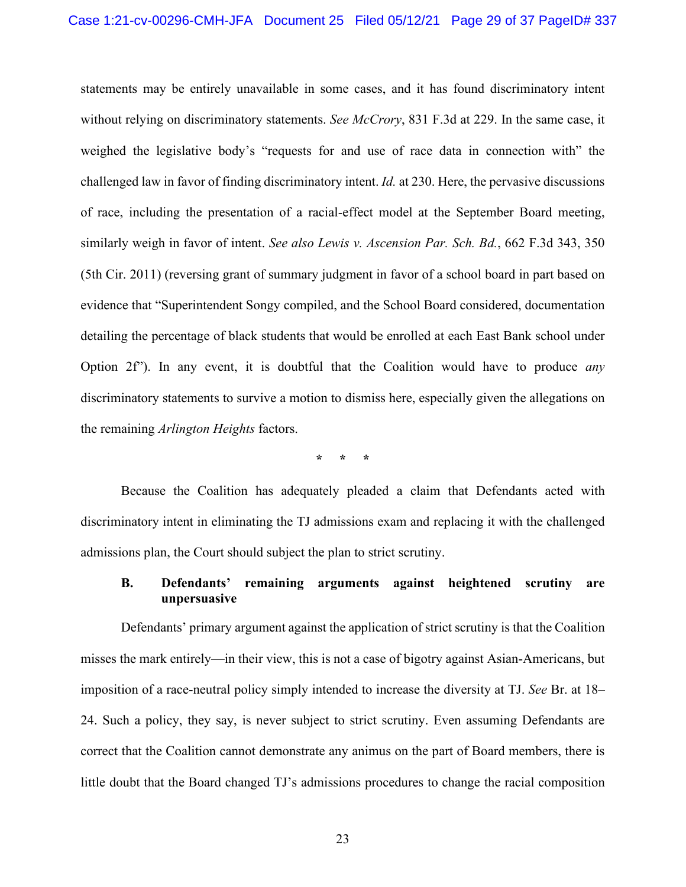statements may be entirely unavailable in some cases, and it has found discriminatory intent without relying on discriminatory statements. *See McCrory*, 831 F.3d at 229. In the same case, it weighed the legislative body's "requests for and use of race data in connection with" the challenged law in favor of finding discriminatory intent. *Id.* at 230. Here, the pervasive discussions of race, including the presentation of a racial-effect model at the September Board meeting, similarly weigh in favor of intent. *See also Lewis v. Ascension Par. Sch. Bd.*, 662 F.3d 343, 350 (5th Cir. 2011) (reversing grant of summary judgment in favor of a school board in part based on evidence that "Superintendent Songy compiled, and the School Board considered, documentation detailing the percentage of black students that would be enrolled at each East Bank school under Option 2f"). In any event, it is doubtful that the Coalition would have to produce *any* discriminatory statements to survive a motion to dismiss here, especially given the allegations on the remaining *Arlington Heights* factors.

\* \* \*

Because the Coalition has adequately pleaded a claim that Defendants acted with discriminatory intent in eliminating the TJ admissions exam and replacing it with the challenged admissions plan, the Court should subject the plan to strict scrutiny.

### B. Defendants' remaining arguments against heightened scrutiny are unpersuasive

Defendants' primary argument against the application of strict scrutiny is that the Coalition misses the mark entirely—in their view, this is not a case of bigotry against Asian-Americans, but imposition of a race-neutral policy simply intended to increase the diversity at TJ. *See* Br. at 18–24. Such a policy, they say, is never subject to strict scrutiny. Even assuming Defendants are correct that the Coalition cannot demonstrate any animus on the part of Board members, there is little doubt that the Board changed TJ's admissions procedures to change the racial composition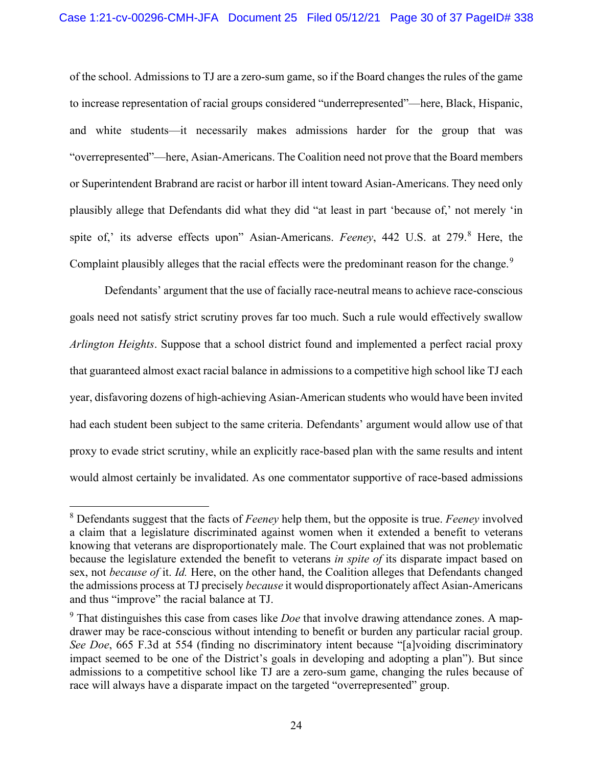of the school. Admissions to TJ are a zero-sum game, so if the Board changes the rules of the game to increase representation of racial groups considered "underrepresented"—here, Black, Hispanic, and white students—it necessarily makes admissions harder for the group that was "overrepresented"—here, Asian-Americans. The Coalition need not prove that the Board members or Superintendent Brabrand are racist or harbor ill intent toward Asian-Americans. They need only plausibly allege that Defendants did what they did "at least in part 'because of,' not merely 'in spite of,' its adverse effects upon" Asian-Americans. *Feeney*, 442 U.S. at 279.[8] Here, the Complaint plausibly alleges that the racial effects were the predominant reason for the change.[9]

Defendants' argument that the use of facially race-neutral means to achieve race-conscious goals need not satisfy strict scrutiny proves far too much. Such a rule would effectively swallow *Arlington Heights*. Suppose that a school district found and implemented a perfect racial proxy that guaranteed almost exact racial balance in admissions to a competitive high school like TJ each year, disfavoring dozens of high-achieving Asian-American students who would have been invited had each student been subject to the same criteria. Defendants' argument would allow use of that proxy to evade strict scrutiny, while an explicitly race-based plan with the same results and intent would almost certainly be invalidated. As one commentator supportive of race-based admissions

---

[8] Defendants suggest that the facts of *Feeney* help them, but the opposite is true. *Feeney* involved a claim that a legislature discriminated against women when it extended a benefit to veterans knowing that veterans are disproportionately male. The Court explained that was not problematic because the legislature extended the benefit to veterans *in spite of* its disparate impact based on sex, not *because of* it. *Id.* Here, on the other hand, the Coalition alleges that Defendants changed the admissions process at TJ precisely *because* it would disproportionately affect Asian-Americans and thus "improve" the racial balance at TJ.

[9] That distinguishes this case from cases like *Doe* that involve drawing attendance zones. A map-drawer may be race-conscious without intending to benefit or burden any particular racial group. *See Doe*, 665 F.3d at 554 (finding no discriminatory intent because "[a]voiding discriminatory impact seemed to be one of the District's goals in developing and adopting a plan"). But since admissions to a competitive school like TJ are a zero-sum game, changing the rules because of race will always have a disparate impact on the targeted "overrepresented" group.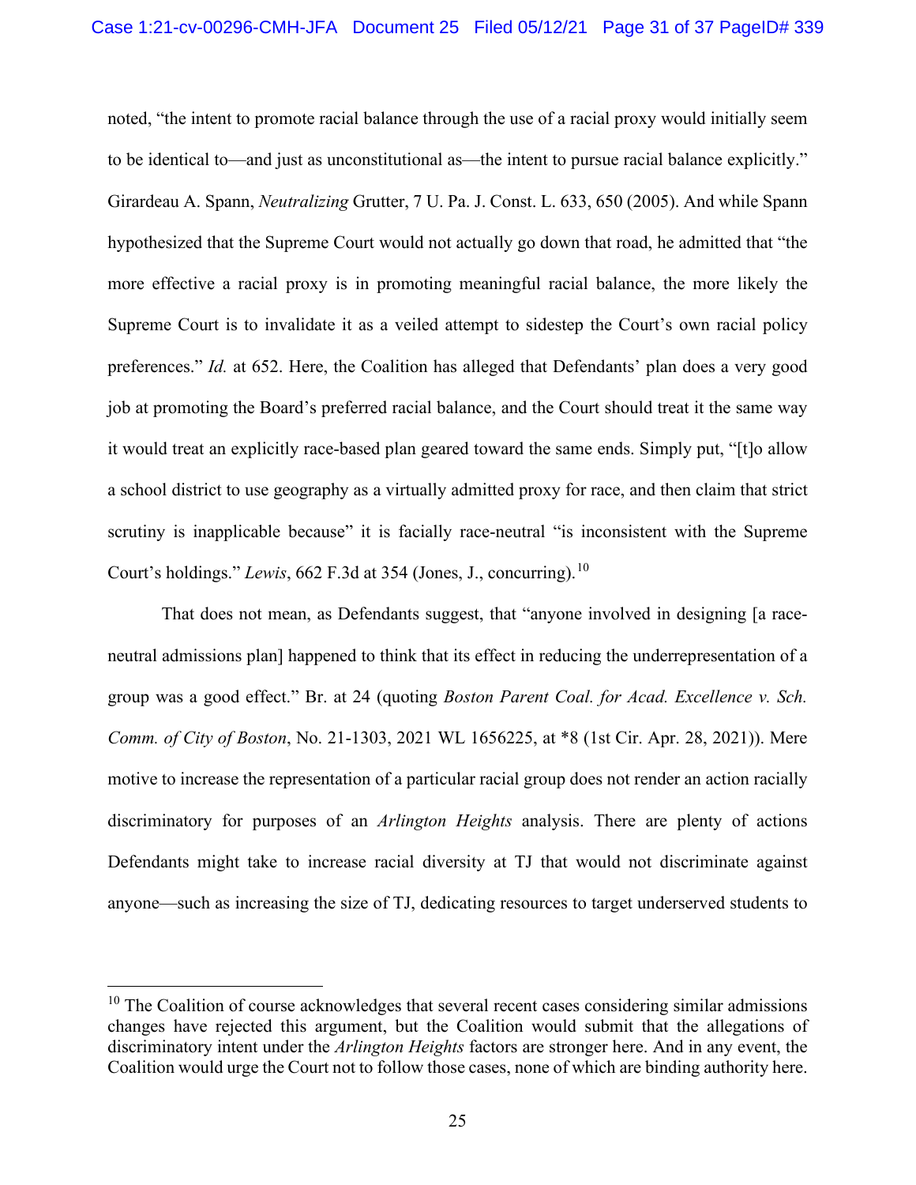noted, "the intent to promote racial balance through the use of a racial proxy would initially seem to be identical to—and just as unconstitutional as—the intent to pursue racial balance explicitly." Girardeau A. Spann, *Neutralizing* Grutter, 7 U. Pa. J. Const. L. 633, 650 (2005). And while Spann hypothesized that the Supreme Court would not actually go down that road, he admitted that "the more effective a racial proxy is in promoting meaningful racial balance, the more likely the Supreme Court is to invalidate it as a veiled attempt to sidestep the Court's own racial policy preferences." *Id.* at 652. Here, the Coalition has alleged that Defendants' plan does a very good job at promoting the Board's preferred racial balance, and the Court should treat it the same way it would treat an explicitly race-based plan geared toward the same ends. Simply put, "[t]o allow a school district to use geography as a virtually admitted proxy for race, and then claim that strict scrutiny is inapplicable because" it is facially race-neutral "is inconsistent with the Supreme Court's holdings." *Lewis*, 662 F.3d at 354 (Jones, J., concurring).[10]

That does not mean, as Defendants suggest, that "anyone involved in designing [a race-neutral admissions plan] happened to think that its effect in reducing the underrepresentation of a group was a good effect." Br. at 24 (quoting *Boston Parent Coal. for Acad. Excellence v. Sch. Comm. of City of Boston*, No. 21-1303, 2021 WL 1656225, at *8 (1st Cir. Apr. 28, 2021)). Mere motive to increase the representation of a particular racial group does not render an action racially discriminatory for purposes of an *Arlington Heights* analysis. There are plenty of actions Defendants might take to increase racial diversity at TJ that would not discriminate against anyone—such as increasing the size of TJ, dedicating resources to target underserved students to

[10] The Coalition of course acknowledges that several recent cases considering similar admissions changes have rejected this argument, but the Coalition would submit that the allegations of discriminatory intent under the *Arlington Heights* factors are stronger here. And in any event, the Coalition would urge the Court not to follow those cases, none of which are binding authority here.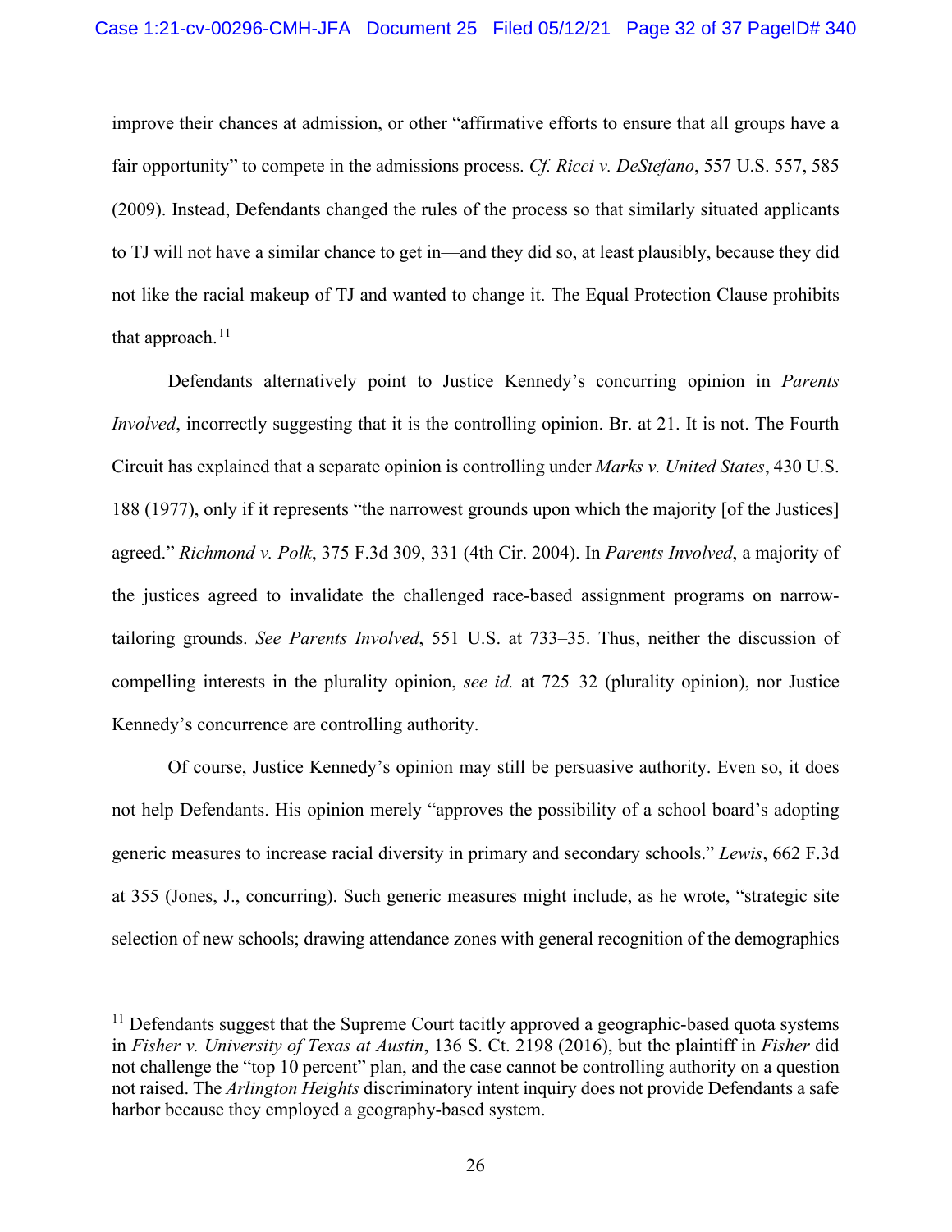improve their chances at admission, or other "affirmative efforts to ensure that all groups have a fair opportunity" to compete in the admissions process. *Cf. Ricci v. DeStefano*, 557 U.S. 557, 585 (2009). Instead, Defendants changed the rules of the process so that similarly situated applicants to TJ will not have a similar chance to get in—and they did so, at least plausibly, because they did not like the racial makeup of TJ and wanted to change it. The Equal Protection Clause prohibits that approach.[11]

Defendants alternatively point to Justice Kennedy's concurring opinion in *Parents Involved*, incorrectly suggesting that it is the controlling opinion. Br. at 21. It is not. The Fourth Circuit has explained that a separate opinion is controlling under *Marks v. United States*, 430 U.S. 188 (1977), only if it represents "the narrowest grounds upon which the majority [of the Justices] agreed." *Richmond v. Polk*, 375 F.3d 309, 331 (4th Cir. 2004). In *Parents Involved*, a majority of the justices agreed to invalidate the challenged race-based assignment programs on narrow-tailoring grounds. *See Parents Involved*, 551 U.S. at 733–35. Thus, neither the discussion of compelling interests in the plurality opinion, *see id.* at 725–32 (plurality opinion), nor Justice Kennedy's concurrence are controlling authority.

Of course, Justice Kennedy's opinion may still be persuasive authority. Even so, it does not help Defendants. His opinion merely "approves the possibility of a school board's adopting generic measures to increase racial diversity in primary and secondary schools." *Lewis*, 662 F.3d at 355 (Jones, J., concurring). Such generic measures might include, as he wrote, "strategic site selection of new schools; drawing attendance zones with general recognition of the demographics

---

[11] Defendants suggest that the Supreme Court tacitly approved a geographic-based quota systems in *Fisher v. University of Texas at Austin*, 136 S. Ct. 2198 (2016), but the plaintiff in *Fisher* did not challenge the "top 10 percent" plan, and the case cannot be controlling authority on a question not raised. The *Arlington Heights* discriminatory intent inquiry does not provide Defendants a safe harbor because they employed a geography-based system.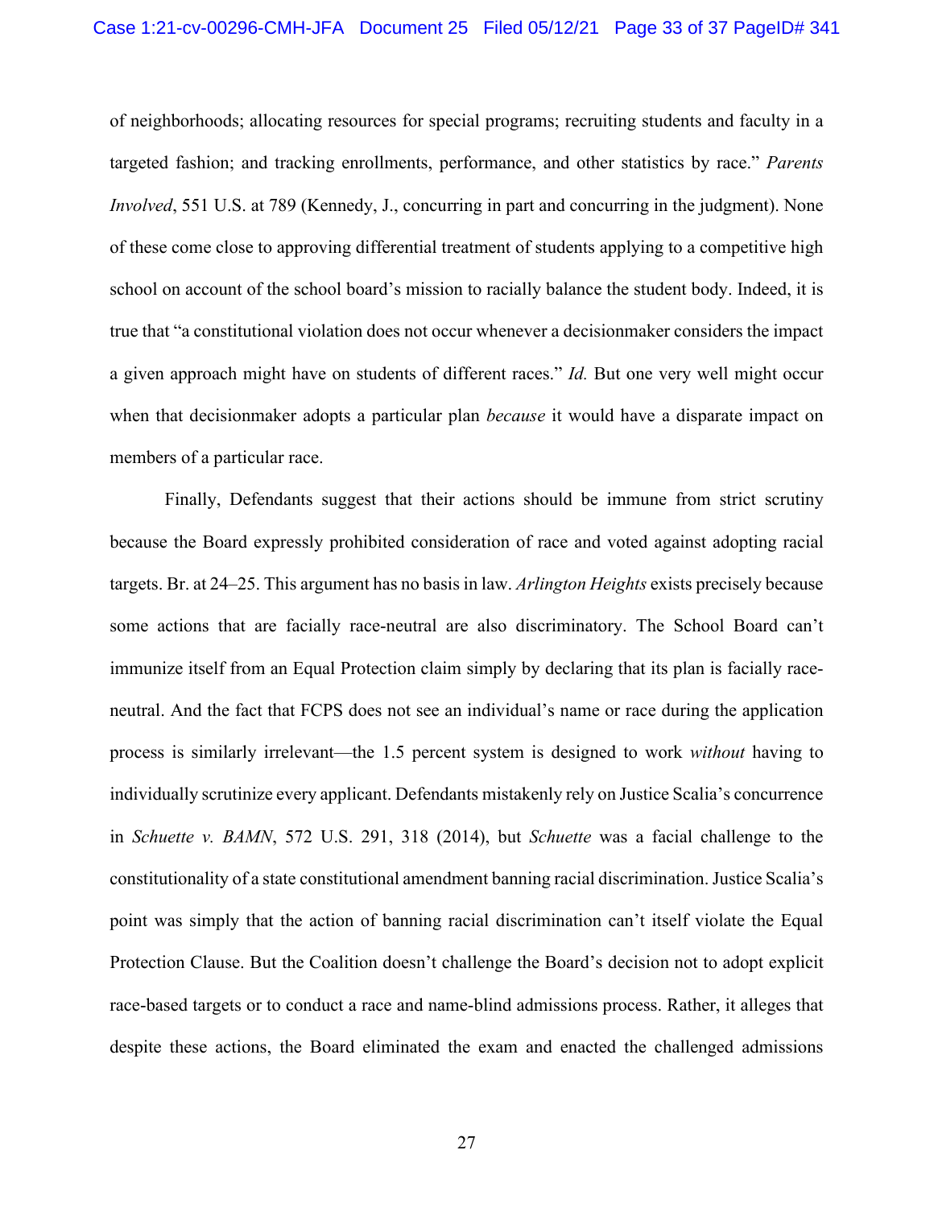of neighborhoods; allocating resources for special programs; recruiting students and faculty in a targeted fashion; and tracking enrollments, performance, and other statistics by race." *Parents Involved*, 551 U.S. at 789 (Kennedy, J., concurring in part and concurring in the judgment). None of these come close to approving differential treatment of students applying to a competitive high school on account of the school board's mission to racially balance the student body. Indeed, it is true that "a constitutional violation does not occur whenever a decisionmaker considers the impact a given approach might have on students of different races." *Id.* But one very well might occur when that decisionmaker adopts a particular plan *because* it would have a disparate impact on members of a particular race.

Finally, Defendants suggest that their actions should be immune from strict scrutiny because the Board expressly prohibited consideration of race and voted against adopting racial targets. Br. at 24–25. This argument has no basis in law. *Arlington Heights* exists precisely because some actions that are facially race-neutral are also discriminatory. The School Board can't immunize itself from an Equal Protection claim simply by declaring that its plan is facially race-neutral. And the fact that FCPS does not see an individual's name or race during the application process is similarly irrelevant—the 1.5 percent system is designed to work *without* having to individually scrutinize every applicant. Defendants mistakenly rely on Justice Scalia's concurrence in *Schuette v. BAMN*, 572 U.S. 291, 318 (2014), but *Schuette* was a facial challenge to the constitutionality of a state constitutional amendment banning racial discrimination. Justice Scalia's point was simply that the action of banning racial discrimination can't itself violate the Equal Protection Clause. But the Coalition doesn't challenge the Board's decision not to adopt explicit race-based targets or to conduct a race and name-blind admissions process. Rather, it alleges that despite these actions, the Board eliminated the exam and enacted the challenged admissions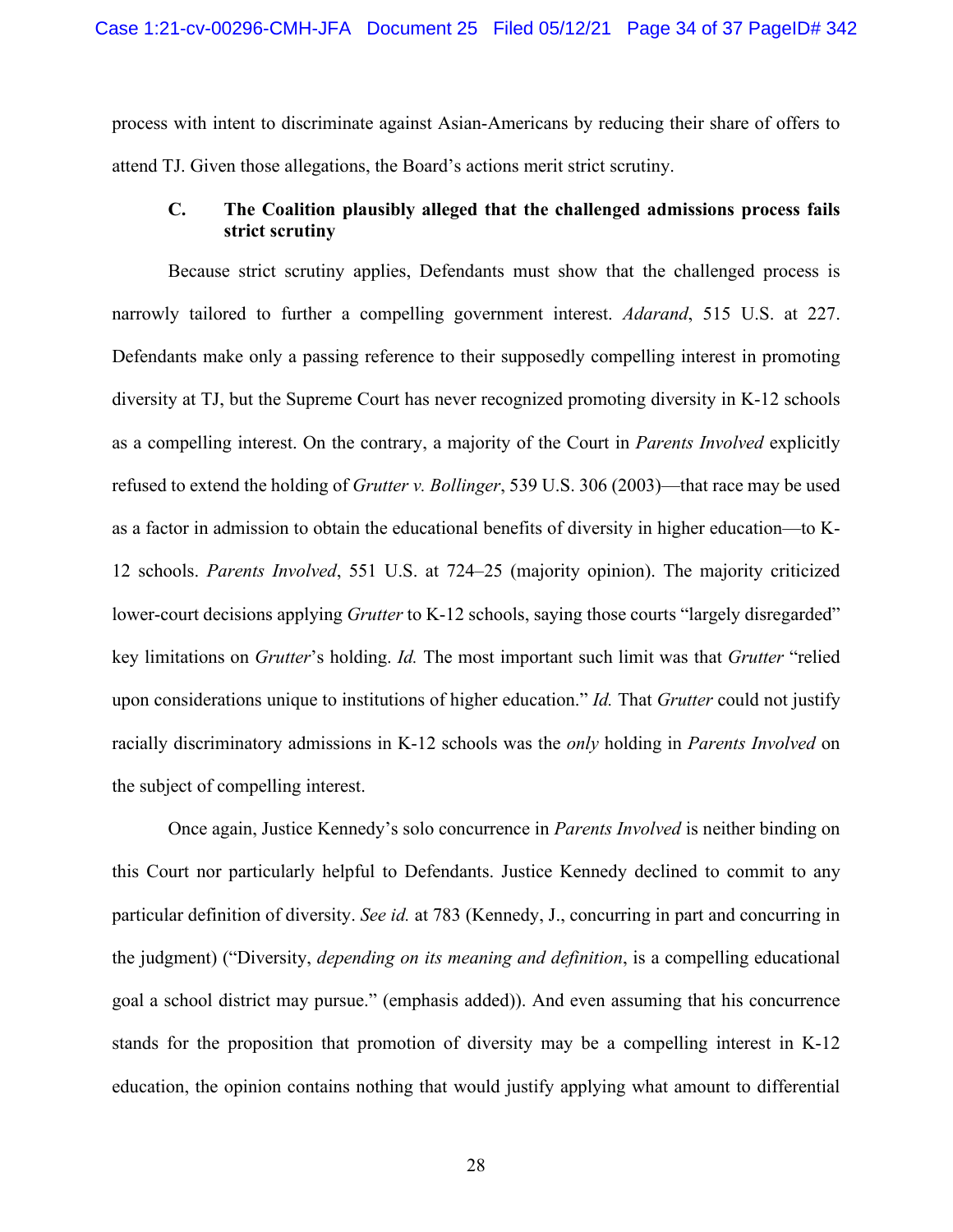process with intent to discriminate against Asian-Americans by reducing their share of offers to attend TJ. Given those allegations, the Board's actions merit strict scrutiny.

### C. The Coalition plausibly alleged that the challenged admissions process fails strict scrutiny

Because strict scrutiny applies, Defendants must show that the challenged process is narrowly tailored to further a compelling government interest. *Adarand*, 515 U.S. at 227. Defendants make only a passing reference to their supposedly compelling interest in promoting diversity at TJ, but the Supreme Court has never recognized promoting diversity in K-12 schools as a compelling interest. On the contrary, a majority of the Court in *Parents Involved* explicitly refused to extend the holding of *Grutter v. Bollinger*, 539 U.S. 306 (2003)—that race may be used as a factor in admission to obtain the educational benefits of diversity in higher education—to K-12 schools. *Parents Involved*, 551 U.S. at 724–25 (majority opinion). The majority criticized lower-court decisions applying *Grutter* to K-12 schools, saying those courts "largely disregarded" key limitations on *Grutter*'s holding. *Id.* The most important such limit was that *Grutter* "relied upon considerations unique to institutions of higher education." *Id.* That *Grutter* could not justify racially discriminatory admissions in K-12 schools was the *only* holding in *Parents Involved* on the subject of compelling interest.

Once again, Justice Kennedy's solo concurrence in *Parents Involved* is neither binding on this Court nor particularly helpful to Defendants. Justice Kennedy declined to commit to any particular definition of diversity. *See id.* at 783 (Kennedy, J., concurring in part and concurring in the judgment) ("Diversity, *depending on its meaning and definition*, is a compelling educational goal a school district may pursue." (emphasis added)). And even assuming that his concurrence stands for the proposition that promotion of diversity may be a compelling interest in K-12 education, the opinion contains nothing that would justify applying what amount to differential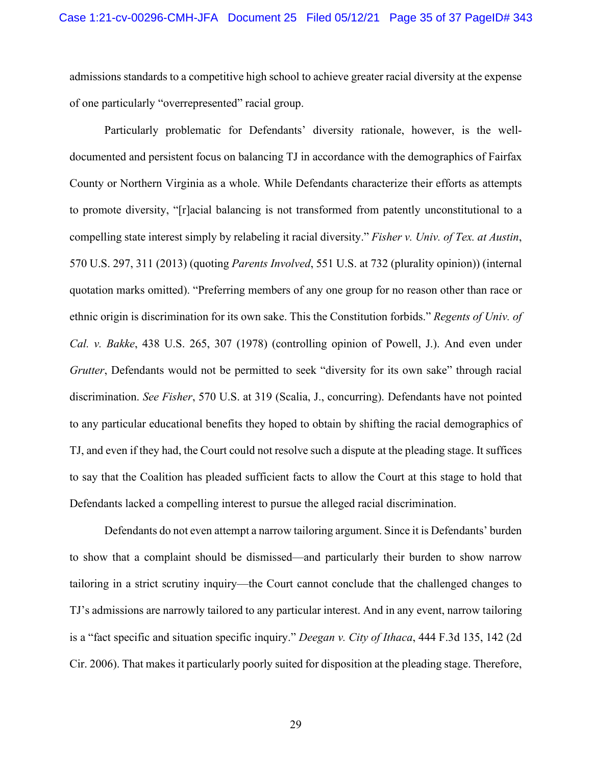admissions standards to a competitive high school to achieve greater racial diversity at the expense of one particularly "overrepresented" racial group.

Particularly problematic for Defendants' diversity rationale, however, is the well-documented and persistent focus on balancing TJ in accordance with the demographics of Fairfax County or Northern Virginia as a whole. While Defendants characterize their efforts as attempts to promote diversity, "[r]acial balancing is not transformed from patently unconstitutional to a compelling state interest simply by relabeling it racial diversity." *Fisher v. Univ. of Tex. at Austin*, 570 U.S. 297, 311 (2013) (quoting *Parents Involved*, 551 U.S. at 732 (plurality opinion)) (internal quotation marks omitted). "Preferring members of any one group for no reason other than race or ethnic origin is discrimination for its own sake. This the Constitution forbids." *Regents of Univ. of Cal. v. Bakke*, 438 U.S. 265, 307 (1978) (controlling opinion of Powell, J.). And even under *Grutter*, Defendants would not be permitted to seek "diversity for its own sake" through racial discrimination. *See Fisher*, 570 U.S. at 319 (Scalia, J., concurring). Defendants have not pointed to any particular educational benefits they hoped to obtain by shifting the racial demographics of TJ, and even if they had, the Court could not resolve such a dispute at the pleading stage. It suffices to say that the Coalition has pleaded sufficient facts to allow the Court at this stage to hold that Defendants lacked a compelling interest to pursue the alleged racial discrimination.

Defendants do not even attempt a narrow tailoring argument. Since it is Defendants' burden to show that a complaint should be dismissed—and particularly their burden to show narrow tailoring in a strict scrutiny inquiry—the Court cannot conclude that the challenged changes to TJ's admissions are narrowly tailored to any particular interest. And in any event, narrow tailoring is a "fact specific and situation specific inquiry." *Deegan v. City of Ithaca*, 444 F.3d 135, 142 (2d Cir. 2006). That makes it particularly poorly suited for disposition at the pleading stage. Therefore,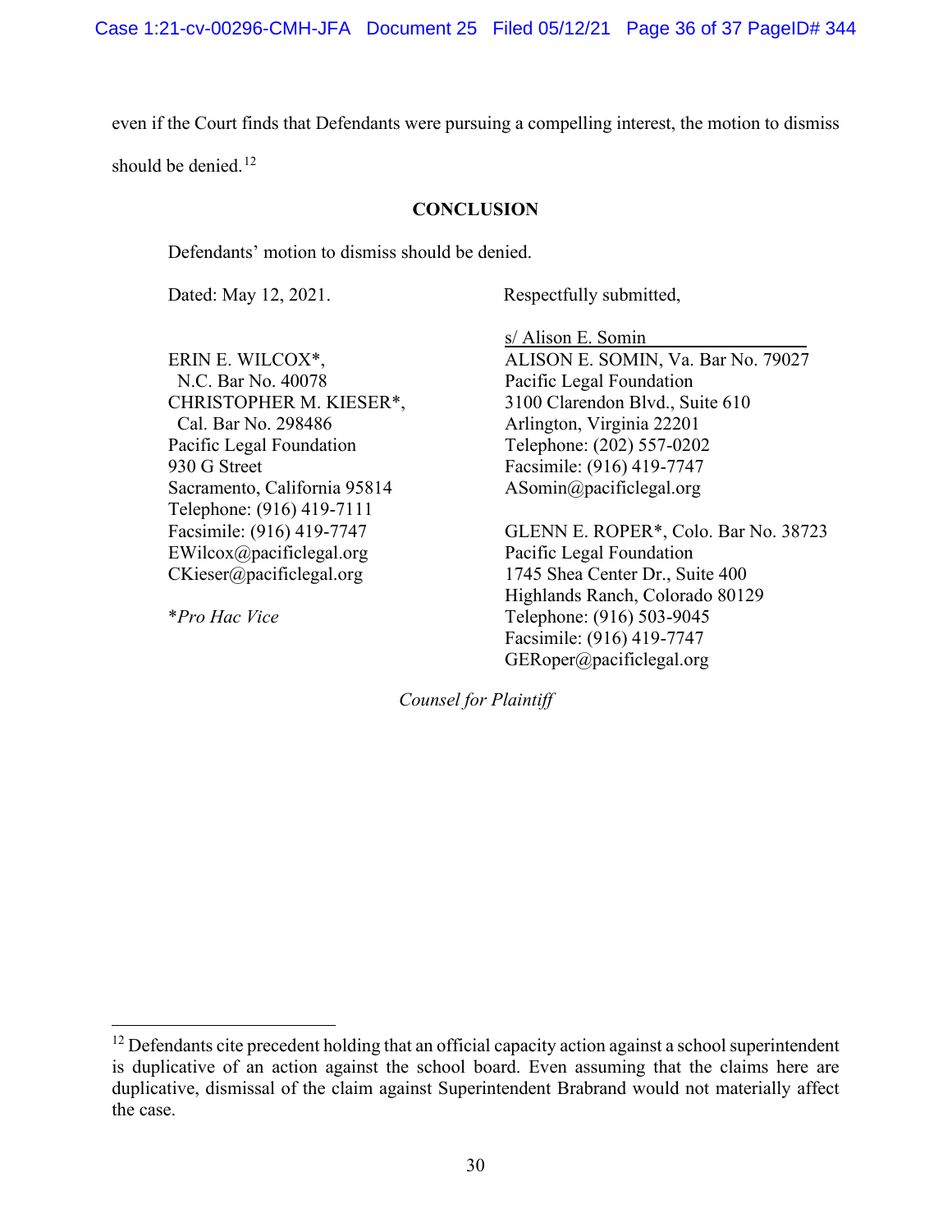even if the Court finds that Defendants were pursuing a compelling interest, the motion to dismiss should be denied.[12]

## CONCLUSION

Defendants' motion to dismiss should be denied.

Dated: May 12, 2021.

Respectfully submitted,

s/ Alison E. Somin
ALISON E. SOMIN, Va. Bar No. 79027
Pacific Legal Foundation
3100 Clarendon Blvd., Suite 610
Arlington, Virginia 22201
Telephone: (202) 557-0202
Facsimile: (916) 419-7747
ASomin@pacificlegal.org

GLENN E. ROPER*, Colo. Bar No. 38723
Pacific Legal Foundation
1745 Shea Center Dr., Suite 400
Highlands Ranch, Colorado 80129
Telephone: (916) 503-9045
Facsimile: (916) 419-7747
GERoper@pacificlegal.org

ERIN E. WILCOX*,
N.C. Bar No. 40078
CHRISTOPHER M. KIESER*,
Cal. Bar No. 298486
Pacific Legal Foundation
930 G Street
Sacramento, California 95814
Telephone: (916) 419-7111
Facsimile: (916) 419-7747
EWilcox@pacificlegal.org
CKieser@pacificlegal.org

**Pro Hac Vice*

*Counsel for Plaintiff*

---

[12] Defendants cite precedent holding that an official capacity action against a school superintendent is duplicative of an action against the school board. Even assuming that the claims here are duplicative, dismissal of the claim against Superintendent Brabrand would not materially affect the case.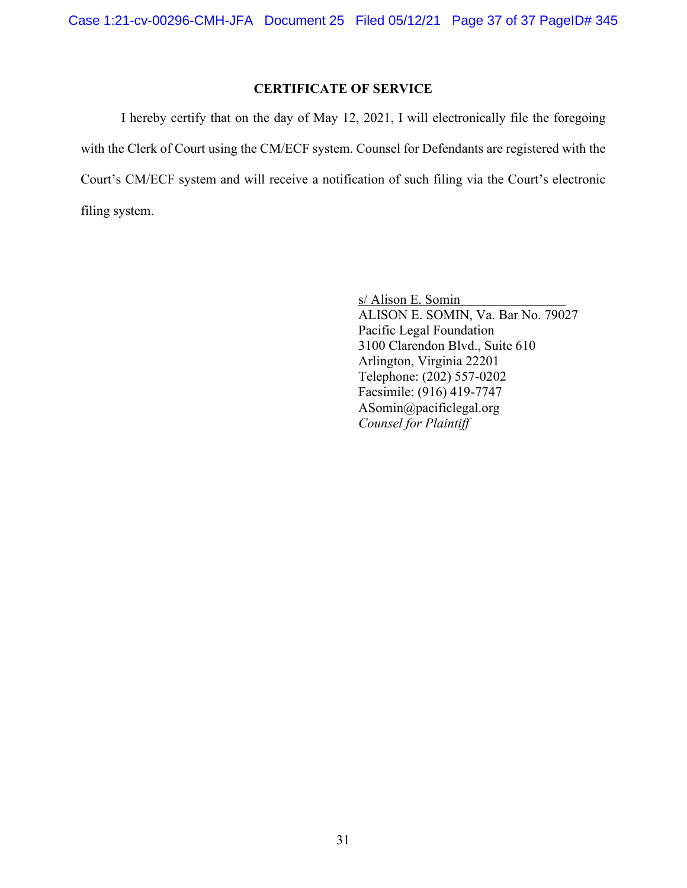## CERTIFICATE OF SERVICE

I hereby certify that on the day of May 12, 2021, I will electronically file the foregoing with the Clerk of Court using the CM/ECF system. Counsel for Defendants are registered with the Court's CM/ECF system and will receive a notification of such filing via the Court's electronic filing system.

s/ Alison E. Somin
ALISON E. SOMIN, Va. Bar No. 79027
Pacific Legal Foundation
3100 Clarendon Blvd., Suite 610
Arlington, Virginia 22201
Telephone: (202) 557-0202
Facsimile: (916) 419-7747
ASomin@pacificlegal.org
*Counsel for Plaintiff*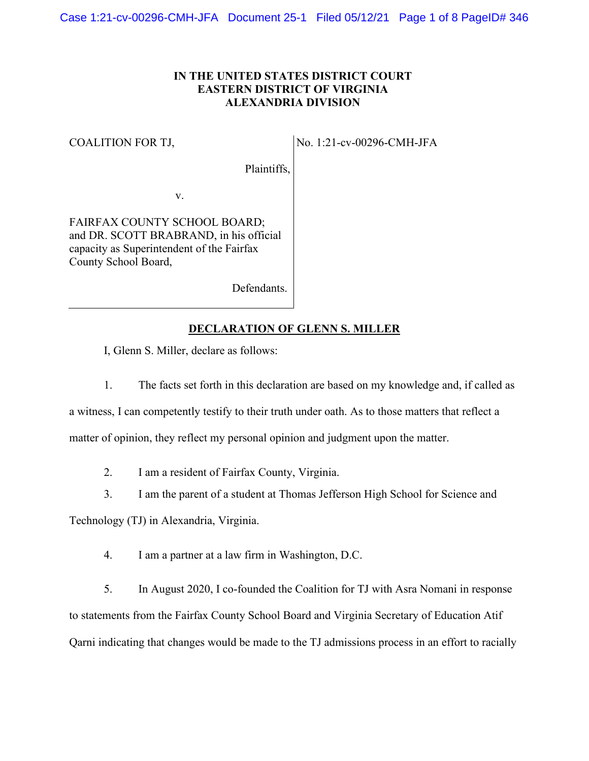**IN THE UNITED STATES DISTRICT COURT**
**EASTERN DISTRICT OF VIRGINIA**
**ALEXANDRIA DIVISION**

| | |
|---|---|
| COALITION FOR TJ,<br><br>Plaintiffs,<br><br>v.<br><br>FAIRFAX COUNTY SCHOOL BOARD; and DR. SCOTT BRABRAND, in his official capacity as Superintendent of the Fairfax County School Board,<br><br>Defendants. | No. 1:21-cv-00296-CMH-JFA |

## DECLARATION OF GLENN S. MILLER

I, Glenn S. Miller, declare as follows:

1. The facts set forth in this declaration are based on my knowledge and, if called as a witness, I can competently testify to their truth under oath. As to those matters that reflect a matter of opinion, they reflect my personal opinion and judgment upon the matter.

2. I am a resident of Fairfax County, Virginia.

3. I am the parent of a student at Thomas Jefferson High School for Science and Technology (TJ) in Alexandria, Virginia.

4. I am a partner at a law firm in Washington, D.C.

5. In August 2020, I co-founded the Coalition for TJ with Asra Nomani in response to statements from the Fairfax County School Board and Virginia Secretary of Education Atif Qarni indicating that changes would be made to the TJ admissions process in an effort to racially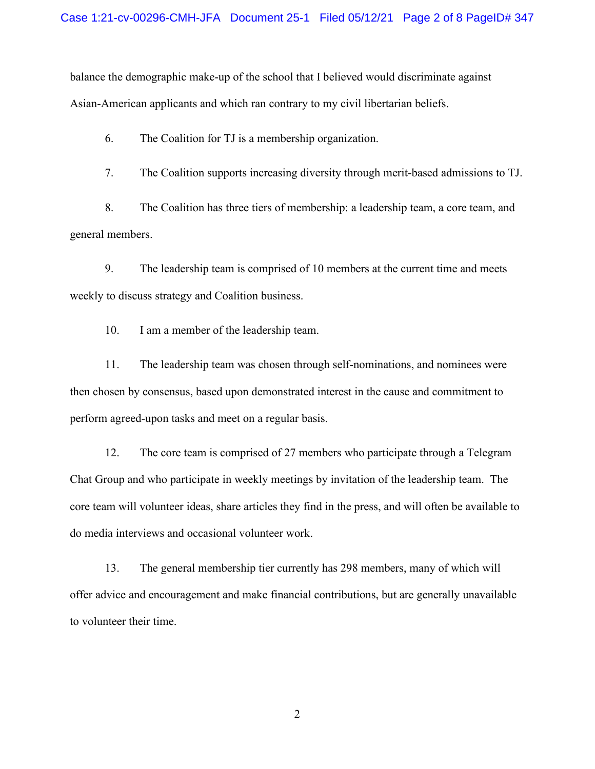balance the demographic make-up of the school that I believed would discriminate against Asian-American applicants and which ran contrary to my civil libertarian beliefs.

6. The Coalition for TJ is a membership organization.

7. The Coalition supports increasing diversity through merit-based admissions to TJ.

8. The Coalition has three tiers of membership: a leadership team, a core team, and general members.

9. The leadership team is comprised of 10 members at the current time and meets weekly to discuss strategy and Coalition business.

10. I am a member of the leadership team.

11. The leadership team was chosen through self-nominations, and nominees were then chosen by consensus, based upon demonstrated interest in the cause and commitment to perform agreed-upon tasks and meet on a regular basis.

12. The core team is comprised of 27 members who participate through a Telegram Chat Group and who participate in weekly meetings by invitation of the leadership team. The core team will volunteer ideas, share articles they find in the press, and will often be available to do media interviews and occasional volunteer work.

13. The general membership tier currently has 298 members, many of which will offer advice and encouragement and make financial contributions, but are generally unavailable to volunteer their time.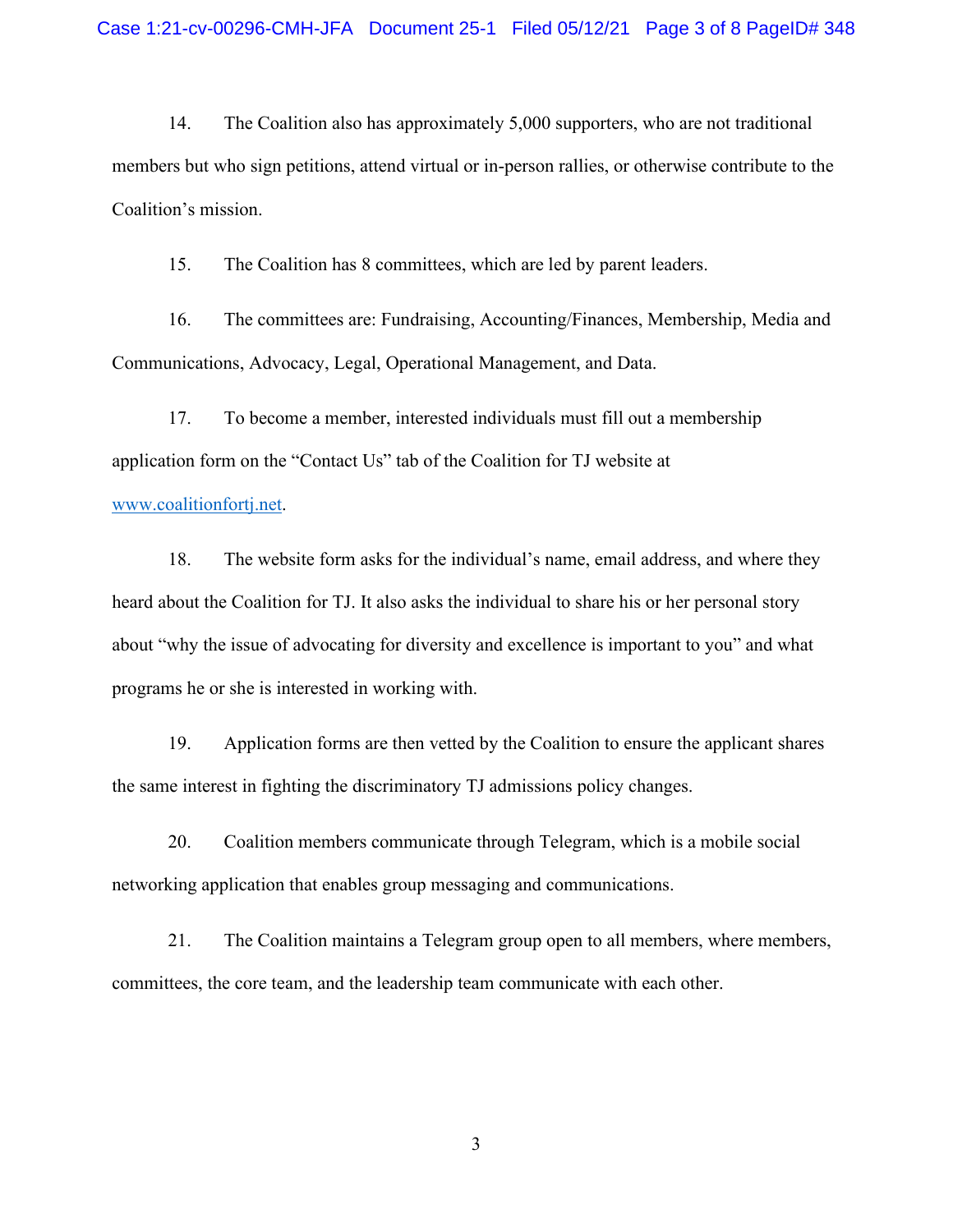14. The Coalition also has approximately 5,000 supporters, who are not traditional members but who sign petitions, attend virtual or in-person rallies, or otherwise contribute to the Coalition's mission.

15. The Coalition has 8 committees, which are led by parent leaders.

16. The committees are: Fundraising, Accounting/Finances, Membership, Media and Communications, Advocacy, Legal, Operational Management, and Data.

17. To become a member, interested individuals must fill out a membership application form on the "Contact Us" tab of the Coalition for TJ website at [www.coalitionfortj.net](http://www.coalitionfortj.net).

18. The website form asks for the individual's name, email address, and where they heard about the Coalition for TJ. It also asks the individual to share his or her personal story about "why the issue of advocating for diversity and excellence is important to you" and what programs he or she is interested in working with.

19. Application forms are then vetted by the Coalition to ensure the applicant shares the same interest in fighting the discriminatory TJ admissions policy changes.

20. Coalition members communicate through Telegram, which is a mobile social networking application that enables group messaging and communications.

21. The Coalition maintains a Telegram group open to all members, where members, committees, the core team, and the leadership team communicate with each other.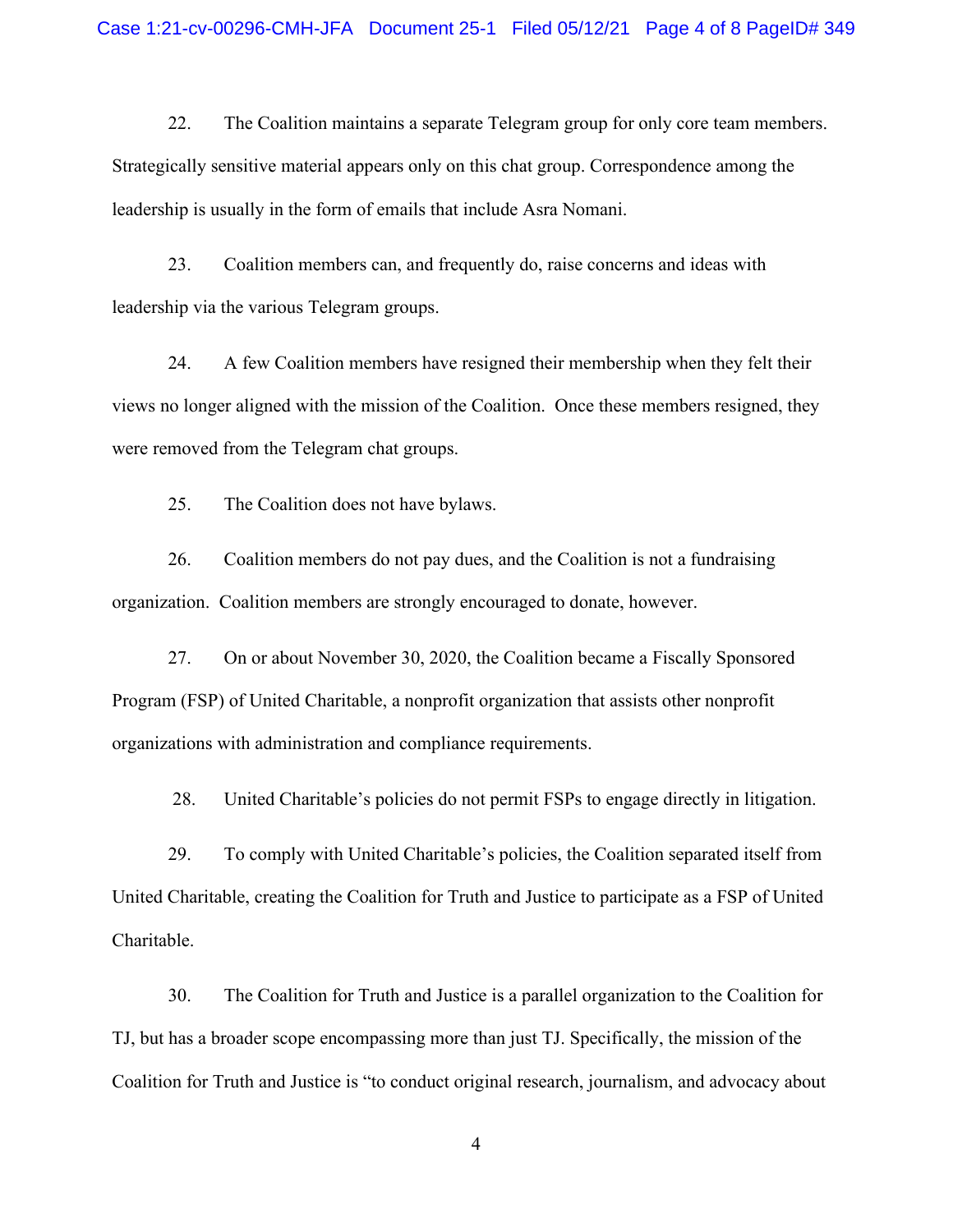22. The Coalition maintains a separate Telegram group for only core team members. Strategically sensitive material appears only on this chat group. Correspondence among the leadership is usually in the form of emails that include Asra Nomani.

23. Coalition members can, and frequently do, raise concerns and ideas with leadership via the various Telegram groups.

24. A few Coalition members have resigned their membership when they felt their views no longer aligned with the mission of the Coalition. Once these members resigned, they were removed from the Telegram chat groups.

25. The Coalition does not have bylaws.

26. Coalition members do not pay dues, and the Coalition is not a fundraising organization. Coalition members are strongly encouraged to donate, however.

27. On or about November 30, 2020, the Coalition became a Fiscally Sponsored Program (FSP) of United Charitable, a nonprofit organization that assists other nonprofit organizations with administration and compliance requirements.

28. United Charitable's policies do not permit FSPs to engage directly in litigation.

29. To comply with United Charitable's policies, the Coalition separated itself from United Charitable, creating the Coalition for Truth and Justice to participate as a FSP of United Charitable.

30. The Coalition for Truth and Justice is a parallel organization to the Coalition for TJ, but has a broader scope encompassing more than just TJ. Specifically, the mission of the Coalition for Truth and Justice is "to conduct original research, journalism, and advocacy about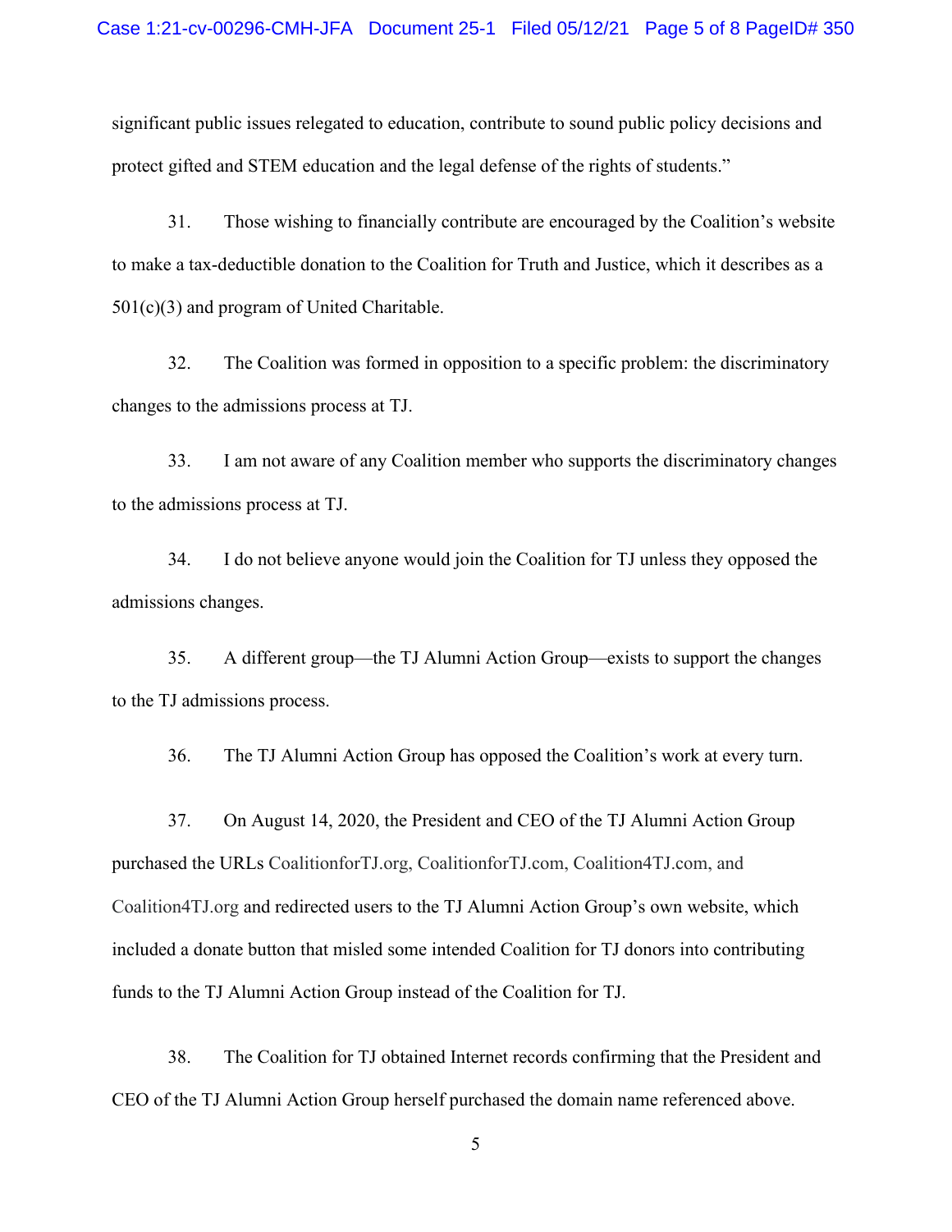significant public issues relegated to education, contribute to sound public policy decisions and protect gifted and STEM education and the legal defense of the rights of students."

31. Those wishing to financially contribute are encouraged by the Coalition's website to make a tax-deductible donation to the Coalition for Truth and Justice, which it describes as a 501(c)(3) and program of United Charitable.

32. The Coalition was formed in opposition to a specific problem: the discriminatory changes to the admissions process at TJ.

33. I am not aware of any Coalition member who supports the discriminatory changes to the admissions process at TJ.

34. I do not believe anyone would join the Coalition for TJ unless they opposed the admissions changes.

35. A different group—the TJ Alumni Action Group—exists to support the changes to the TJ admissions process.

36. The TJ Alumni Action Group has opposed the Coalition's work at every turn.

37. On August 14, 2020, the President and CEO of the TJ Alumni Action Group purchased the URLs CoalitionforTJ.org, CoalitionforTJ.com, Coalition4TJ.com, and Coalition4TJ.org and redirected users to the TJ Alumni Action Group's own website, which included a donate button that misled some intended Coalition for TJ donors into contributing funds to the TJ Alumni Action Group instead of the Coalition for TJ.

38. The Coalition for TJ obtained Internet records confirming that the President and CEO of the TJ Alumni Action Group herself purchased the domain name referenced above.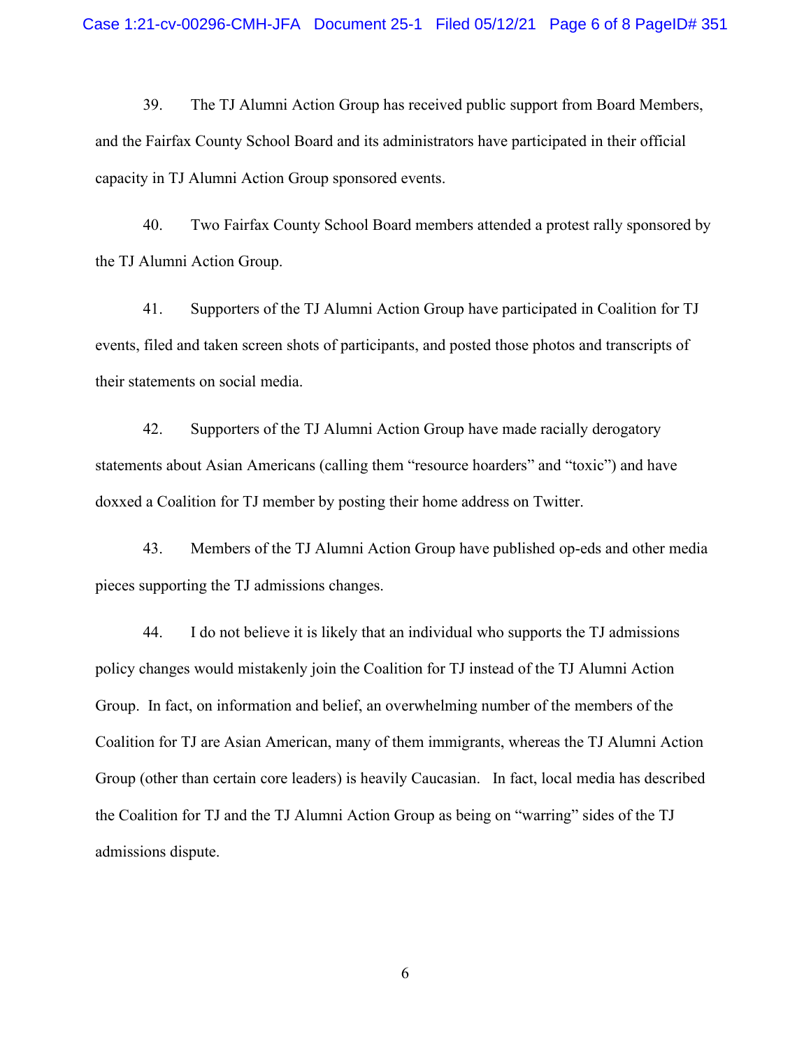39. The TJ Alumni Action Group has received public support from Board Members, and the Fairfax County School Board and its administrators have participated in their official capacity in TJ Alumni Action Group sponsored events.

40. Two Fairfax County School Board members attended a protest rally sponsored by the TJ Alumni Action Group.

41. Supporters of the TJ Alumni Action Group have participated in Coalition for TJ events, filed and taken screen shots of participants, and posted those photos and transcripts of their statements on social media.

42. Supporters of the TJ Alumni Action Group have made racially derogatory statements about Asian Americans (calling them "resource hoarders" and "toxic") and have doxxed a Coalition for TJ member by posting their home address on Twitter.

43. Members of the TJ Alumni Action Group have published op-eds and other media pieces supporting the TJ admissions changes.

44. I do not believe it is likely that an individual who supports the TJ admissions policy changes would mistakenly join the Coalition for TJ instead of the TJ Alumni Action Group. In fact, on information and belief, an overwhelming number of the members of the Coalition for TJ are Asian American, many of them immigrants, whereas the TJ Alumni Action Group (other than certain core leaders) is heavily Caucasian. In fact, local media has described the Coalition for TJ and the TJ Alumni Action Group as being on "warring" sides of the TJ admissions dispute.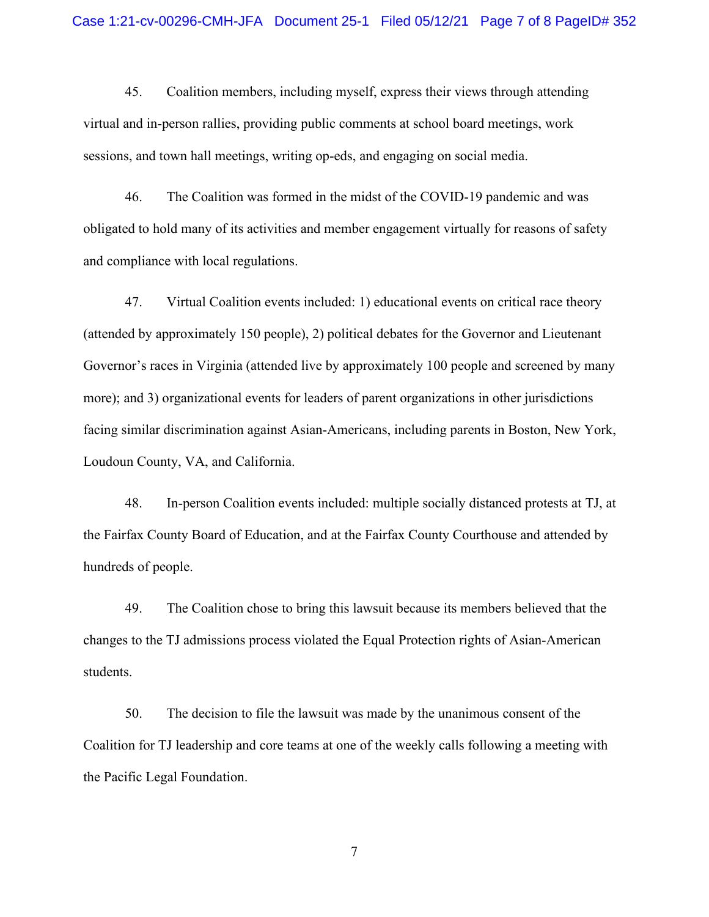45. Coalition members, including myself, express their views through attending virtual and in-person rallies, providing public comments at school board meetings, work sessions, and town hall meetings, writing op-eds, and engaging on social media.

46. The Coalition was formed in the midst of the COVID-19 pandemic and was obligated to hold many of its activities and member engagement virtually for reasons of safety and compliance with local regulations.

47. Virtual Coalition events included: 1) educational events on critical race theory (attended by approximately 150 people), 2) political debates for the Governor and Lieutenant Governor's races in Virginia (attended live by approximately 100 people and screened by many more); and 3) organizational events for leaders of parent organizations in other jurisdictions facing similar discrimination against Asian-Americans, including parents in Boston, New York, Loudoun County, VA, and California.

48. In-person Coalition events included: multiple socially distanced protests at TJ, at the Fairfax County Board of Education, and at the Fairfax County Courthouse and attended by hundreds of people.

49. The Coalition chose to bring this lawsuit because its members believed that the changes to the TJ admissions process violated the Equal Protection rights of Asian-American students.

50. The decision to file the lawsuit was made by the unanimous consent of the Coalition for TJ leadership and core teams at one of the weekly calls following a meeting with the Pacific Legal Foundation.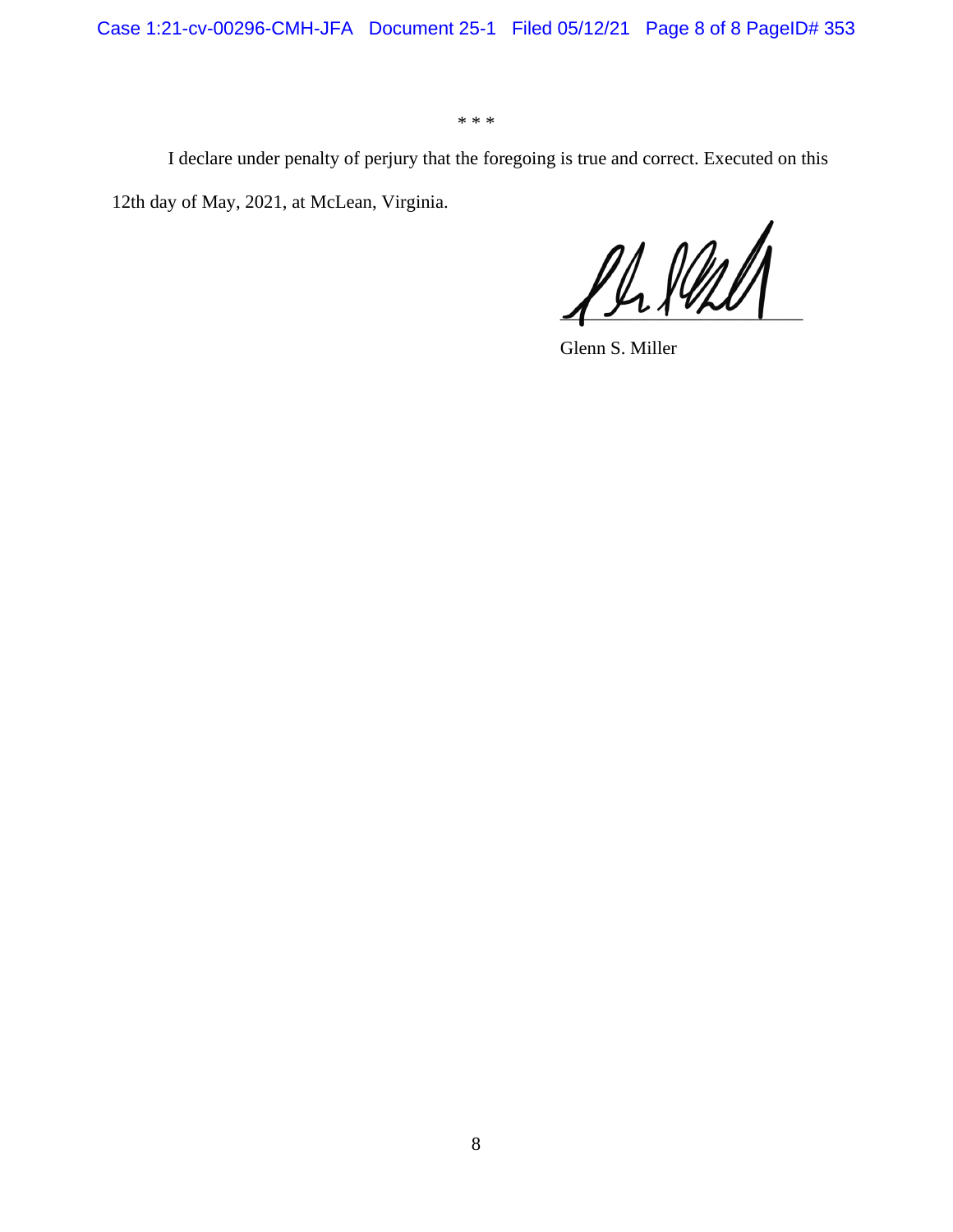\* \* \*

I declare under penalty of perjury that the foregoing is true and correct. Executed on this 12th day of May, 2021, at McLean, Virginia.

Glenn S. Miller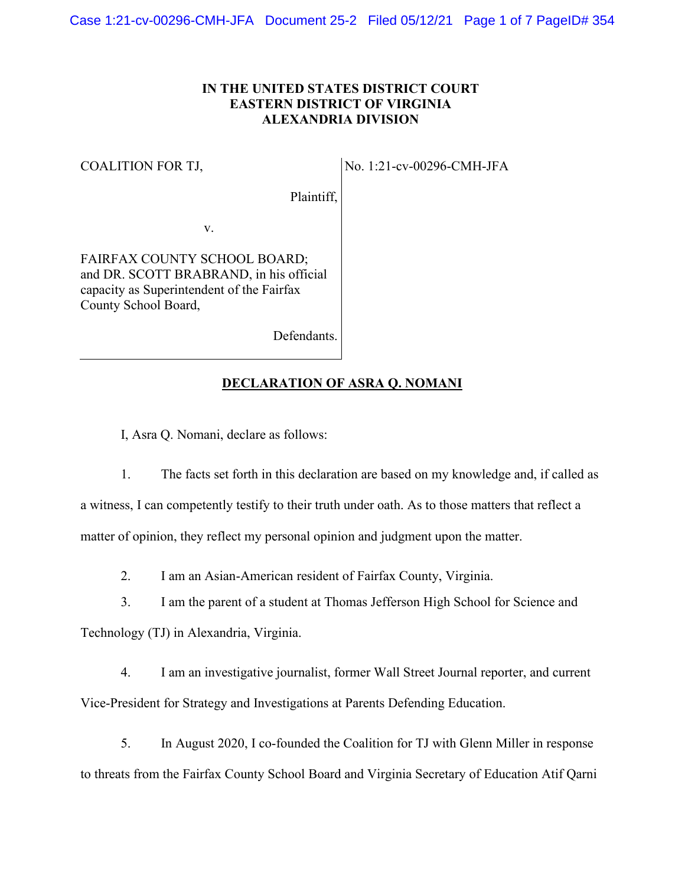# IN THE UNITED STATES DISTRICT COURT
# EASTERN DISTRICT OF VIRGINIA
# ALEXANDRIA DIVISION

| | |
|---|---|
| COALITION FOR TJ,<br><br>Plaintiff,<br><br>v.<br><br>FAIRFAX COUNTY SCHOOL BOARD; and DR. SCOTT BRABRAND, in his official capacity as Superintendent of the Fairfax County School Board,<br><br>Defendants. | No. 1:21-cv-00296-CMH-JFA |

## DECLARATION OF ASRA Q. NOMANI

I, Asra Q. Nomani, declare as follows:

1. The facts set forth in this declaration are based on my knowledge and, if called as a witness, I can competently testify to their truth under oath. As to those matters that reflect a matter of opinion, they reflect my personal opinion and judgment upon the matter.

2. I am an Asian-American resident of Fairfax County, Virginia.

3. I am the parent of a student at Thomas Jefferson High School for Science and Technology (TJ) in Alexandria, Virginia.

4. I am an investigative journalist, former Wall Street Journal reporter, and current Vice-President for Strategy and Investigations at Parents Defending Education.

5. In August 2020, I co-founded the Coalition for TJ with Glenn Miller in response to threats from the Fairfax County School Board and Virginia Secretary of Education Atif Qarni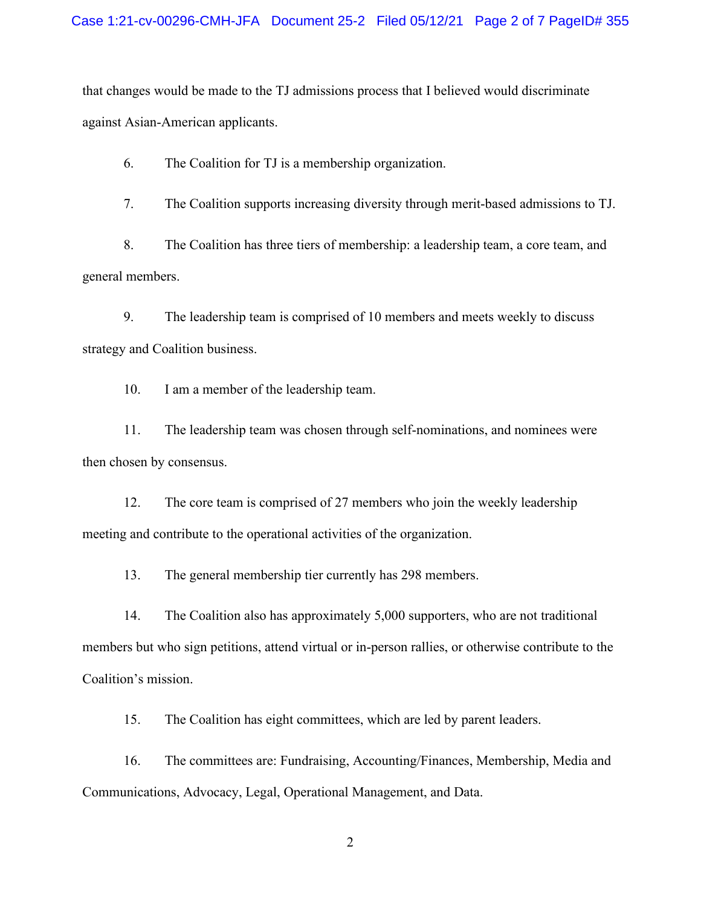that changes would be made to the TJ admissions process that I believed would discriminate against Asian-American applicants.

6. The Coalition for TJ is a membership organization.

7. The Coalition supports increasing diversity through merit-based admissions to TJ.

8. The Coalition has three tiers of membership: a leadership team, a core team, and general members.

9. The leadership team is comprised of 10 members and meets weekly to discuss strategy and Coalition business.

10. I am a member of the leadership team.

11. The leadership team was chosen through self-nominations, and nominees were then chosen by consensus.

12. The core team is comprised of 27 members who join the weekly leadership meeting and contribute to the operational activities of the organization.

13. The general membership tier currently has 298 members.

14. The Coalition also has approximately 5,000 supporters, who are not traditional members but who sign petitions, attend virtual or in-person rallies, or otherwise contribute to the Coalition's mission.

15. The Coalition has eight committees, which are led by parent leaders.

16. The committees are: Fundraising, Accounting/Finances, Membership, Media and Communications, Advocacy, Legal, Operational Management, and Data.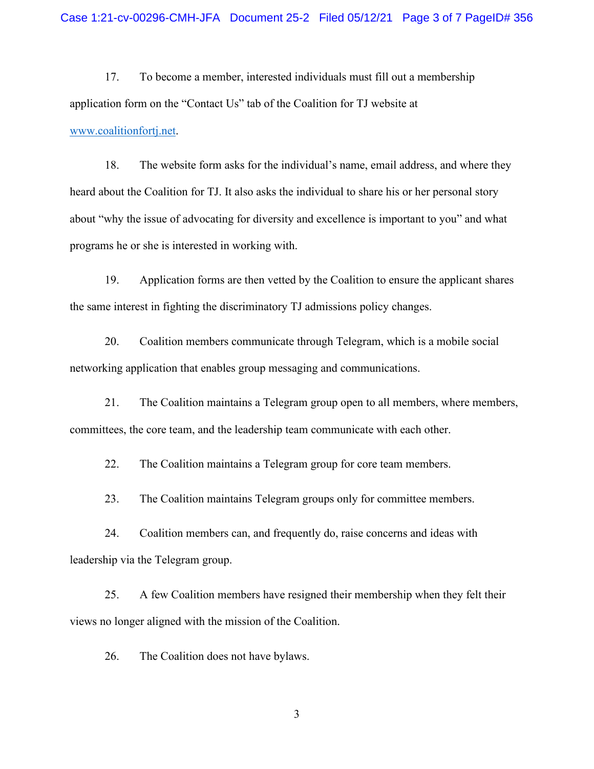17. To become a member, interested individuals must fill out a membership application form on the "Contact Us" tab of the Coalition for TJ website at www.coalitionfortj.net.

18. The website form asks for the individual's name, email address, and where they heard about the Coalition for TJ. It also asks the individual to share his or her personal story about "why the issue of advocating for diversity and excellence is important to you" and what programs he or she is interested in working with.

19. Application forms are then vetted by the Coalition to ensure the applicant shares the same interest in fighting the discriminatory TJ admissions policy changes.

20. Coalition members communicate through Telegram, which is a mobile social networking application that enables group messaging and communications.

21. The Coalition maintains a Telegram group open to all members, where members, committees, the core team, and the leadership team communicate with each other.

22. The Coalition maintains a Telegram group for core team members.

23. The Coalition maintains Telegram groups only for committee members.

24. Coalition members can, and frequently do, raise concerns and ideas with leadership via the Telegram group.

25. A few Coalition members have resigned their membership when they felt their views no longer aligned with the mission of the Coalition.

26. The Coalition does not have bylaws.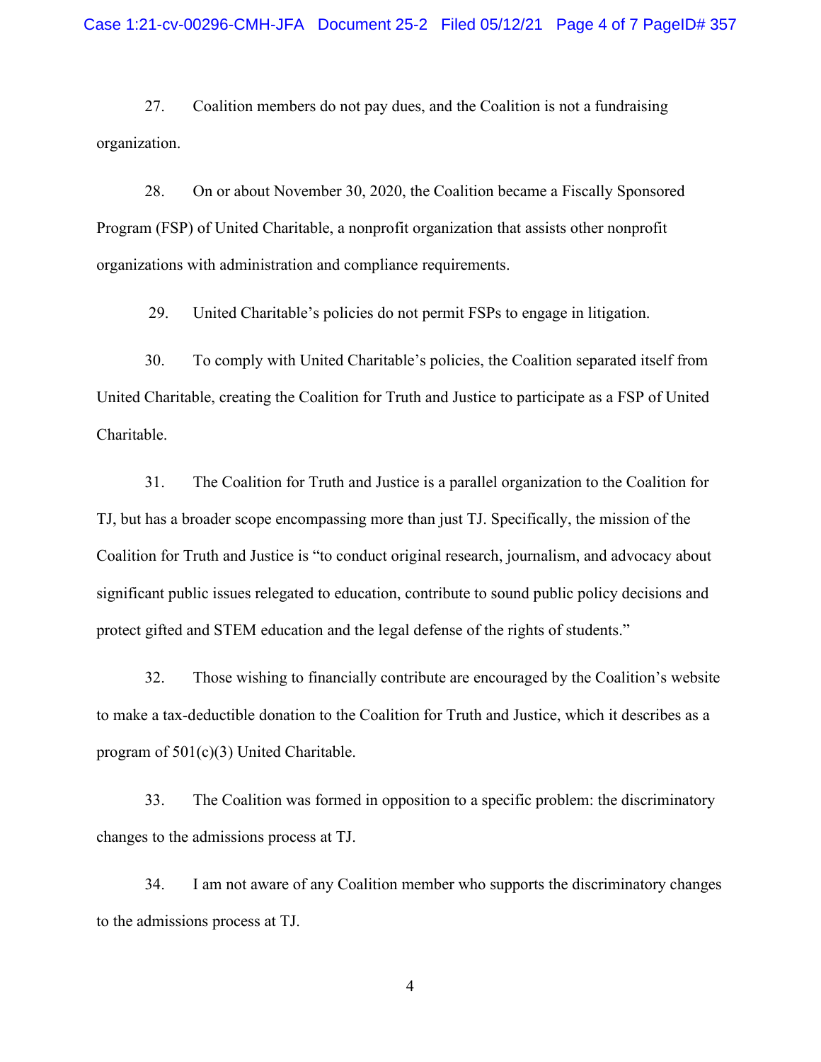27. Coalition members do not pay dues, and the Coalition is not a fundraising organization.

28. On or about November 30, 2020, the Coalition became a Fiscally Sponsored Program (FSP) of United Charitable, a nonprofit organization that assists other nonprofit organizations with administration and compliance requirements.

29. United Charitable's policies do not permit FSPs to engage in litigation.

30. To comply with United Charitable's policies, the Coalition separated itself from United Charitable, creating the Coalition for Truth and Justice to participate as a FSP of United Charitable.

31. The Coalition for Truth and Justice is a parallel organization to the Coalition for TJ, but has a broader scope encompassing more than just TJ. Specifically, the mission of the Coalition for Truth and Justice is "to conduct original research, journalism, and advocacy about significant public issues relegated to education, contribute to sound public policy decisions and protect gifted and STEM education and the legal defense of the rights of students."

32. Those wishing to financially contribute are encouraged by the Coalition's website to make a tax-deductible donation to the Coalition for Truth and Justice, which it describes as a program of 501(c)(3) United Charitable.

33. The Coalition was formed in opposition to a specific problem: the discriminatory changes to the admissions process at TJ.

34. I am not aware of any Coalition member who supports the discriminatory changes to the admissions process at TJ.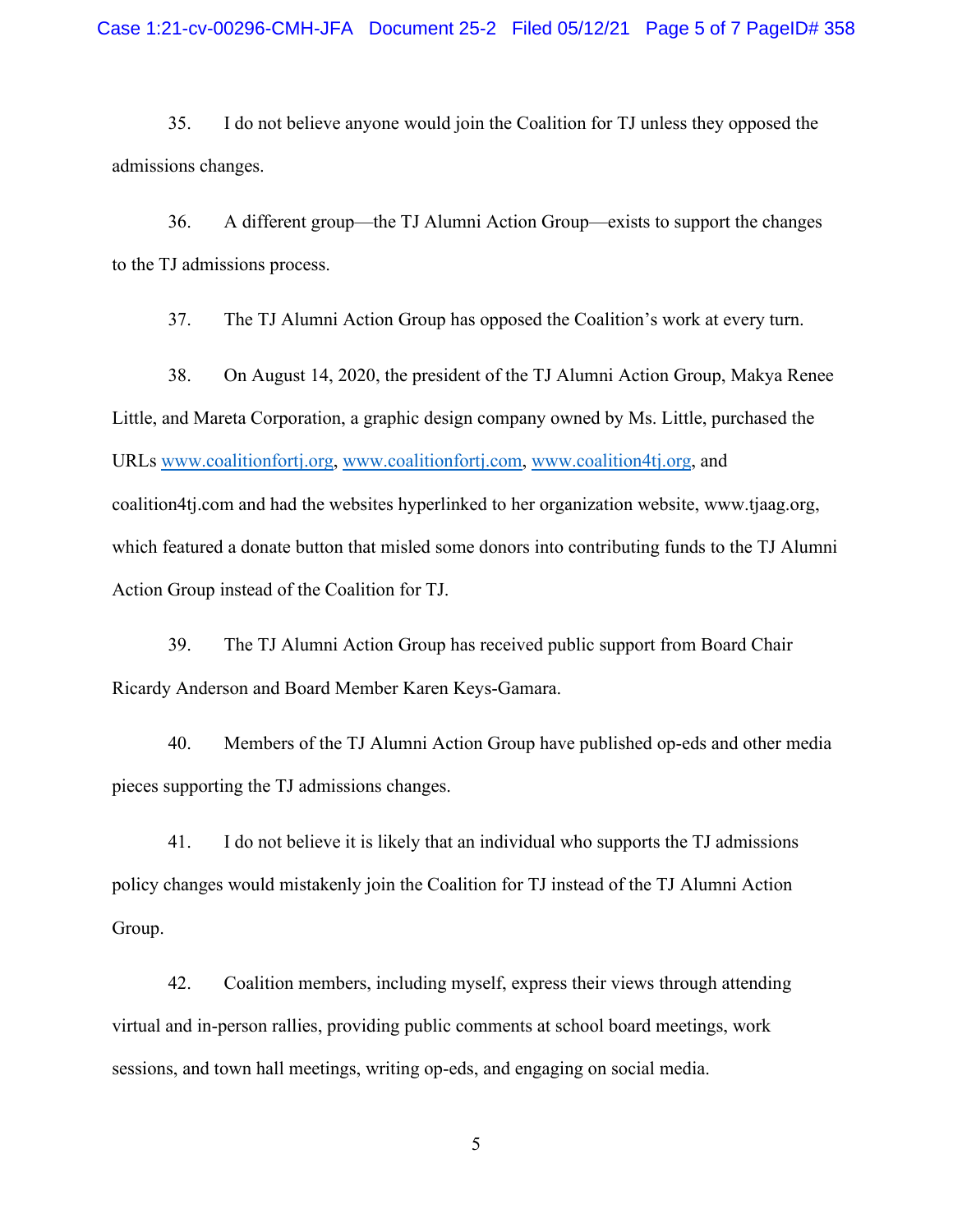35. I do not believe anyone would join the Coalition for TJ unless they opposed the admissions changes.

36. A different group—the TJ Alumni Action Group—exists to support the changes to the TJ admissions process.

37. The TJ Alumni Action Group has opposed the Coalition's work at every turn.

38. On August 14, 2020, the president of the TJ Alumni Action Group, Makya Renee Little, and Mareta Corporation, a graphic design company owned by Ms. Little, purchased the URLs www.coalitionfortj.org, www.coalitionfortj.com, www.coalition4tj.org, and coalition4tj.com and had the websites hyperlinked to her organization website, www.tjaag.org, which featured a donate button that misled some donors into contributing funds to the TJ Alumni Action Group instead of the Coalition for TJ.

39. The TJ Alumni Action Group has received public support from Board Chair Ricardy Anderson and Board Member Karen Keys-Gamara.

40. Members of the TJ Alumni Action Group have published op-eds and other media pieces supporting the TJ admissions changes.

41. I do not believe it is likely that an individual who supports the TJ admissions policy changes would mistakenly join the Coalition for TJ instead of the TJ Alumni Action Group.

42. Coalition members, including myself, express their views through attending virtual and in-person rallies, providing public comments at school board meetings, work sessions, and town hall meetings, writing op-eds, and engaging on social media.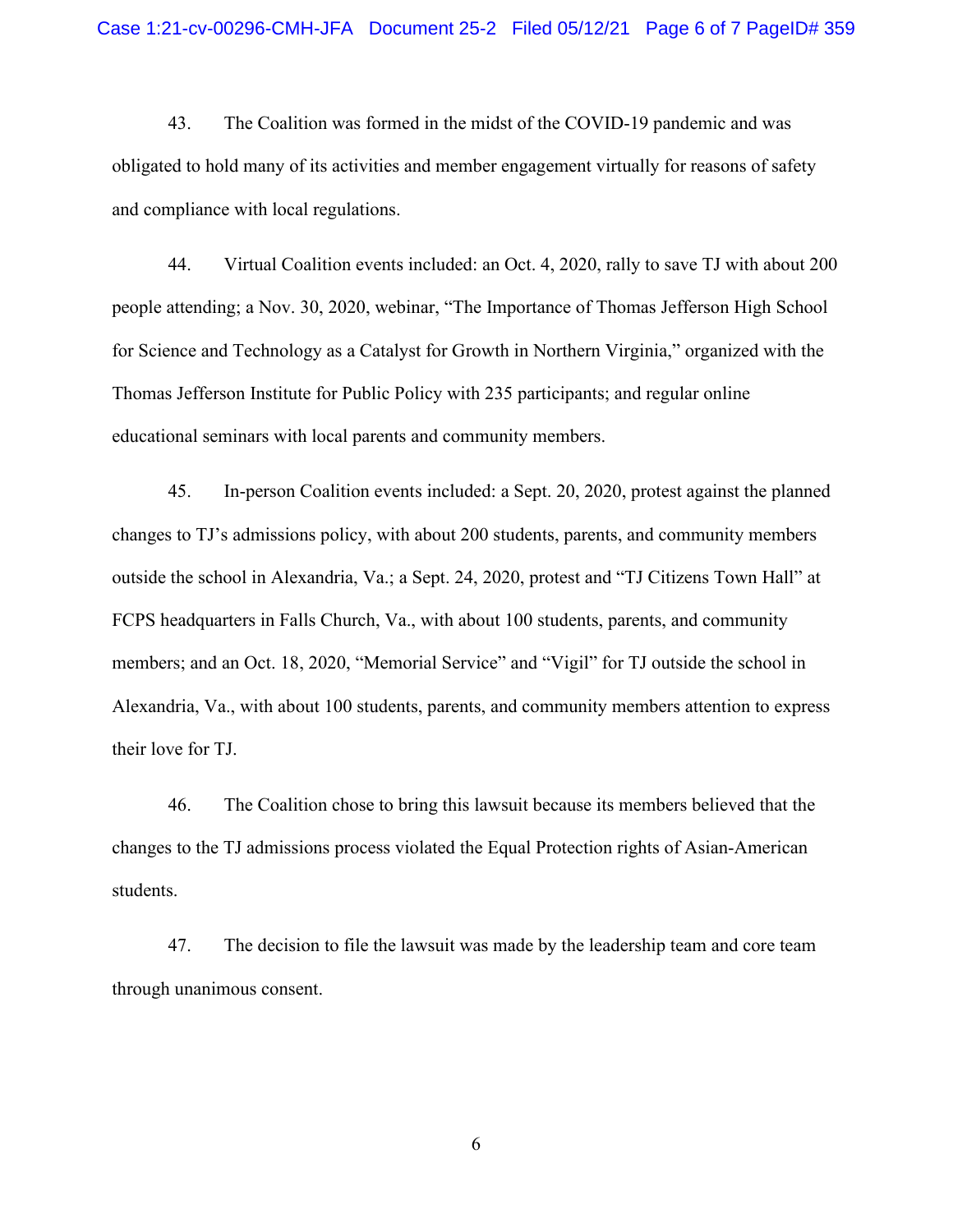43. The Coalition was formed in the midst of the COVID-19 pandemic and was obligated to hold many of its activities and member engagement virtually for reasons of safety and compliance with local regulations.

44. Virtual Coalition events included: an Oct. 4, 2020, rally to save TJ with about 200 people attending; a Nov. 30, 2020, webinar, "The Importance of Thomas Jefferson High School for Science and Technology as a Catalyst for Growth in Northern Virginia," organized with the Thomas Jefferson Institute for Public Policy with 235 participants; and regular online educational seminars with local parents and community members.

45. In-person Coalition events included: a Sept. 20, 2020, protest against the planned changes to TJ's admissions policy, with about 200 students, parents, and community members outside the school in Alexandria, Va.; a Sept. 24, 2020, protest and "TJ Citizens Town Hall" at FCPS headquarters in Falls Church, Va., with about 100 students, parents, and community members; and an Oct. 18, 2020, "Memorial Service" and "Vigil" for TJ outside the school in Alexandria, Va., with about 100 students, parents, and community members attention to express their love for TJ.

46. The Coalition chose to bring this lawsuit because its members believed that the changes to the TJ admissions process violated the Equal Protection rights of Asian-American students.

47. The decision to file the lawsuit was made by the leadership team and core team through unanimous consent.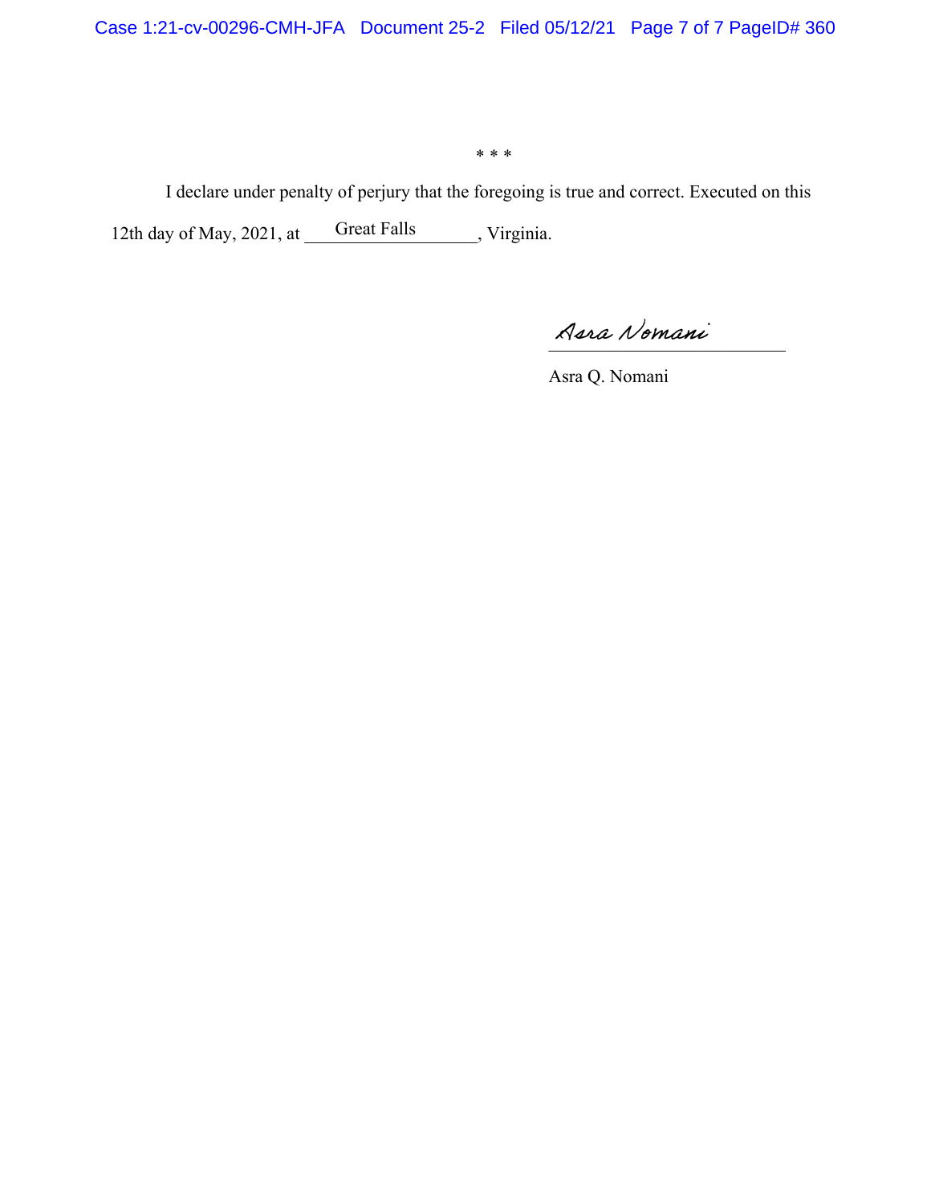\* \* \*

I declare under penalty of perjury that the foregoing is true and correct. Executed on this 12th day of May, 2021, at Great Falls, Virginia.

*Asra Nomani*

Asra Q. Nomani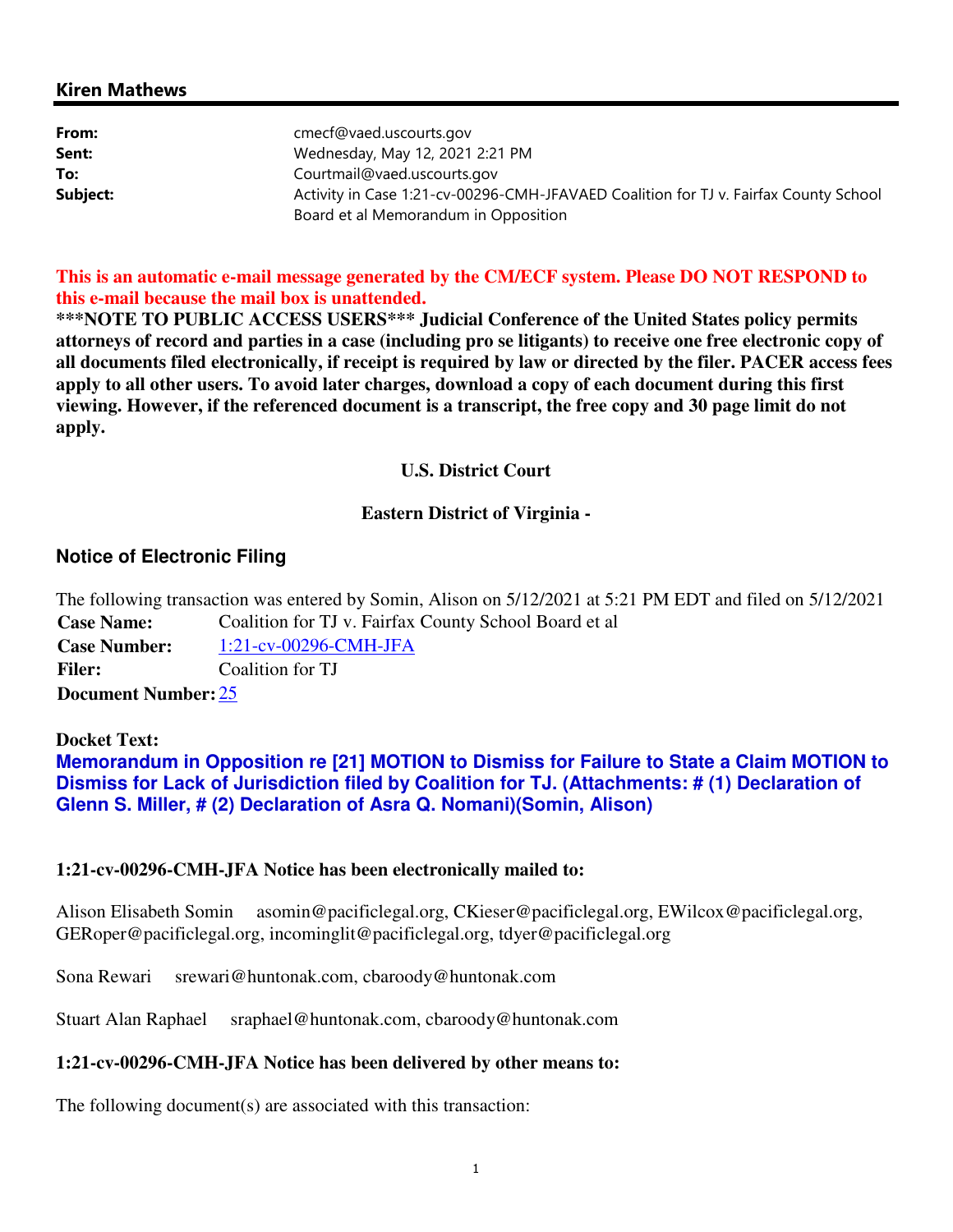## Kiren Mathews

**From:** cmecf@vaed.uscourts.gov
**Sent:** Wednesday, May 12, 2021 2:21 PM
**To:** Courtmail@vaed.uscourts.gov
**Subject:** Activity in Case 1:21-cv-00296-CMH-JFAVAED Coalition for TJ v. Fairfax County School Board et al Memorandum in Opposition

**This is an automatic e-mail message generated by the CM/ECF system. Please DO NOT RESPOND to this e-mail because the mail box is unattended.**
**\*\*\*NOTE TO PUBLIC ACCESS USERS\*\*\* Judicial Conference of the United States policy permits attorneys of record and parties in a case (including pro se litigants) to receive one free electronic copy of all documents filed electronically, if receipt is required by law or directed by the filer. PACER access fees apply to all other users. To avoid later charges, download a copy of each document during this first viewing. However, if the referenced document is a transcript, the free copy and 30 page limit do not apply.**

**U.S. District Court**

**Eastern District of Virginia -**

### Notice of Electronic Filing

The following transaction was entered by Somin, Alison on 5/12/2021 at 5:21 PM EDT and filed on 5/12/2021

**Case Name:** Coalition for TJ v. Fairfax County School Board et al
**Case Number:** 1:21-cv-00296-CMH-JFA
**Filer:** Coalition for TJ
**Document Number:** 25

**Docket Text:**
**Memorandum in Opposition re [21] MOTION to Dismiss for Failure to State a Claim MOTION to Dismiss for Lack of Jurisdiction filed by Coalition for TJ. (Attachments: # (1) Declaration of Glenn S. Miller, # (2) Declaration of Asra Q. Nomani)(Somin, Alison)**

**1:21-cv-00296-CMH-JFA Notice has been electronically mailed to:**

Alison Elisabeth Somin asomin@pacificlegal.org, CKieser@pacificlegal.org, EWilcox@pacificlegal.org, GERoper@pacificlegal.org, incominglit@pacificlegal.org, tdyer@pacificlegal.org

Sona Rewari srewari@huntonak.com, cbaroody@huntonak.com

Stuart Alan Raphael sraphael@huntonak.com, cbaroody@huntonak.com

**1:21-cv-00296-CMH-JFA Notice has been delivered by other means to:**

The following document(s) are associated with this transaction: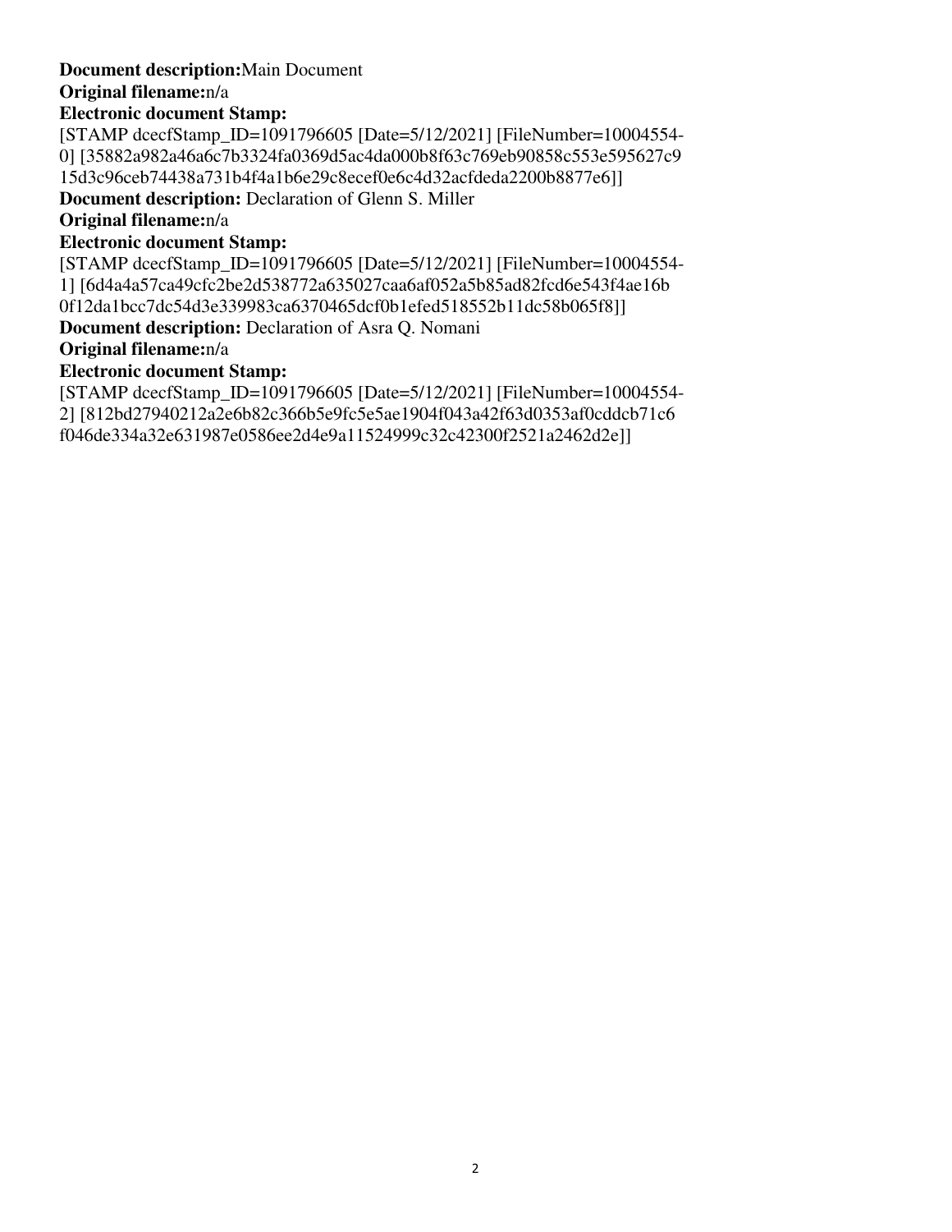**Document description:**Main Document
**Original filename:**n/a
**Electronic document Stamp:**
[STAMP dcecfStamp_ID=1091796605 [Date=5/12/2021] [FileNumber=10004554-0] [35882a982a46a6c7b3324fa0369d5ac4da000b8f63c769eb90858c553e595627c915d3c96ceb74438a731b4f4a1b6e29c8ecef0e6c4d32acfdeda2200b8877e6]]
**Document description:** Declaration of Glenn S. Miller
**Original filename:**n/a
**Electronic document Stamp:**
[STAMP dcecfStamp_ID=1091796605 [Date=5/12/2021] [FileNumber=10004554-1] [6d4a4a57ca49cfc2be2d538772a635027caa6af052a5b85ad82fcd6e543f4ae16b0f12da1bcc7dc54d3e339983ca6370465dcf0b1efed518552b11dc58b065f8]]
**Document description:** Declaration of Asra Q. Nomani
**Original filename:**n/a
**Electronic document Stamp:**
[STAMP dcecfStamp_ID=1091796605 [Date=5/12/2021] [FileNumber=10004554-2] [812bd27940212a2e6b82c366b5e9fc5e5ae1904f043a42f63d0353af0cddcb71c6f046de334a32e631987e0586ee2d4e9a11524999c32c42300f2521a2462d2e]]